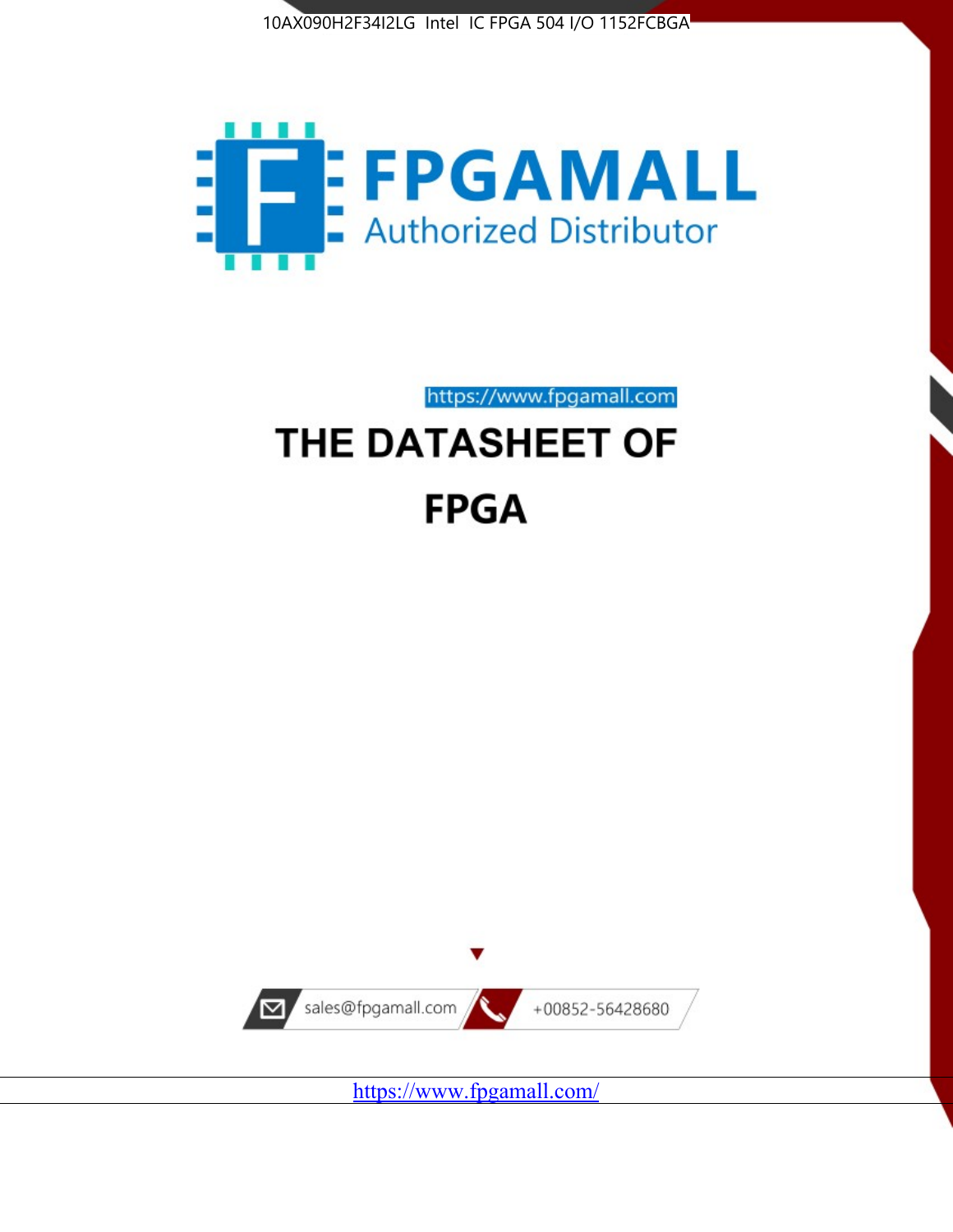10AX090H2F34I2LG Intel IC FPGA 504 I/O 1152FCBGA

FPGAMALL

Authorized Distributor

https://www.fpgamall.com

# THE DATASHEET OF

# FPGA

sales@fpgamall.com

+00852-56428680

https://www.fpgamall.com/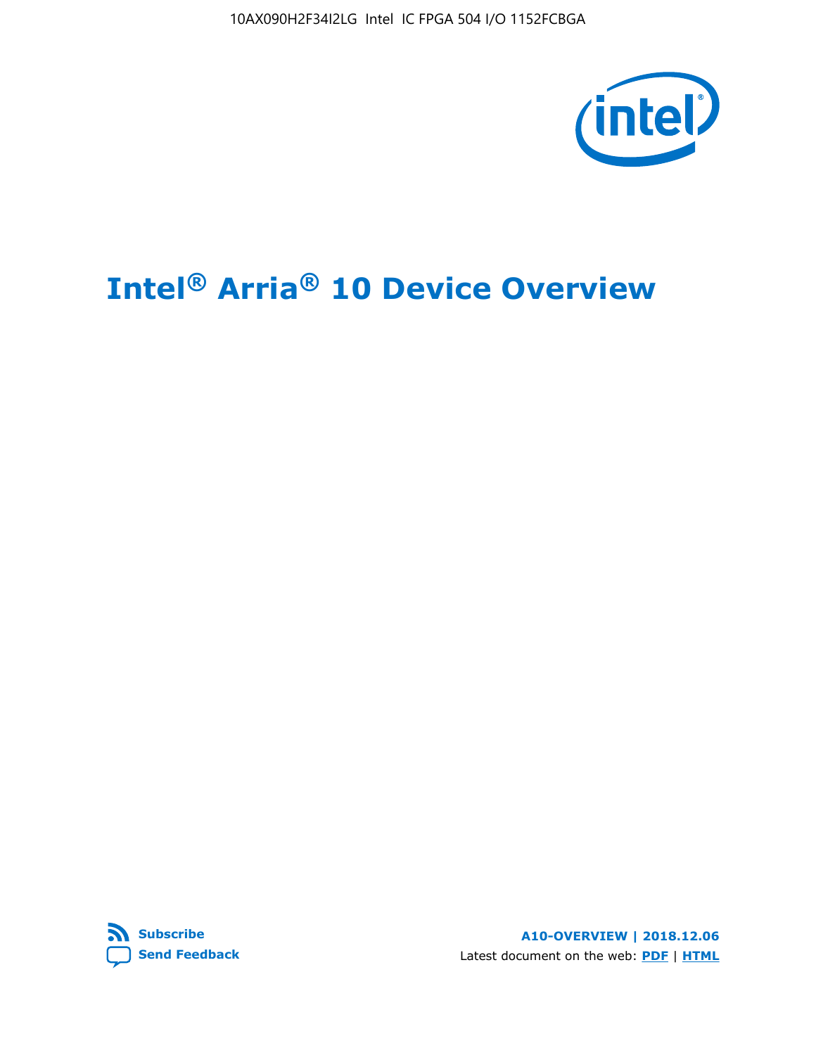10AX090H2F34I2LG Intel IC FPGA 504 I/O 1152FCBGA

# Intel® Arria® 10 Device Overview

Subscribe

Send Feedback

**A10-OVERVIEW | 2018.12.06**

Latest document on the web: **PDF** | **HTML**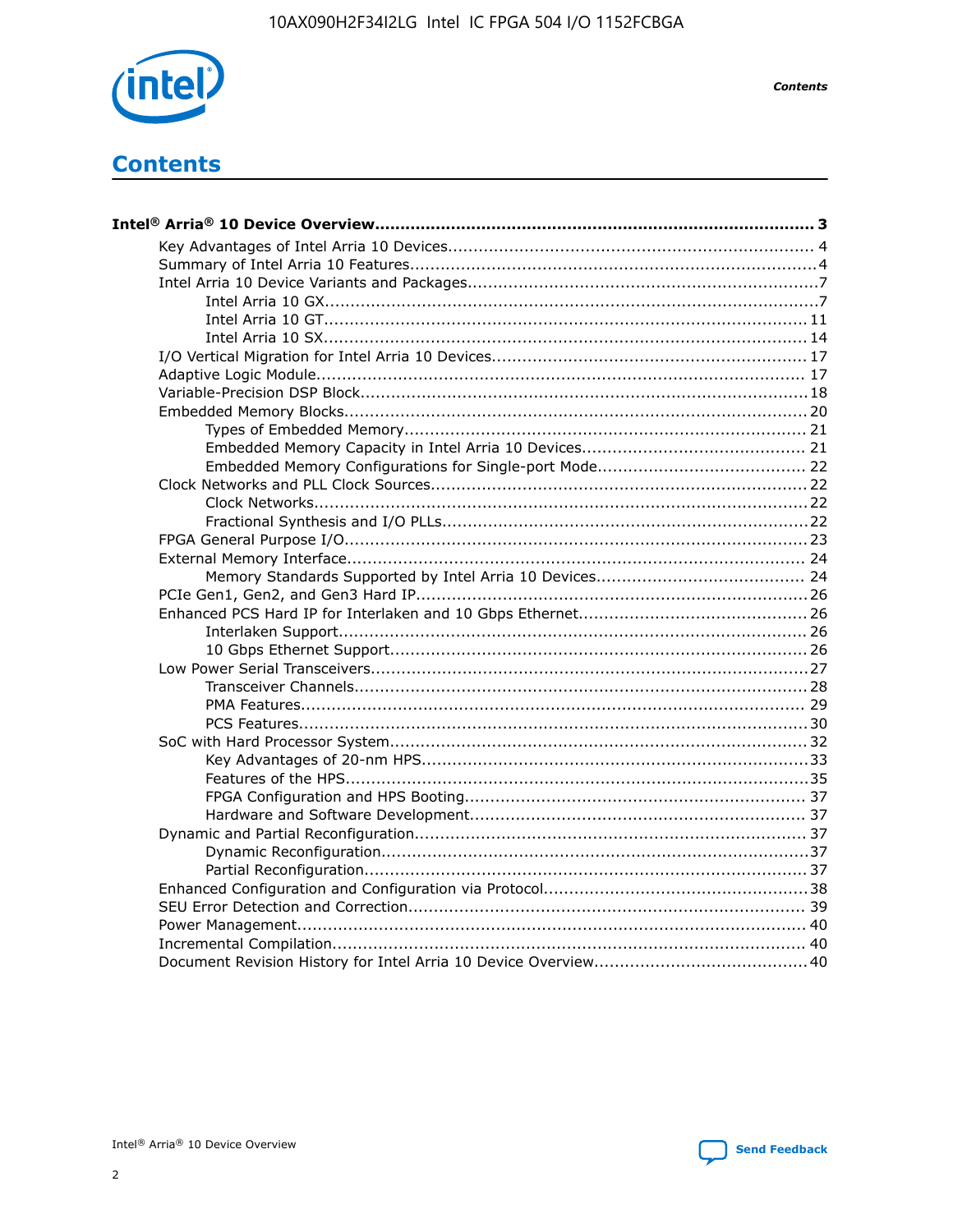# Contents

**Intel® Arria® 10 Device Overview...................................................................................... 3**

- Key Advantages of Intel Arria 10 Devices........................................................................ 4
- Summary of Intel Arria 10 Features................................................................................4
- Intel Arria 10 Device Variants and Packages.....................................................................7
    - Intel Arria 10 GX................................................................................................7
    - Intel Arria 10 GT.............................................................................................. 11
    - Intel Arria 10 SX.............................................................................................. 14
- I/O Vertical Migration for Intel Arria 10 Devices.............................................................. 17
- Adaptive Logic Module................................................................................................ 17
- Variable-Precision DSP Block........................................................................................18
- Embedded Memory Blocks...........................................................................................20
    - Types of Embedded Memory.............................................................................. 21
    - Embedded Memory Capacity in Intel Arria 10 Devices............................................ 21
    - Embedded Memory Configurations for Single-port Mode......................................... 22
- Clock Networks and PLL Clock Sources.........................................................................22
    - Clock Networks.................................................................................................22
    - Fractional Synthesis and I/O PLLs.......................................................................22
- FPGA General Purpose I/O..........................................................................................23
- External Memory Interface.......................................................................................... 24
    - Memory Standards Supported by Intel Arria 10 Devices......................................... 24
- PCIe Gen1, Gen2, and Gen3 Hard IP.............................................................................26
- Enhanced PCS Hard IP for Interlaken and 10 Gbps Ethernet.............................................26
    - Interlaken Support............................................................................................ 26
    - 10 Gbps Ethernet Support.................................................................................. 26
- Low Power Serial Transceivers.....................................................................................27
    - Transceiver Channels.........................................................................................28
    - PMA Features................................................................................................... 29
    - PCS Features....................................................................................................30
- SoC with Hard Processor System..................................................................................32
    - Key Advantages of 20-nm HPS............................................................................33
    - Features of the HPS...........................................................................................35
    - FPGA Configuration and HPS Booting................................................................... 37
    - Hardware and Software Development.................................................................. 37
- Dynamic and Partial Reconfiguration.............................................................................37
    - Dynamic Reconfiguration...................................................................................37
    - Partial Reconfiguration......................................................................................37
- Enhanced Configuration and Configuration via Protocol....................................................38
- SEU Error Detection and Correction.............................................................................. 39
- Power Management.................................................................................................... 40
- Incremental Compilation............................................................................................. 40
- Document Revision History for Intel Arria 10 Device Overview.......................................... 40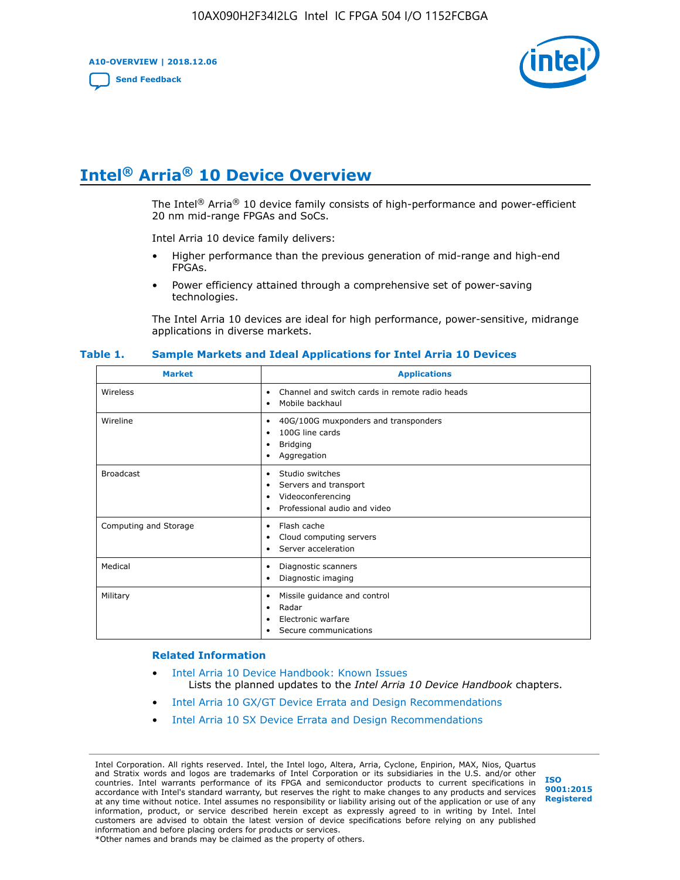# Intel® Arria® 10 Device Overview

The Intel® Arria® 10 device family consists of high-performance and power-efficient 20 nm mid-range FPGAs and SoCs.

Intel Arria 10 device family delivers:

- Higher performance than the previous generation of mid-range and high-end FPGAs.
- Power efficiency attained through a comprehensive set of power-saving technologies.

The Intel Arria 10 devices are ideal for high performance, power-sensitive, midrange applications in diverse markets.

**Table 1. Sample Markets and Ideal Applications for Intel Arria 10 Devices**

| Market | Applications |
|---|---|
| Wireless | • Channel and switch cards in remote radio heads<br>• Mobile backhaul |
| Wireline | • 40G/100G muxponders and transponders<br>• 100G line cards<br>• Bridging<br>• Aggregation |
| Broadcast | • Studio switches<br>• Servers and transport<br>• Videoconferencing<br>• Professional audio and video |
| Computing and Storage | • Flash cache<br>• Cloud computing servers<br>• Server acceleration |
| Medical | • Diagnostic scanners<br>• Diagnostic imaging |
| Military | • Missile guidance and control<br>• Radar<br>• Electronic warfare<br>• Secure communications |

### Related Information

- Intel Arria 10 Device Handbook: Known Issues
  Lists the planned updates to the *Intel Arria 10 Device Handbook* chapters.
- Intel Arria 10 GX/GT Device Errata and Design Recommendations
- Intel Arria 10 SX Device Errata and Design Recommendations

Intel Corporation. All rights reserved. Intel, the Intel logo, Altera, Arria, Cyclone, Enpirion, MAX, Nios, Quartus and Stratix words and logos are trademarks of Intel Corporation or its subsidiaries in the U.S. and/or other countries. Intel warrants performance of its FPGA and semiconductor products to current specifications in accordance with Intel's standard warranty, but reserves the right to make changes to any products and services at any time without notice. Intel assumes no responsibility or liability arising out of the application or use of any information, product, or service described herein except as expressly agreed to in writing by Intel. Intel customers are advised to obtain the latest version of device specifications before relying on any published information and before placing orders for products or services.
*Other names and brands may be claimed as the property of others.

ISO 9001:2015 Registered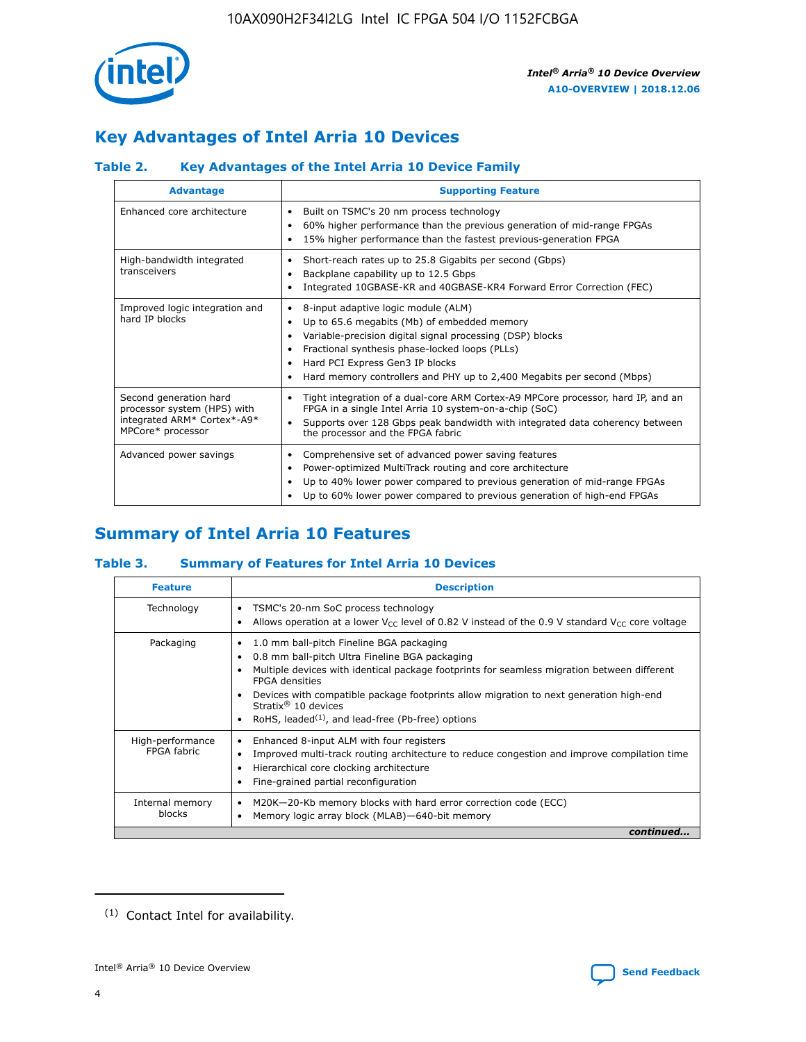## Key Advantages of Intel Arria 10 Devices

### Table 2. Key Advantages of the Intel Arria 10 Device Family

| Advantage | Supporting Feature |
|---|---|
| Enhanced core architecture | • Built on TSMC's 20 nm process technology<br>• 60% higher performance than the previous generation of mid-range FPGAs<br>• 15% higher performance than the fastest previous-generation FPGA |
| High-bandwidth integrated transceivers | • Short-reach rates up to 25.8 Gigabits per second (Gbps)<br>• Backplane capability up to 12.5 Gbps<br>• Integrated 10GBASE-KR and 40GBASE-KR4 Forward Error Correction (FEC) |
| Improved logic integration and hard IP blocks | • 8-input adaptive logic module (ALM)<br>• Up to 65.6 megabits (Mb) of embedded memory<br>• Variable-precision digital signal processing (DSP) blocks<br>• Fractional synthesis phase-locked loops (PLLs)<br>• Hard PCI Express Gen3 IP blocks<br>• Hard memory controllers and PHY up to 2,400 Megabits per second (Mbps) |
| Second generation hard processor system (HPS) with integrated ARM* Cortex*-A9* MPCore* processor | • Tight integration of a dual-core ARM Cortex-A9 MPCore processor, hard IP, and an FPGA in a single Intel Arria 10 system-on-a-chip (SoC)<br>• Supports over 128 Gbps peak bandwidth with integrated data coherency between the processor and the FPGA fabric |
| Advanced power savings | • Comprehensive set of advanced power saving features<br>• Power-optimized MultiTrack routing and core architecture<br>• Up to 40% lower power compared to previous generation of mid-range FPGAs<br>• Up to 60% lower power compared to previous generation of high-end FPGAs |

## Summary of Intel Arria 10 Features

### Table 3. Summary of Features for Intel Arria 10 Devices

| Feature | Description |
|---|---|
| Technology | • TSMC's 20-nm SoC process technology<br>• Allows operation at a lower $V_{CC}$ level of 0.82 V instead of the 0.9 V standard $V_{CC}$ core voltage |
| Packaging | • 1.0 mm ball-pitch Fineline BGA packaging<br>• 0.8 mm ball-pitch Ultra Fineline BGA packaging<br>• Multiple devices with identical package footprints for seamless migration between different FPGA densities<br>• Devices with compatible package footprints allow migration to next generation high-end Stratix® 10 devices<br>• RoHS, leaded[(1)], and lead-free (Pb-free) options |
| High-performance FPGA fabric | • Enhanced 8-input ALM with four registers<br>• Improved multi-track routing architecture to reduce congestion and improve compilation time<br>• Hierarchical core clocking architecture<br>• Fine-grained partial reconfiguration |
| Internal memory blocks | • M20K—20-Kb memory blocks with hard error correction code (ECC)<br>• Memory logic array block (MLAB)—640-bit memory |

*continued...*

(1) Contact Intel for availability.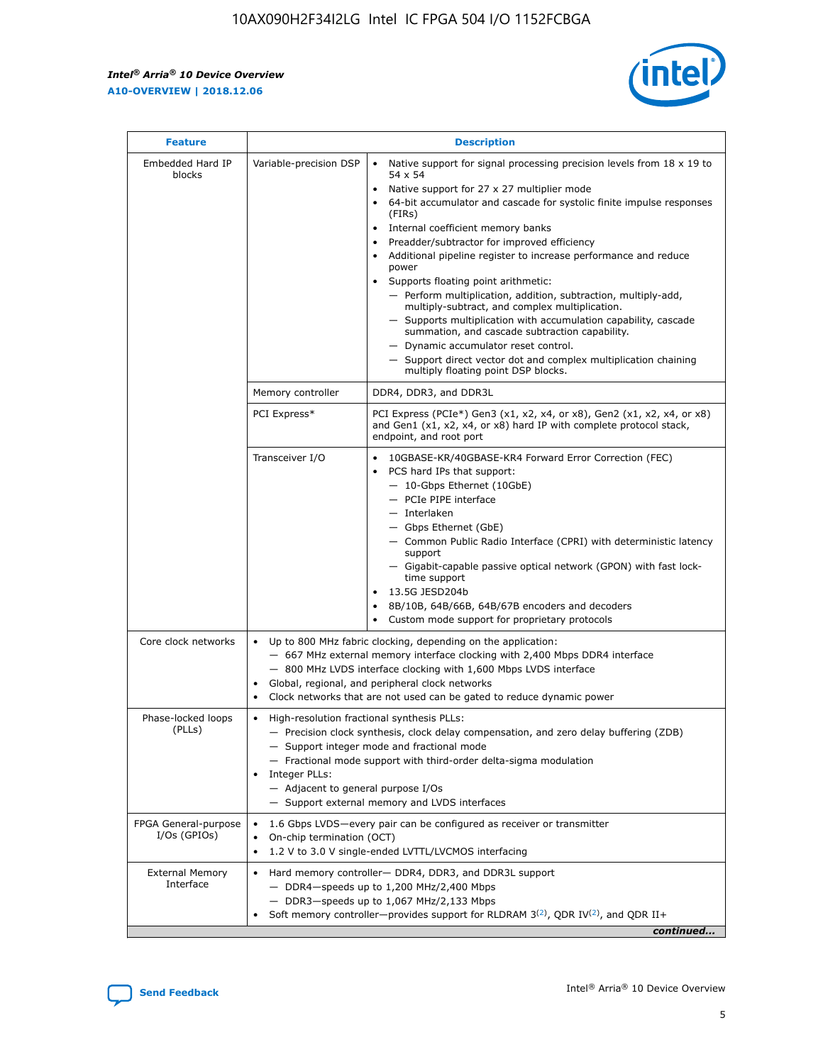| Feature | Description | |
|---|---|---|
| Embedded Hard IP blocks | Variable-precision DSP | • Native support for signal processing precision levels from 18 x 19 to 54 x 54<br>• Native support for 27 x 27 multiplier mode<br>• 64-bit accumulator and cascade for systolic finite impulse responses (FIRs)<br>• Internal coefficient memory banks<br>• Preadder/subtractor for improved efficiency<br>• Additional pipeline register to increase performance and reduce power<br>• Supports floating point arithmetic:<br>— Perform multiplication, addition, subtraction, multiply-add, multiply-subtract, and complex multiplication.<br>— Supports multiplication with accumulation capability, cascade summation, and cascade subtraction capability.<br>— Dynamic accumulator reset control.<br>— Support direct vector dot and complex multiplication chaining multiply floating point DSP blocks. |
| | Memory controller | DDR4, DDR3, and DDR3L |
| | PCI Express* | PCI Express (PCIe*) Gen3 (x1, x2, x4, or x8), Gen2 (x1, x2, x4, or x8) and Gen1 (x1, x2, x4, or x8) hard IP with complete protocol stack, endpoint, and root port |
| | Transceiver I/O | • 10GBASE-KR/40GBASE-KR4 Forward Error Correction (FEC)<br>• PCS hard IPs that support:<br>— 10-Gbps Ethernet (10GbE)<br>— PCIe PIPE interface<br>— Interlaken<br>— Gbps Ethernet (GbE)<br>— Common Public Radio Interface (CPRI) with deterministic latency support<br>— Gigabit-capable passive optical network (GPON) with fast lock-time support<br>• 13.5G JESD204b<br>• 8B/10B, 64B/66B, 64B/67B encoders and decoders<br>• Custom mode support for proprietary protocols |
| Core clock networks | • Up to 800 MHz fabric clocking, depending on the application:<br>— 667 MHz external memory interface clocking with 2,400 Mbps DDR4 interface<br>— 800 MHz LVDS interface clocking with 1,600 Mbps LVDS interface<br>• Global, regional, and peripheral clock networks<br>• Clock networks that are not used can be gated to reduce dynamic power | |
| Phase-locked loops (PLLs) | • High-resolution fractional synthesis PLLs:<br>— Precision clock synthesis, clock delay compensation, and zero delay buffering (ZDB)<br>— Support integer mode and fractional mode<br>— Fractional mode support with third-order delta-sigma modulation<br>• Integer PLLs:<br>— Adjacent to general purpose I/Os<br>— Support external memory and LVDS interfaces | |
| FPGA General-purpose I/Os (GPIOs) | • 1.6 Gbps LVDS—every pair can be configured as receiver or transmitter<br>• On-chip termination (OCT)<br>• 1.2 V to 3.0 V single-ended LVTTL/LVCMOS interfacing | |
| External Memory Interface | • Hard memory controller— DDR4, DDR3, and DDR3L support<br>— DDR4—speeds up to 1,200 MHz/2,400 Mbps<br>— DDR3—speeds up to 1,067 MHz/2,133 Mbps<br>• Soft memory controller—provides support for RLDRAM 3[(2)], QDR IV[(2)], and QDR II+ | |

*continued...*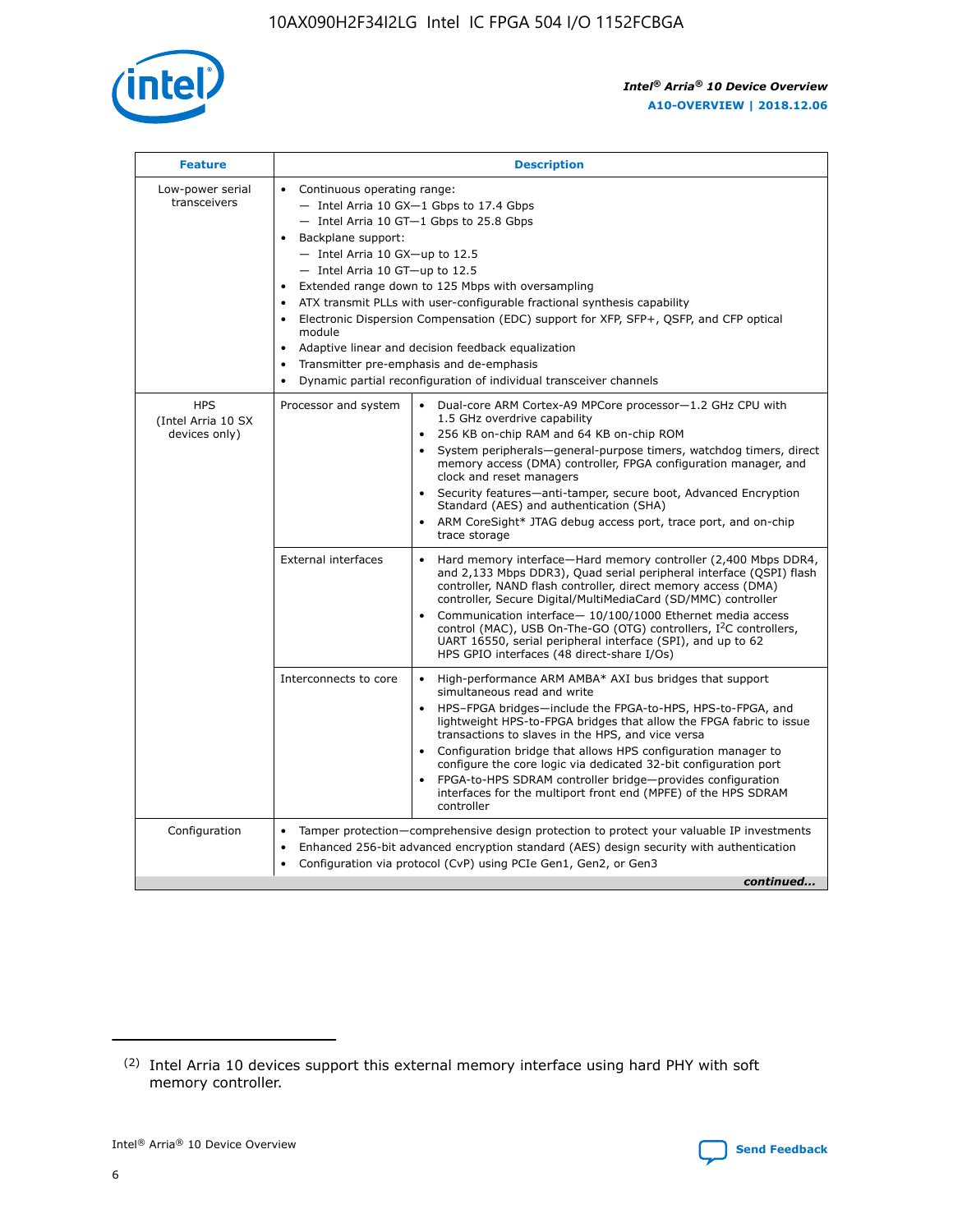| Feature | Description | |
|---|---|---|
| Low-power serial transceivers | • Continuous operating range:<br>— Intel Arria 10 GX—1 Gbps to 17.4 Gbps<br>— Intel Arria 10 GT—1 Gbps to 25.8 Gbps<br>• Backplane support:<br>— Intel Arria 10 GX—up to 12.5<br>— Intel Arria 10 GT—up to 12.5<br>• Extended range down to 125 Mbps with oversampling<br>• ATX transmit PLLs with user-configurable fractional synthesis capability<br>• Electronic Dispersion Compensation (EDC) support for XFP, SFP+, QSFP, and CFP optical module<br>• Adaptive linear and decision feedback equalization<br>• Transmitter pre-emphasis and de-emphasis<br>• Dynamic partial reconfiguration of individual transceiver channels | |
| HPS (Intel Arria 10 SX devices only) | Processor and system | • Dual-core ARM Cortex-A9 MPCore processor—1.2 GHz CPU with 1.5 GHz overdrive capability<br>• 256 KB on-chip RAM and 64 KB on-chip ROM<br>• System peripherals—general-purpose timers, watchdog timers, direct memory access (DMA) controller, FPGA configuration manager, and clock and reset managers<br>• Security features—anti-tamper, secure boot, Advanced Encryption Standard (AES) and authentication (SHA)<br>• ARM CoreSight* JTAG debug access port, trace port, and on-chip trace storage |
| | External interfaces | • Hard memory interface—Hard memory controller (2,400 Mbps DDR4, and 2,133 Mbps DDR3), Quad serial peripheral interface (QSPI) flash controller, NAND flash controller, direct memory access (DMA) controller, Secure Digital/MultiMediaCard (SD/MMC) controller<br>• Communication interface— 10/100/1000 Ethernet media access control (MAC), USB On-The-GO (OTG) controllers, I$^2$C controllers, UART 16550, serial peripheral interface (SPI), and up to 62 HPS GPIO interfaces (48 direct-share I/Os) |
| | Interconnects to core | • High-performance ARM AMBA* AXI bus bridges that support simultaneous read and write<br>• HPS–FPGA bridges—include the FPGA-to-HPS, HPS-to-FPGA, and lightweight HPS-to-FPGA bridges that allow the FPGA fabric to issue transactions to slaves in the HPS, and vice versa<br>• Configuration bridge that allows HPS configuration manager to configure the core logic via dedicated 32-bit configuration port<br>• FPGA-to-HPS SDRAM controller bridge—provides configuration interfaces for the multiport front end (MPFE) of the HPS SDRAM controller |
| Configuration | • Tamper protection—comprehensive design protection to protect your valuable IP investments<br>• Enhanced 256-bit advanced encryption standard (AES) design security with authentication<br>• Configuration via protocol (CvP) using PCIe Gen1, Gen2, or Gen3 | |

*continued...*

(2) Intel Arria 10 devices support this external memory interface using hard PHY with soft memory controller.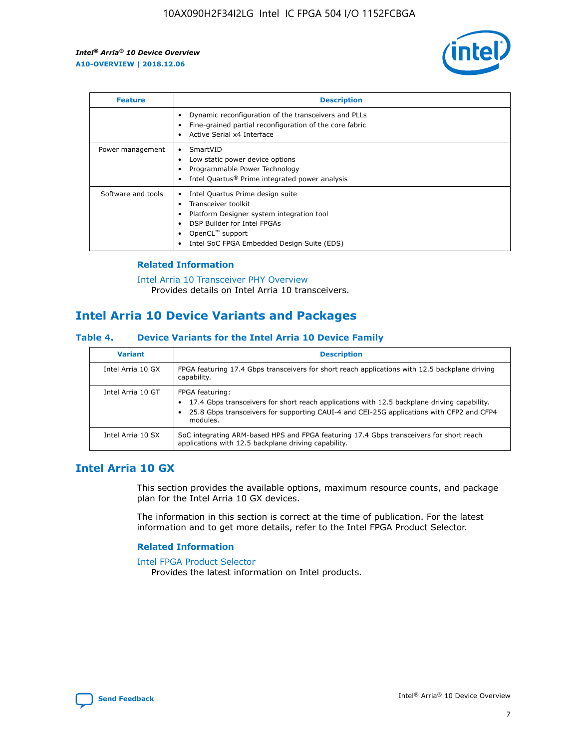| Feature | Description |
| --- | --- |
| | • Dynamic reconfiguration of the transceivers and PLLs<br>• Fine-grained partial reconfiguration of the core fabric<br>• Active Serial x4 Interface |
| Power management | • SmartVID<br>• Low static power device options<br>• Programmable Power Technology<br>• Intel Quartus® Prime integrated power analysis |
| Software and tools | • Intel Quartus Prime design suite<br>• Transceiver toolkit<br>• Platform Designer system integration tool<br>• DSP Builder for Intel FPGAs<br>• OpenCL™ support<br>• Intel SoC FPGA Embedded Design Suite (EDS) |

### Related Information

Intel Arria 10 Transceiver PHY Overview
Provides details on Intel Arria 10 transceivers.

## Intel Arria 10 Device Variants and Packages

#### Table 4. Device Variants for the Intel Arria 10 Device Family

| Variant | Description |
| --- | --- |
| Intel Arria 10 GX | FPGA featuring 17.4 Gbps transceivers for short reach applications with 12.5 backplane driving capability. |
| Intel Arria 10 GT | FPGA featuring:<br>• 17.4 Gbps transceivers for short reach applications with 12.5 backplane driving capability.<br>• 25.8 Gbps transceivers for supporting CAUI-4 and CEI-25G applications with CFP2 and CFP4 modules. |
| Intel Arria 10 SX | SoC integrating ARM-based HPS and FPGA featuring 17.4 Gbps transceivers for short reach applications with 12.5 backplane driving capability. |

## Intel Arria 10 GX

This section provides the available options, maximum resource counts, and package plan for the Intel Arria 10 GX devices.

The information in this section is correct at the time of publication. For the latest information and to get more details, refer to the Intel FPGA Product Selector.

### Related Information

Intel FPGA Product Selector
Provides the latest information on Intel products.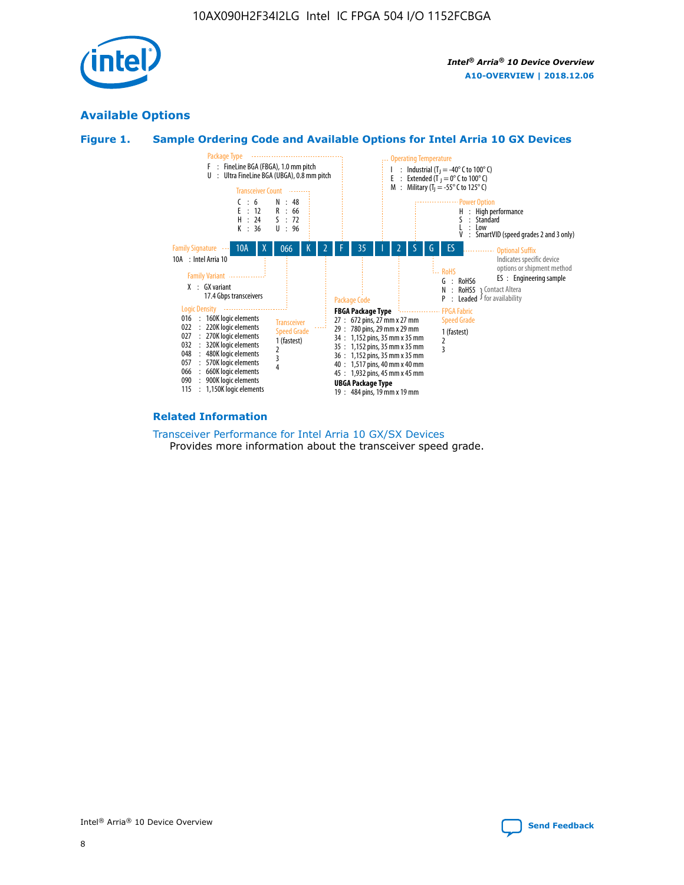## Available Options

### Figure 1. Sample Ordering Code and Available Options for Intel Arria 10 GX Devices

| 10A | X | 066 | K | 2 | F | 35 | I | 2 | S | G | ES |
|---|---|---|---|---|---|---|---|---|---|---|---|

**Family Signature**
- 10A : Intel Arria 10

**Family Variant**
- X : GX variant
  17.4 Gbps transceivers

**Logic Density**
- 016 : 160K logic elements
- 022 : 220K logic elements
- 027 : 270K logic elements
- 032 : 320K logic elements
- 048 : 480K logic elements
- 057 : 570K logic elements
- 066 : 660K logic elements
- 090 : 900K logic elements
- 115 : 1,150K logic elements

**Transceiver Count**
- C : 6
- E : 12
- H : 24
- K : 36
- N : 48
- R : 66
- S : 72
- U : 96

**Transceiver Speed Grade**
- 1 (fastest)
- 2
- 3
- 4

**Package Type**
- F : FineLine BGA (FBGA), 1.0 mm pitch
- U : Ultra FineLine BGA (UBGA), 0.8 mm pitch

**Package Code**

**FBGA Package Type**
- 27 : 672 pins, 27 mm x 27 mm
- 29 : 780 pins, 29 mm x 29 mm
- 34 : 1,152 pins, 35 mm x 35 mm
- 35 : 1,152 pins, 35 mm x 35 mm
- 36 : 1,152 pins, 35 mm x 35 mm
- 40 : 1,517 pins, 40 mm x 40 mm
- 45 : 1,932 pins, 45 mm x 45 mm

**UBGA Package Type**
- 19 : 484 pins, 19 mm x 19 mm

**Operating Temperature**
- I : Industrial ($T_J$ = -40° C to 100° C)
- E : Extended ($T_J$ = 0° C to 100° C)
- M : Military ($T_J$ = -55° C to 125° C)

**FPGA Fabric Speed Grade**
- 1 (fastest)
- 2
- 3

**Power Option**
- H : High performance
- S : Standard
- L : Low
- V : SmartVID (speed grades 2 and 3 only)

**RoHS**
- G : RoHS6
- N : RoHS5 } Contact Altera for availability
- P : Leaded } Contact Altera for availability

**Optional Suffix**

Indicates specific device options or shipment method
- ES : Engineering sample

### Related Information

Transceiver Performance for Intel Arria 10 GX/SX Devices

Provides more information about the transceiver speed grade.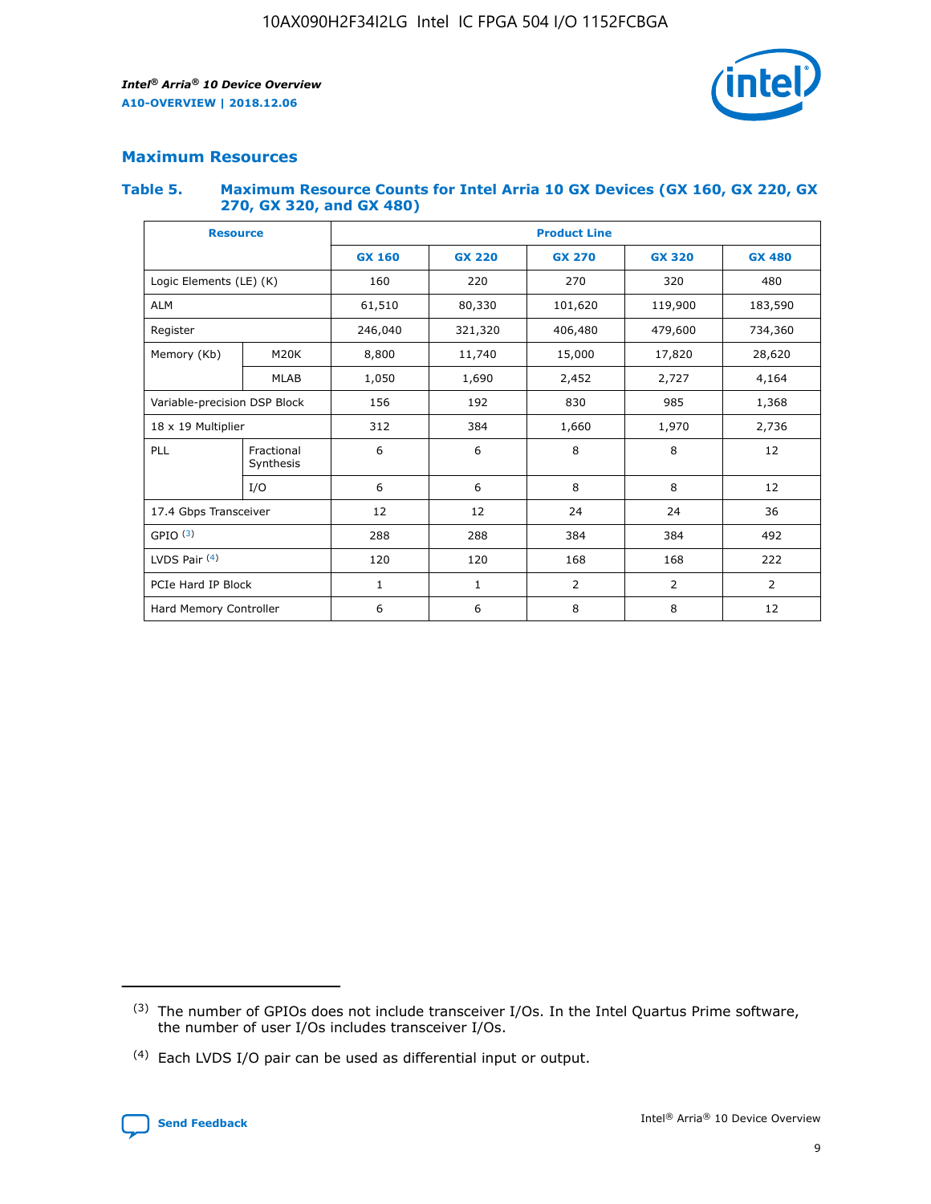## Maximum Resources

### Table 5. Maximum Resource Counts for Intel Arria 10 GX Devices (GX 160, GX 220, GX 270, GX 320, and GX 480)

| Resource | | Product Line | | | | |
|---|---|---|---|---|---|---|
| | | GX 160 | GX 220 | GX 270 | GX 320 | GX 480 |
| Logic Elements (LE) (K) | | 160 | 220 | 270 | 320 | 480 |
| ALM | | 61,510 | 80,330 | 101,620 | 119,900 | 183,590 |
| Register | | 246,040 | 321,320 | 406,480 | 479,600 | 734,360 |
| Memory (Kb) | M20K | 8,800 | 11,740 | 15,000 | 17,820 | 28,620 |
| | MLAB | 1,050 | 1,690 | 2,452 | 2,727 | 4,164 |
| Variable-precision DSP Block | | 156 | 192 | 830 | 985 | 1,368 |
| 18 x 19 Multiplier | | 312 | 384 | 1,660 | 1,970 | 2,736 |
| PLL | Fractional Synthesis | 6 | 6 | 8 | 8 | 12 |
| | I/O | 6 | 6 | 8 | 8 | 12 |
| 17.4 Gbps Transceiver | | 12 | 12 | 24 | 24 | 36 |
| GPIO [(3)] | | 288 | 288 | 384 | 384 | 492 |
| LVDS Pair [(4)] | | 120 | 120 | 168 | 168 | 222 |
| PCIe Hard IP Block | | 1 | 1 | 2 | 2 | 2 |
| Hard Memory Controller | | 6 | 6 | 8 | 8 | 12 |

(3) The number of GPIOs does not include transceiver I/Os. In the Intel Quartus Prime software, the number of user I/Os includes transceiver I/Os.

(4) Each LVDS I/O pair can be used as differential input or output.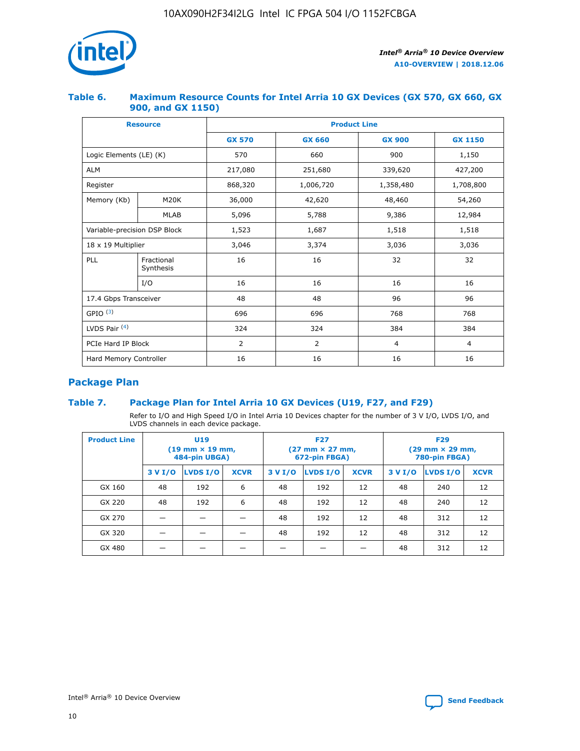### Table 6. Maximum Resource Counts for Intel Arria 10 GX Devices (GX 570, GX 660, GX 900, and GX 1150)

| Resource | | Product Line | | | |
|---|---|---|---|---|---|
| | | GX 570 | GX 660 | GX 900 | GX 1150 |
| Logic Elements (LE) (K) | | 570 | 660 | 900 | 1,150 |
| ALM | | 217,080 | 251,680 | 339,620 | 427,200 |
| Register | | 868,320 | 1,006,720 | 1,358,480 | 1,708,800 |
| Memory (Kb) | M20K | 36,000 | 42,620 | 48,460 | 54,260 |
| | MLAB | 5,096 | 5,788 | 9,386 | 12,984 |
| Variable-precision DSP Block | | 1,523 | 1,687 | 1,518 | 1,518 |
| 18 x 19 Multiplier | | 3,046 | 3,374 | 3,036 | 3,036 |
| PLL | Fractional Synthesis | 16 | 16 | 32 | 32 |
| | I/O | 16 | 16 | 16 | 16 |
| 17.4 Gbps Transceiver | | 48 | 48 | 96 | 96 |
| GPIO [(3)] | | 696 | 696 | 768 | 768 |
| LVDS Pair [(4)] | | 324 | 324 | 384 | 384 |
| PCIe Hard IP Block | | 2 | 2 | 4 | 4 |
| Hard Memory Controller | | 16 | 16 | 16 | 16 |

## Package Plan

### Table 7. Package Plan for Intel Arria 10 GX Devices (U19, F27, and F29)

Refer to I/O and High Speed I/O in Intel Arria 10 Devices chapter for the number of 3 V I/O, LVDS I/O, and LVDS channels in each device package.

| Product Line | U19 (19 mm × 19 mm, 484-pin UBGA) | | | F27 (27 mm × 27 mm, 672-pin FBGA) | | | F29 (29 mm × 29 mm, 780-pin FBGA) | | |
|---|---|---|---|---|---|---|---|---|---|
| | 3 V I/O | LVDS I/O | XCVR | 3 V I/O | LVDS I/O | XCVR | 3 V I/O | LVDS I/O | XCVR |
| GX 160 | 48 | 192 | 6 | 48 | 192 | 12 | 48 | 240 | 12 |
| GX 220 | 48 | 192 | 6 | 48 | 192 | 12 | 48 | 240 | 12 |
| GX 270 | — | — | — | 48 | 192 | 12 | 48 | 312 | 12 |
| GX 320 | — | — | — | 48 | 192 | 12 | 48 | 312 | 12 |
| GX 480 | — | — | — | — | — | — | 48 | 312 | 12 |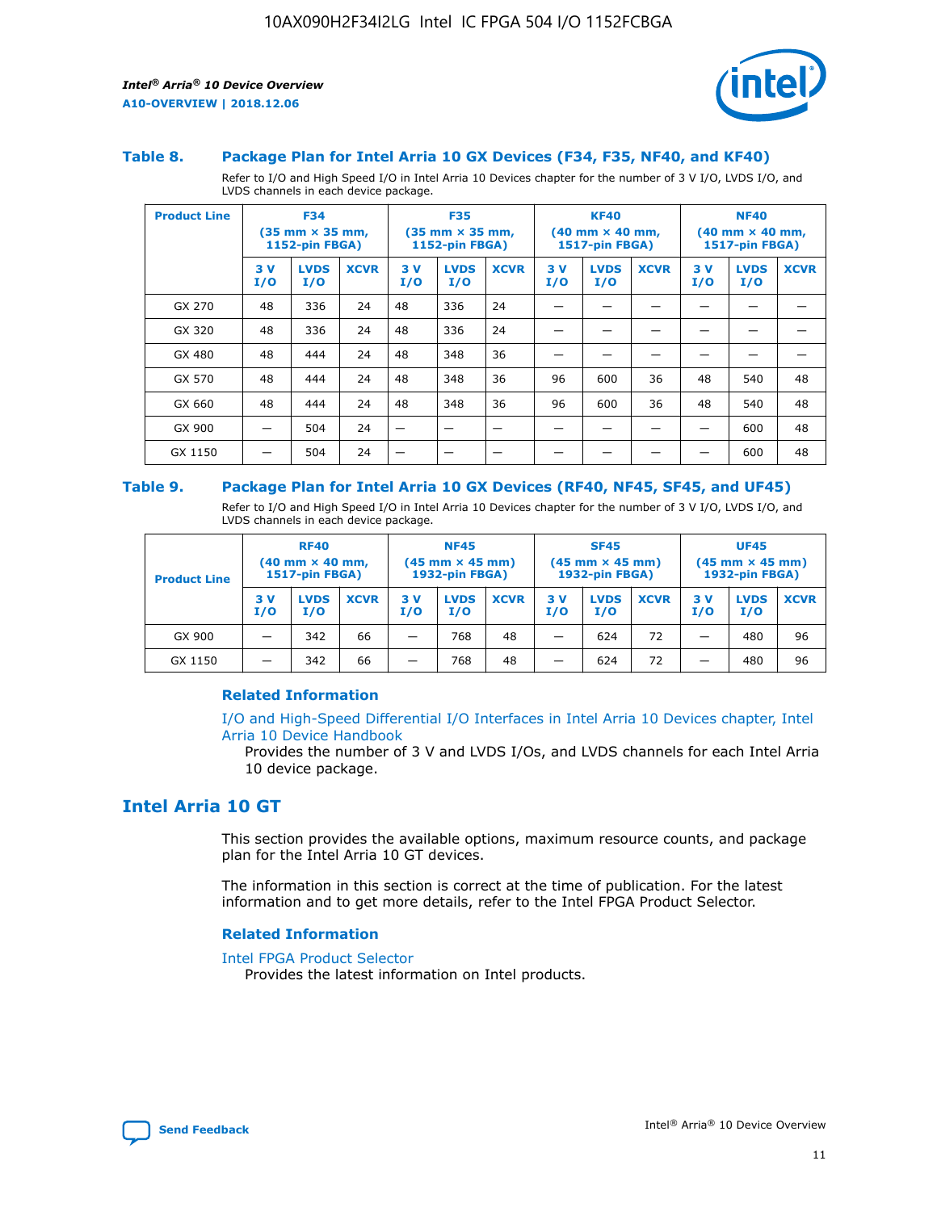### Table 8. Package Plan for Intel Arria 10 GX Devices (F34, F35, NF40, and KF40)

Refer to I/O and High Speed I/O in Intel Arria 10 Devices chapter for the number of 3 V I/O, LVDS I/O, and LVDS channels in each device package.

| Product Line | F34 (35 mm × 35 mm, 1152-pin FBGA) | | | F35 (35 mm × 35 mm, 1152-pin FBGA) | | | KF40 (40 mm × 40 mm, 1517-pin FBGA) | | | NF40 (40 mm × 40 mm, 1517-pin FBGA) | | |
|---|---|---|---|---|---|---|---|---|---|---|---|---|
| | 3 V I/O | LVDS I/O | XCVR | 3 V I/O | LVDS I/O | XCVR | 3 V I/O | LVDS I/O | XCVR | 3 V I/O | LVDS I/O | XCVR |
| GX 270 | 48 | 336 | 24 | 48 | 336 | 24 | — | — | — | — | — | — |
| GX 320 | 48 | 336 | 24 | 48 | 336 | 24 | — | — | — | — | — | — |
| GX 480 | 48 | 444 | 24 | 48 | 348 | 36 | — | — | — | — | — | — |
| GX 570 | 48 | 444 | 24 | 48 | 348 | 36 | 96 | 600 | 36 | 48 | 540 | 48 |
| GX 660 | 48 | 444 | 24 | 48 | 348 | 36 | 96 | 600 | 36 | 48 | 540 | 48 |
| GX 900 | — | 504 | 24 | — | — | — | — | — | — | — | 600 | 48 |
| GX 1150 | — | 504 | 24 | — | — | — | — | — | — | — | 600 | 48 |

### Table 9. Package Plan for Intel Arria 10 GX Devices (RF40, NF45, SF45, and UF45)

Refer to I/O and High Speed I/O in Intel Arria 10 Devices chapter for the number of 3 V I/O, LVDS I/O, and LVDS channels in each device package.

| Product Line | RF40 (40 mm × 40 mm, 1517-pin FBGA) | | | NF45 (45 mm × 45 mm) 1932-pin FBGA) | | | SF45 (45 mm × 45 mm) 1932-pin FBGA) | | | UF45 (45 mm × 45 mm) 1932-pin FBGA) | | |
|---|---|---|---|---|---|---|---|---|---|---|---|---|
| | 3 V I/O | LVDS I/O | XCVR | 3 V I/O | LVDS I/O | XCVR | 3 V I/O | LVDS I/O | XCVR | 3 V I/O | LVDS I/O | XCVR |
| GX 900 | — | 342 | 66 | — | 768 | 48 | — | 624 | 72 | — | 480 | 96 |
| GX 1150 | — | 342 | 66 | — | 768 | 48 | — | 624 | 72 | — | 480 | 96 |

#### Related Information

I/O and High-Speed Differential I/O Interfaces in Intel Arria 10 Devices chapter, Intel Arria 10 Device Handbook

Provides the number of 3 V and LVDS I/Os, and LVDS channels for each Intel Arria 10 device package.

## Intel Arria 10 GT

This section provides the available options, maximum resource counts, and package plan for the Intel Arria 10 GT devices.

The information in this section is correct at the time of publication. For the latest information and to get more details, refer to the Intel FPGA Product Selector.

#### Related Information

Intel FPGA Product Selector

Provides the latest information on Intel products.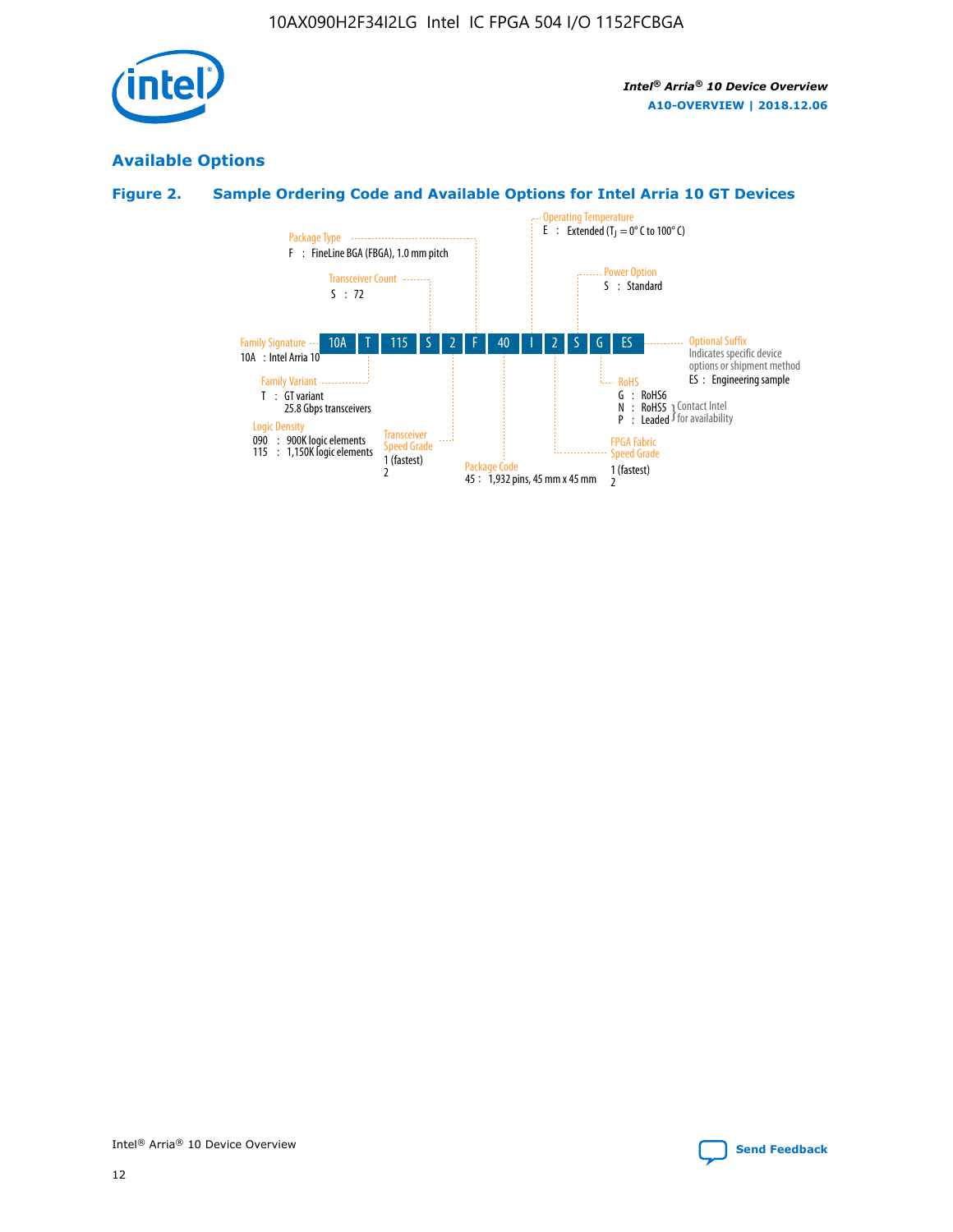## Available Options

### Figure 2. Sample Ordering Code and Available Options for Intel Arria 10 GT Devices

| 10A | T | 115 | S | 2 | F | 40 | I | 2 | S | G | ES |
|---|---|---|---|---|---|---|---|---|---|---|---|

**Family Signature**
10A : Intel Arria 10

**Family Variant**
T : GT variant
25.8 Gbps transceivers

**Logic Density**
090 : 900K logic elements
115 : 1,150K logic elements

**Transceiver Count**
S : 72

**Transceiver Speed Grade**
1 (fastest)
2

**Package Type**
F : FineLine BGA (FBGA), 1.0 mm pitch

**Package Code**
45 : 1,932 pins, 45 mm x 45 mm

**Operating Temperature**
E : Extended ($T_J$ = 0° C to 100° C)

**FPGA Fabric Speed Grade**
1 (fastest)
2

**Power Option**
S : Standard

**RoHS**
G : RoHS6
N : RoHS5 } Contact Intel for availability
P : Leaded } Contact Intel for availability

**Optional Suffix**
Indicates specific device options or shipment method
ES : Engineering sample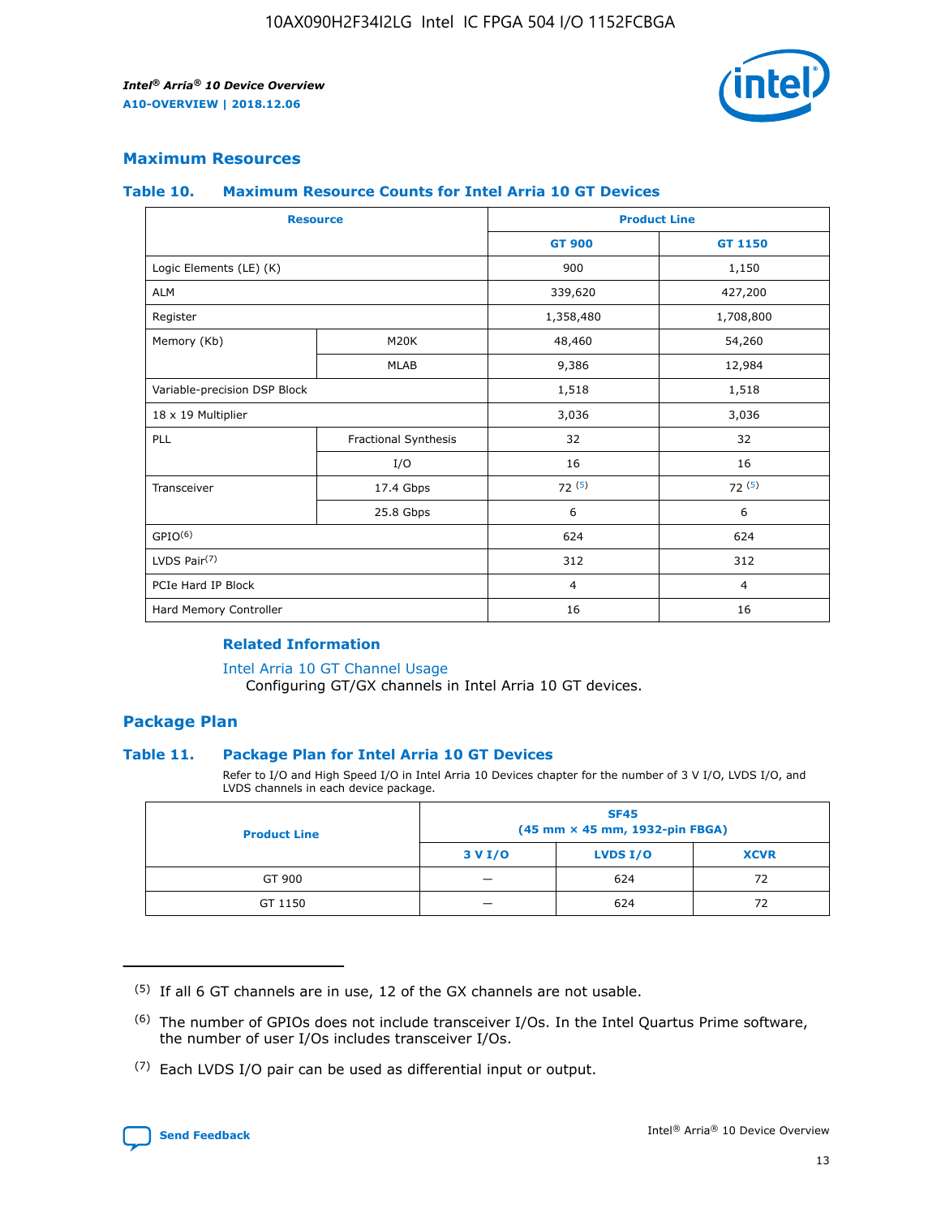## Maximum Resources

### Table 10. Maximum Resource Counts for Intel Arria 10 GT Devices

| Resource | | Product Line | |
|---|---|---|---|
| | | GT 900 | GT 1150 |
| Logic Elements (LE) (K) | | 900 | 1,150 |
| ALM | | 339,620 | 427,200 |
| Register | | 1,358,480 | 1,708,800 |
| Memory (Kb) | M20K | 48,460 | 54,260 |
| | MLAB | 9,386 | 12,984 |
| Variable-precision DSP Block | | 1,518 | 1,518 |
| 18 x 19 Multiplier | | 3,036 | 3,036 |
| PLL | Fractional Synthesis | 32 | 32 |
| | I/O | 16 | 16 |
| Transceiver | 17.4 Gbps | 72 (5) | 72 (5) |
| | 25.8 Gbps | 6 | 6 |
| GPIO(6) | | 624 | 624 |
| LVDS Pair(7) | | 312 | 312 |
| PCIe Hard IP Block | | 4 | 4 |
| Hard Memory Controller | | 16 | 16 |

#### Related Information

Intel Arria 10 GT Channel Usage
Configuring GT/GX channels in Intel Arria 10 GT devices.

## Package Plan

### Table 11. Package Plan for Intel Arria 10 GT Devices

Refer to I/O and High Speed I/O in Intel Arria 10 Devices chapter for the number of 3 V I/O, LVDS I/O, and LVDS channels in each device package.

| Product Line | SF45 (45 mm × 45 mm, 1932-pin FBGA) | | |
|---|---|---|---|
| | 3 V I/O | LVDS I/O | XCVR |
| GT 900 | — | 624 | 72 |
| GT 1150 | — | 624 | 72 |

(5) If all 6 GT channels are in use, 12 of the GX channels are not usable.

(6) The number of GPIOs does not include transceiver I/Os. In the Intel Quartus Prime software, the number of user I/Os includes transceiver I/Os.

(7) Each LVDS I/O pair can be used as differential input or output.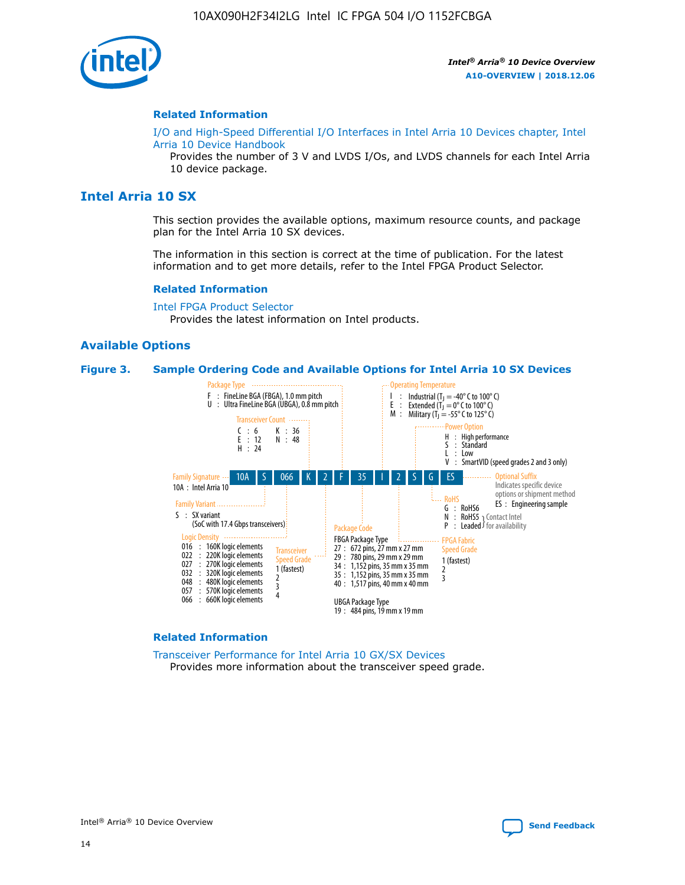## Related Information

I/O and High-Speed Differential I/O Interfaces in Intel Arria 10 Devices chapter, Intel Arria 10 Device Handbook

Provides the number of 3 V and LVDS I/Os, and LVDS channels for each Intel Arria 10 device package.

# Intel Arria 10 SX

This section provides the available options, maximum resource counts, and package plan for the Intel Arria 10 SX devices.

The information in this section is correct at the time of publication. For the latest information and to get more details, refer to the Intel FPGA Product Selector.

## Related Information

Intel FPGA Product Selector

Provides the latest information on Intel products.

## Available Options

**Figure 3. Sample Ordering Code and Available Options for Intel Arria 10 SX Devices**

Ordering code: 10A S 066 K 2 F 35 I 2 S G ES

- **Family Signature**
  - 10A : Intel Arria 10
- **Family Variant**
  - S : SX variant (SoC with 17.4 Gbps transceivers)
- **Logic Density**
  - 016 : 160K logic elements
  - 022 : 220K logic elements
  - 027 : 270K logic elements
  - 032 : 320K logic elements
  - 048 : 480K logic elements
  - 057 : 570K logic elements
  - 066 : 660K logic elements
- **Transceiver Count**
  - C : 6
  - E : 12
  - H : 24
  - K : 36
  - N : 48
- **Transceiver Speed Grade**
  - 1 (fastest)
  - 2
  - 3
  - 4
- **Package Type**
  - F : FineLine BGA (FBGA), 1.0 mm pitch
  - U : Ultra FineLine BGA (UBGA), 0.8 mm pitch
- **Package Code**
  - FBGA Package Type
    - 27 : 672 pins, 27 mm x 27 mm
    - 29 : 780 pins, 29 mm x 29 mm
    - 34 : 1,152 pins, 35 mm x 35 mm
    - 35 : 1,152 pins, 35 mm x 35 mm
    - 40 : 1,517 pins, 40 mm x 40 mm
  - UBGA Package Type
    - 19 : 484 pins, 19 mm x 19 mm
- **Operating Temperature**
  - I : Industrial ($T_J$ = -40° C to 100° C)
  - E : Extended ($T_J$ = 0° C to 100° C)
  - M : Military ($T_J$ = -55° C to 125° C)
- **FPGA Fabric Speed Grade**
  - 1 (fastest)
  - 2
  - 3
- **Power Option**
  - H : High performance
  - S : Standard
  - L : Low
  - V : SmartVID (speed grades 2 and 3 only)
- **RoHS**
  - G : RoHS6
  - N : RoHS5 (Contact Intel for availability)
  - P : Leaded (Contact Intel for availability)
- **Optional Suffix**
  - Indicates specific device options or shipment method
  - ES : Engineering sample

## Related Information

Transceiver Performance for Intel Arria 10 GX/SX Devices

Provides more information about the transceiver speed grade.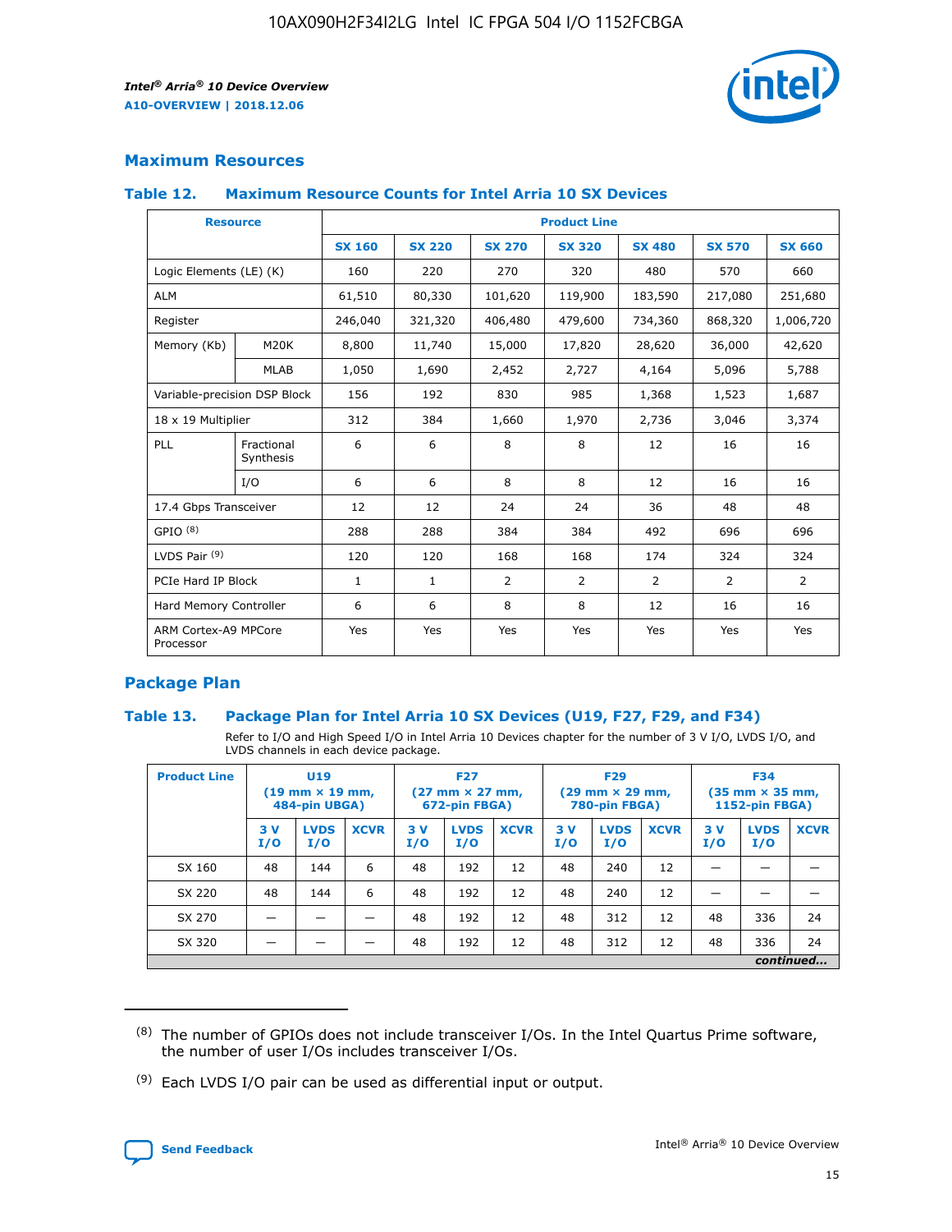## Maximum Resources

### Table 12. Maximum Resource Counts for Intel Arria 10 SX Devices

| Resource | | Product Line | | | | | | |
|---|---|---|---|---|---|---|---|---|
| | | SX 160 | SX 220 | SX 270 | SX 320 | SX 480 | SX 570 | SX 660 |
| Logic Elements (LE) (K) | | 160 | 220 | 270 | 320 | 480 | 570 | 660 |
| ALM | | 61,510 | 80,330 | 101,620 | 119,900 | 183,590 | 217,080 | 251,680 |
| Register | | 246,040 | 321,320 | 406,480 | 479,600 | 734,360 | 868,320 | 1,006,720 |
| Memory (Kb) | M20K | 8,800 | 11,740 | 15,000 | 17,820 | 28,620 | 36,000 | 42,620 |
| | MLAB | 1,050 | 1,690 | 2,452 | 2,727 | 4,164 | 5,096 | 5,788 |
| Variable-precision DSP Block | | 156 | 192 | 830 | 985 | 1,368 | 1,523 | 1,687 |
| 18 x 19 Multiplier | | 312 | 384 | 1,660 | 1,970 | 2,736 | 3,046 | 3,374 |
| PLL | Fractional Synthesis | 6 | 6 | 8 | 8 | 12 | 16 | 16 |
| | I/O | 6 | 6 | 8 | 8 | 12 | 16 | 16 |
| 17.4 Gbps Transceiver | | 12 | 12 | 24 | 24 | 36 | 48 | 48 |
| GPIO [8] | | 288 | 288 | 384 | 384 | 492 | 696 | 696 |
| LVDS Pair [9] | | 120 | 120 | 168 | 168 | 174 | 324 | 324 |
| PCIe Hard IP Block | | 1 | 1 | 2 | 2 | 2 | 2 | 2 |
| Hard Memory Controller | | 6 | 6 | 8 | 8 | 12 | 16 | 16 |
| ARM Cortex-A9 MPCore Processor | | Yes | Yes | Yes | Yes | Yes | Yes | Yes |

## Package Plan

### Table 13. Package Plan for Intel Arria 10 SX Devices (U19, F27, F29, and F34)

Refer to I/O and High Speed I/O in Intel Arria 10 Devices chapter for the number of 3 V I/O, LVDS I/O, and LVDS channels in each device package.

| Product Line | U19 (19 mm × 19 mm, 484-pin UBGA) | | | F27 (27 mm × 27 mm, 672-pin FBGA) | | | F29 (29 mm × 29 mm, 780-pin FBGA) | | | F34 (35 mm × 35 mm, 1152-pin FBGA) | | |
|---|---|---|---|---|---|---|---|---|---|---|---|---|
| | 3 V I/O | LVDS I/O | XCVR | 3 V I/O | LVDS I/O | XCVR | 3 V I/O | LVDS I/O | XCVR | 3 V I/O | LVDS I/O | XCVR |
| SX 160 | 48 | 144 | 6 | 48 | 192 | 12 | 48 | 240 | 12 | — | — | — |
| SX 220 | 48 | 144 | 6 | 48 | 192 | 12 | 48 | 240 | 12 | — | — | — |
| SX 270 | — | — | — | 48 | 192 | 12 | 48 | 312 | 12 | 48 | 336 | 24 |
| SX 320 | — | — | — | 48 | 192 | 12 | 48 | 312 | 12 | 48 | 336 | 24 |

*continued...*

---

(8) The number of GPIOs does not include transceiver I/Os. In the Intel Quartus Prime software, the number of user I/Os includes transceiver I/Os.

(9) Each LVDS I/O pair can be used as differential input or output.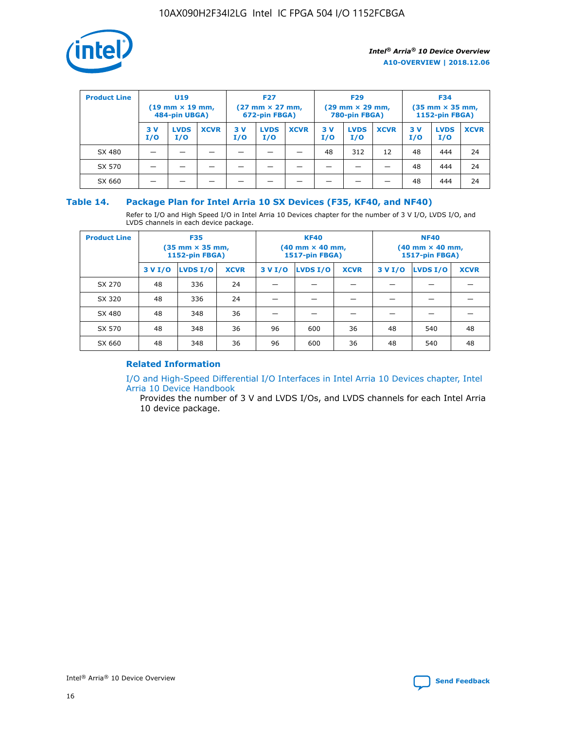| Product Line | U19 (19 mm × 19 mm, 484-pin UBGA) | | | F27 (27 mm × 27 mm, 672-pin FBGA) | | | F29 (29 mm × 29 mm, 780-pin FBGA) | | | F34 (35 mm × 35 mm, 1152-pin FBGA) | | |
|---|---|---|---|---|---|---|---|---|---|---|---|---|
| | 3 V I/O | LVDS I/O | XCVR | 3 V I/O | LVDS I/O | XCVR | 3 V I/O | LVDS I/O | XCVR | 3 V I/O | LVDS I/O | XCVR |
| SX 480 | — | — | — | — | — | — | 48 | 312 | 12 | 48 | 444 | 24 |
| SX 570 | — | — | — | — | — | — | — | — | — | 48 | 444 | 24 |
| SX 660 | — | — | — | — | — | — | — | — | — | 48 | 444 | 24 |

### Table 14. Package Plan for Intel Arria 10 SX Devices (F35, KF40, and NF40)

Refer to I/O and High Speed I/O in Intel Arria 10 Devices chapter for the number of 3 V I/O, LVDS I/O, and LVDS channels in each device package.

| Product Line | F35 (35 mm × 35 mm, 1152-pin FBGA) | | | KF40 (40 mm × 40 mm, 1517-pin FBGA) | | | NF40 (40 mm × 40 mm, 1517-pin FBGA) | | |
|---|---|---|---|---|---|---|---|---|---|
| | 3 V I/O | LVDS I/O | XCVR | 3 V I/O | LVDS I/O | XCVR | 3 V I/O | LVDS I/O | XCVR |
| SX 270 | 48 | 336 | 24 | — | — | — | — | — | — |
| SX 320 | 48 | 336 | 24 | — | — | — | — | — | — |
| SX 480 | 48 | 348 | 36 | — | — | — | — | — | — |
| SX 570 | 48 | 348 | 36 | 96 | 600 | 36 | 48 | 540 | 48 |
| SX 660 | 48 | 348 | 36 | 96 | 600 | 36 | 48 | 540 | 48 |

#### Related Information

I/O and High-Speed Differential I/O Interfaces in Intel Arria 10 Devices chapter, Intel Arria 10 Device Handbook

Provides the number of 3 V and LVDS I/Os, and LVDS channels for each Intel Arria 10 device package.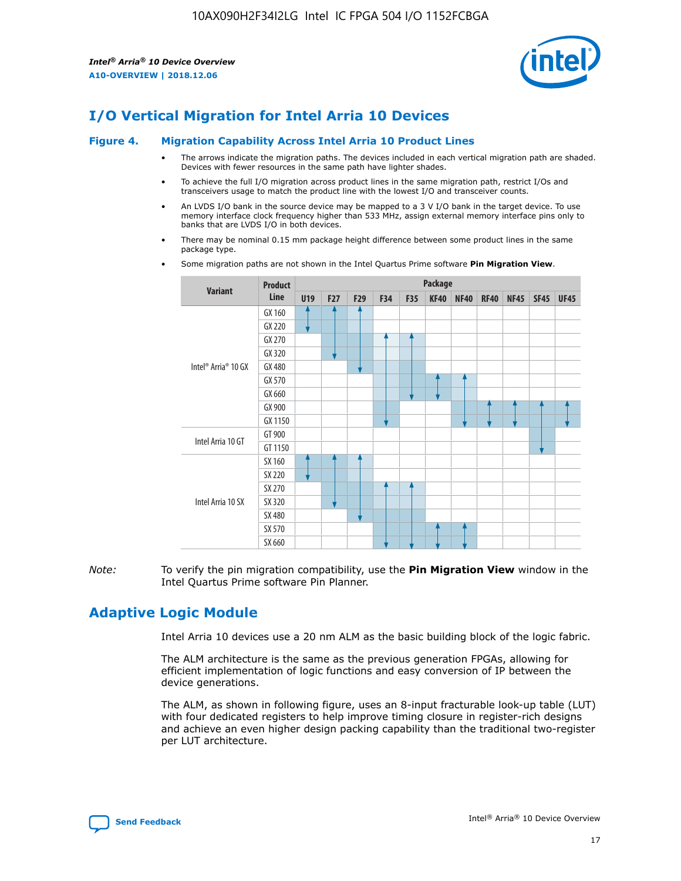# I/O Vertical Migration for Intel Arria 10 Devices

**Figure 4. Migration Capability Across Intel Arria 10 Product Lines**

- The arrows indicate the migration paths. The devices included in each vertical migration path are shaded. Devices with fewer resources in the same path have lighter shades.
- To achieve the full I/O migration across product lines in the same migration path, restrict I/Os and transceivers usage to match the product line with the lowest I/O and transceiver counts.
- An LVDS I/O bank in the source device may be mapped to a 3 V I/O bank in the target device. To use memory interface clock frequency higher than 533 MHz, assign external memory interface pins only to banks that are LVDS I/O in both devices.
- There may be nominal 0.15 mm package height difference between some product lines in the same package type.
- Some migration paths are not shown in the Intel Quartus Prime software **Pin Migration View**.

| Variant | Product Line | U19 | F27 | F29 | F34 | F35 | KF40 | NF40 | RF40 | NF45 | SF45 | UF45 |
|---|---|---|---|---|---|---|---|---|---|---|---|---|
| Intel® Arria® 10 GX | GX 160 | | | | | | | | | | | |
| | GX 220 | | | | | | | | | | | |
| | GX 270 | | | | | | | | | | | |
| | GX 320 | | | | | | | | | | | |
| | GX 480 | | | | | | | | | | | |
| | GX 570 | | | | | | | | | | | |
| | GX 660 | | | | | | | | | | | |
| | GX 900 | | | | | | | | | | | |
| | GX 1150 | | | | | | | | | | | |
| Intel Arria 10 GT | GT 900 | | | | | | | | | | | |
| | GT 1150 | | | | | | | | | | | |
| Intel Arria 10 SX | SX 160 | | | | | | | | | | | |
| | SX 220 | | | | | | | | | | | |
| | SX 270 | | | | | | | | | | | |
| | SX 320 | | | | | | | | | | | |
| | SX 480 | | | | | | | | | | | |
| | SX 570 | | | | | | | | | | | |
| | SX 660 | | | | | | | | | | | |

*Note:* To verify the pin migration compatibility, use the **Pin Migration View** window in the Intel Quartus Prime software Pin Planner.

# Adaptive Logic Module

Intel Arria 10 devices use a 20 nm ALM as the basic building block of the logic fabric.

The ALM architecture is the same as the previous generation FPGAs, allowing for efficient implementation of logic functions and easy conversion of IP between the device generations.

The ALM, as shown in following figure, uses an 8-input fracturable look-up table (LUT) with four dedicated registers to help improve timing closure in register-rich designs and achieve an even higher design packing capability than the traditional two-register per LUT architecture.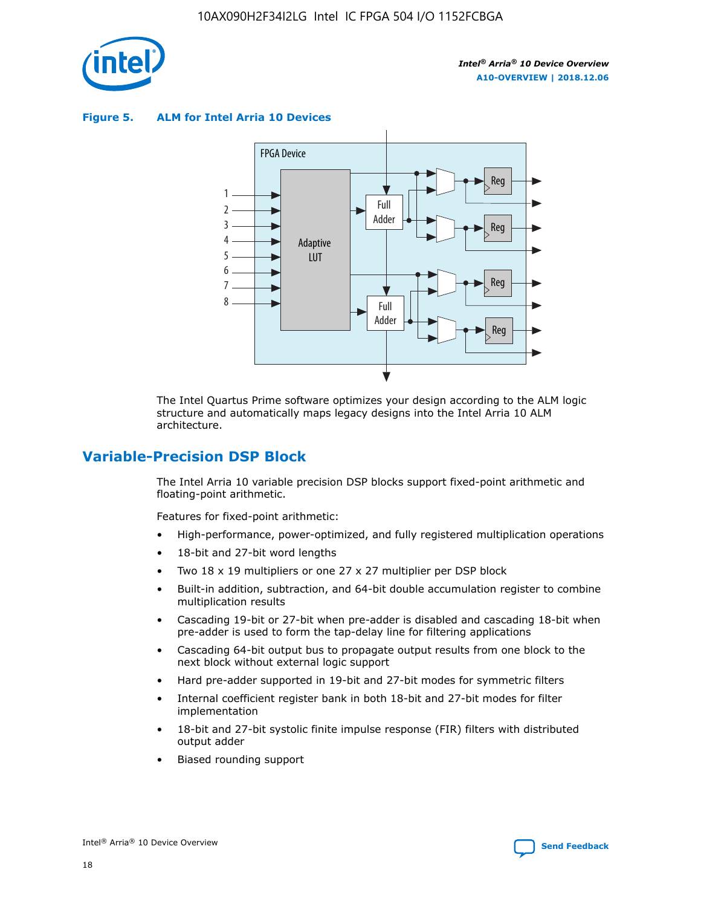**Figure 5. ALM for Intel Arria 10 Devices**

The Intel Quartus Prime software optimizes your design according to the ALM logic structure and automatically maps legacy designs into the Intel Arria 10 ALM architecture.

## Variable-Precision DSP Block

The Intel Arria 10 variable precision DSP blocks support fixed-point arithmetic and floating-point arithmetic.

Features for fixed-point arithmetic:

- High-performance, power-optimized, and fully registered multiplication operations
- 18-bit and 27-bit word lengths
- Two 18 x 19 multipliers or one 27 x 27 multiplier per DSP block
- Built-in addition, subtraction, and 64-bit double accumulation register to combine multiplication results
- Cascading 19-bit or 27-bit when pre-adder is disabled and cascading 18-bit when pre-adder is used to form the tap-delay line for filtering applications
- Cascading 64-bit output bus to propagate output results from one block to the next block without external logic support
- Hard pre-adder supported in 19-bit and 27-bit modes for symmetric filters
- Internal coefficient register bank in both 18-bit and 27-bit modes for filter implementation
- 18-bit and 27-bit systolic finite impulse response (FIR) filters with distributed output adder
- Biased rounding support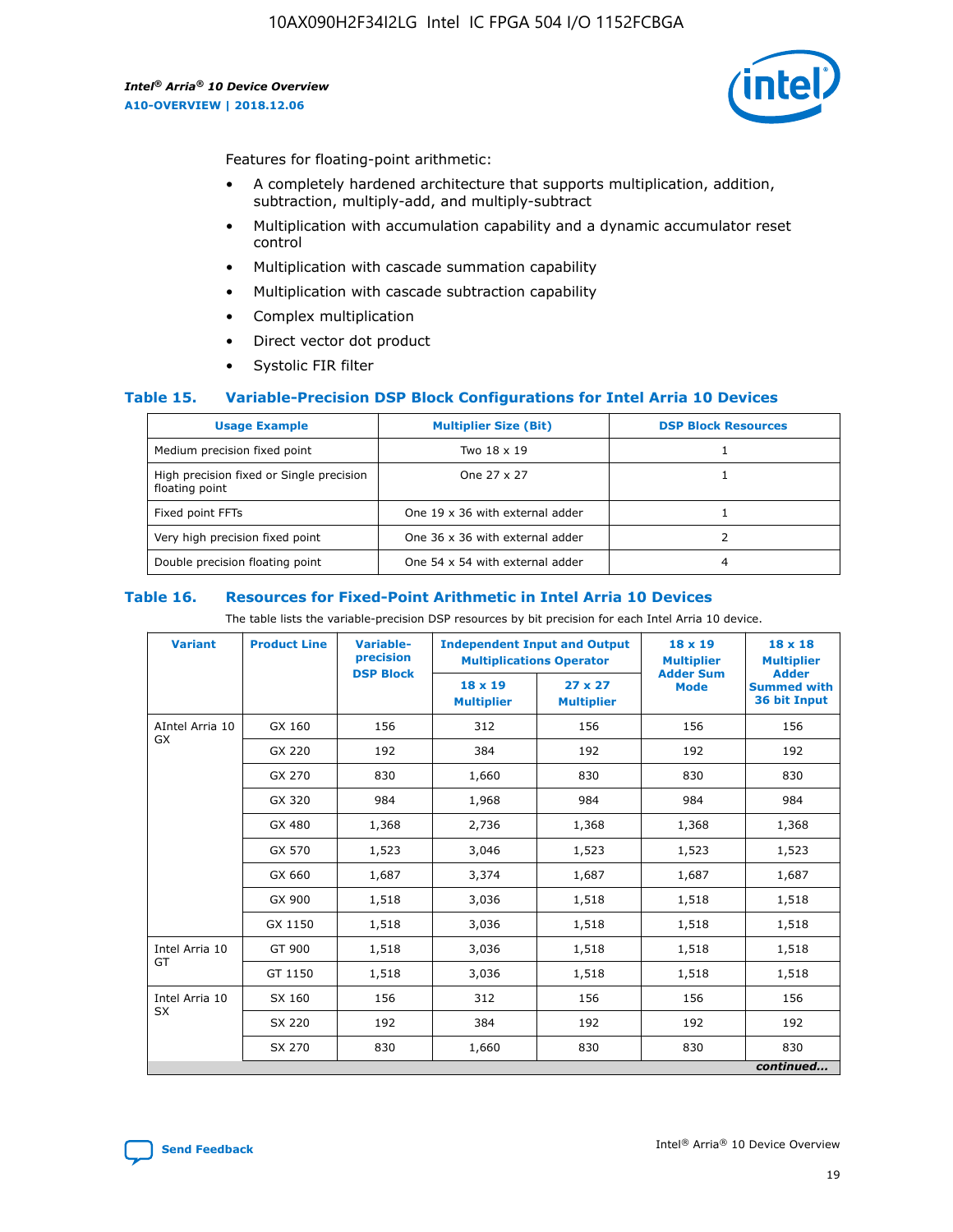Features for floating-point arithmetic:

- A completely hardened architecture that supports multiplication, addition, subtraction, multiply-add, and multiply-subtract
- Multiplication with accumulation capability and a dynamic accumulator reset control
- Multiplication with cascade summation capability
- Multiplication with cascade subtraction capability
- Complex multiplication
- Direct vector dot product
- Systolic FIR filter

### Table 15. Variable-Precision DSP Block Configurations for Intel Arria 10 Devices

| Usage Example | Multiplier Size (Bit) | DSP Block Resources |
|---|---|---|
| Medium precision fixed point | Two 18 x 19 | 1 |
| High precision fixed or Single precision floating point | One 27 x 27 | 1 |
| Fixed point FFTs | One 19 x 36 with external adder | 1 |
| Very high precision fixed point | One 36 x 36 with external adder | 2 |
| Double precision floating point | One 54 x 54 with external adder | 4 |

### Table 16. Resources for Fixed-Point Arithmetic in Intel Arria 10 Devices

The table lists the variable-precision DSP resources by bit precision for each Intel Arria 10 device.

| Variant | Product Line | Variable-precision DSP Block | Independent Input and Output Multiplications Operator | | 18 x 19 Multiplier Adder Sum Mode | 18 x 18 Multiplier Adder Summed with 36 bit Input |
|---|---|---|---|---|---|---|
| | | | 18 x 19 Multiplier | 27 x 27 Multiplier | | |
| AIntel Arria 10 GX | GX 160 | 156 | 312 | 156 | 156 | 156 |
| | GX 220 | 192 | 384 | 192 | 192 | 192 |
| | GX 270 | 830 | 1,660 | 830 | 830 | 830 |
| | GX 320 | 984 | 1,968 | 984 | 984 | 984 |
| | GX 480 | 1,368 | 2,736 | 1,368 | 1,368 | 1,368 |
| | GX 570 | 1,523 | 3,046 | 1,523 | 1,523 | 1,523 |
| | GX 660 | 1,687 | 3,374 | 1,687 | 1,687 | 1,687 |
| | GX 900 | 1,518 | 3,036 | 1,518 | 1,518 | 1,518 |
| | GX 1150 | 1,518 | 3,036 | 1,518 | 1,518 | 1,518 |
| Intel Arria 10 GT | GT 900 | 1,518 | 3,036 | 1,518 | 1,518 | 1,518 |
| | GT 1150 | 1,518 | 3,036 | 1,518 | 1,518 | 1,518 |
| Intel Arria 10 SX | SX 160 | 156 | 312 | 156 | 156 | 156 |
| | SX 220 | 192 | 384 | 192 | 192 | 192 |
| | SX 270 | 830 | 1,660 | 830 | 830 | 830 |

*continued...*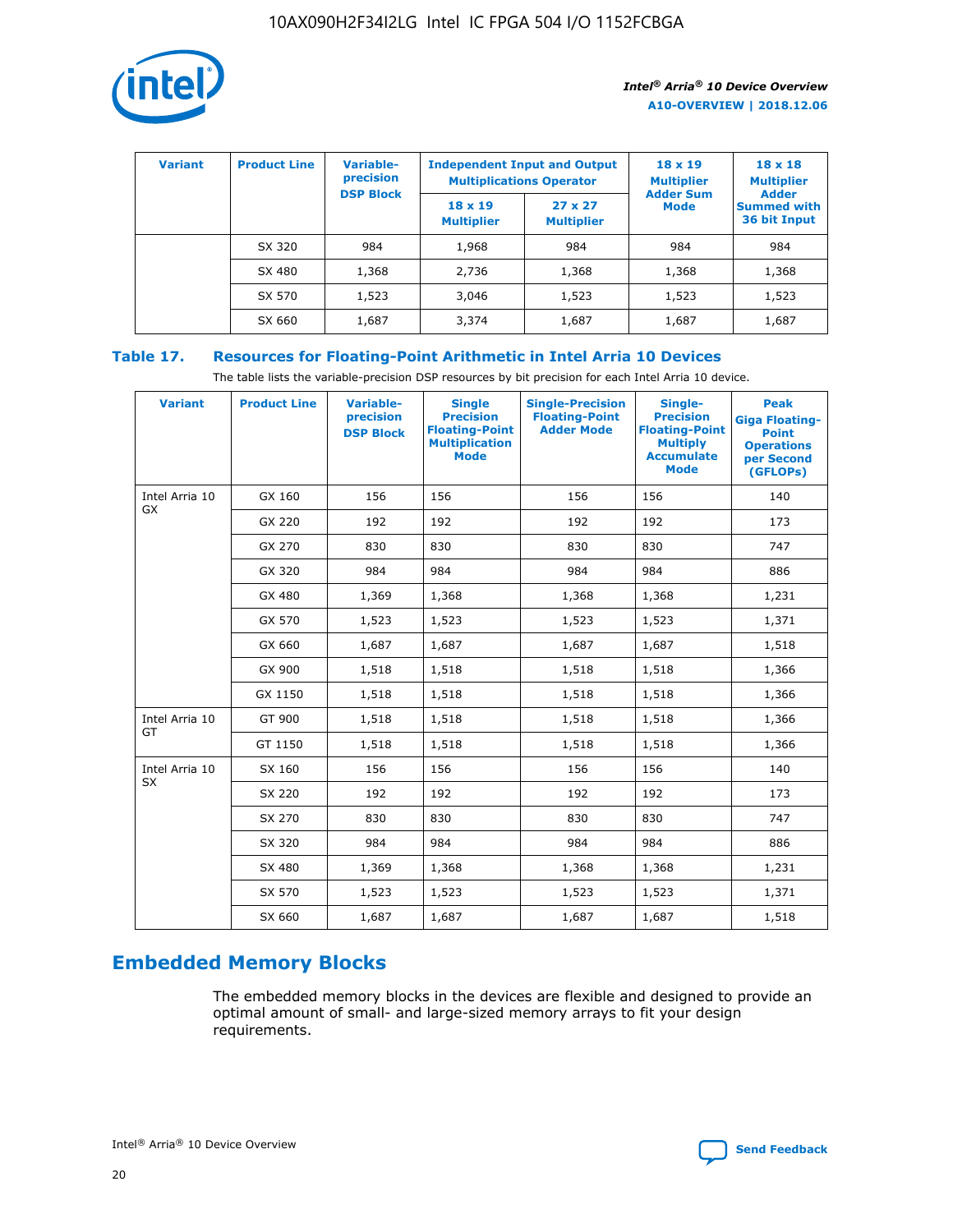| Variant | Product Line | Variable-precision DSP Block | Independent Input and Output Multiplications Operator | | 18 x 19 Multiplier Adder Sum Mode | 18 x 18 Multiplier Adder Summed with 36 bit Input |
|---|---|---|---|---|---|---|
| | | | 18 x 19 Multiplier | 27 x 27 Multiplier | | |
| | SX 320 | 984 | 1,968 | 984 | 984 | 984 |
| | SX 480 | 1,368 | 2,736 | 1,368 | 1,368 | 1,368 |
| | SX 570 | 1,523 | 3,046 | 1,523 | 1,523 | 1,523 |
| | SX 660 | 1,687 | 3,374 | 1,687 | 1,687 | 1,687 |

## Table 17. Resources for Floating-Point Arithmetic in Intel Arria 10 Devices

The table lists the variable-precision DSP resources by bit precision for each Intel Arria 10 device.

| Variant | Product Line | Variable-precision DSP Block | Single Precision Floating-Point Multiplication Mode | Single-Precision Floating-Point Adder Mode | Single-Precision Floating-Point Multiply Accumulate Mode | Peak Giga Floating-Point Operations per Second (GFLOPs) |
|---|---|---|---|---|---|---|
| Intel Arria 10 GX | GX 160 | 156 | 156 | 156 | 156 | 140 |
| | GX 220 | 192 | 192 | 192 | 192 | 173 |
| | GX 270 | 830 | 830 | 830 | 830 | 747 |
| | GX 320 | 984 | 984 | 984 | 984 | 886 |
| | GX 480 | 1,369 | 1,368 | 1,368 | 1,368 | 1,231 |
| | GX 570 | 1,523 | 1,523 | 1,523 | 1,523 | 1,371 |
| | GX 660 | 1,687 | 1,687 | 1,687 | 1,687 | 1,518 |
| | GX 900 | 1,518 | 1,518 | 1,518 | 1,518 | 1,366 |
| | GX 1150 | 1,518 | 1,518 | 1,518 | 1,518 | 1,366 |
| Intel Arria 10 GT | GT 900 | 1,518 | 1,518 | 1,518 | 1,518 | 1,366 |
| | GT 1150 | 1,518 | 1,518 | 1,518 | 1,518 | 1,366 |
| Intel Arria 10 SX | SX 160 | 156 | 156 | 156 | 156 | 140 |
| | SX 220 | 192 | 192 | 192 | 192 | 173 |
| | SX 270 | 830 | 830 | 830 | 830 | 747 |
| | SX 320 | 984 | 984 | 984 | 984 | 886 |
| | SX 480 | 1,369 | 1,368 | 1,368 | 1,368 | 1,231 |
| | SX 570 | 1,523 | 1,523 | 1,523 | 1,523 | 1,371 |
| | SX 660 | 1,687 | 1,687 | 1,687 | 1,687 | 1,518 |

# Embedded Memory Blocks

The embedded memory blocks in the devices are flexible and designed to provide an optimal amount of small- and large-sized memory arrays to fit your design requirements.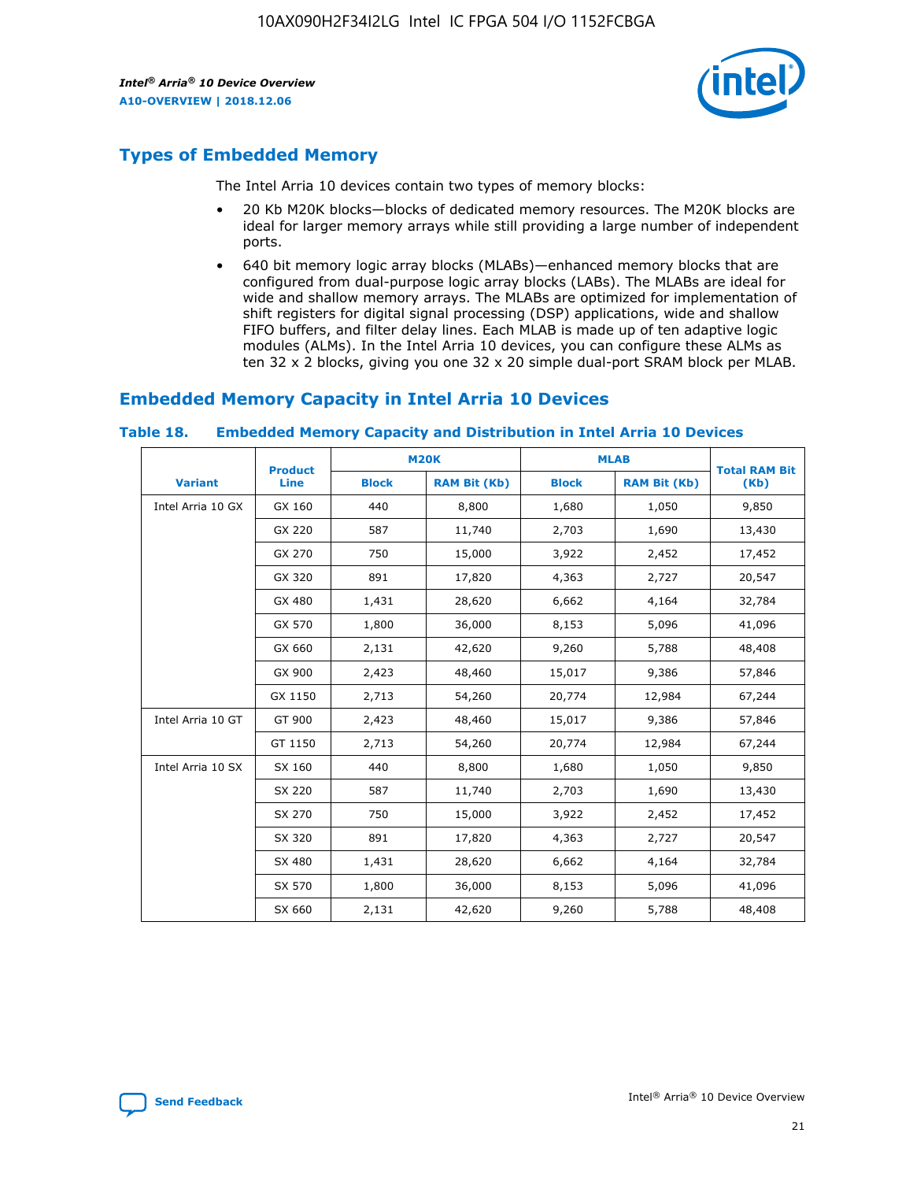## Types of Embedded Memory

The Intel Arria 10 devices contain two types of memory blocks:

- 20 Kb M20K blocks—blocks of dedicated memory resources. The M20K blocks are ideal for larger memory arrays while still providing a large number of independent ports.
- 640 bit memory logic array blocks (MLABs)—enhanced memory blocks that are configured from dual-purpose logic array blocks (LABs). The MLABs are ideal for wide and shallow memory arrays. The MLABs are optimized for implementation of shift registers for digital signal processing (DSP) applications, wide and shallow FIFO buffers, and filter delay lines. Each MLAB is made up of ten adaptive logic modules (ALMs). In the Intel Arria 10 devices, you can configure these ALMs as ten 32 x 2 blocks, giving you one 32 x 20 simple dual-port SRAM block per MLAB.

## Embedded Memory Capacity in Intel Arria 10 Devices

### Table 18. Embedded Memory Capacity and Distribution in Intel Arria 10 Devices

| Variant | Product Line | M20K | | MLAB | | Total RAM Bit (Kb) |
|---|---|---|---|---|---|---|
| | | Block | RAM Bit (Kb) | Block | RAM Bit (Kb) | |
| Intel Arria 10 GX | GX 160 | 440 | 8,800 | 1,680 | 1,050 | 9,850 |
| | GX 220 | 587 | 11,740 | 2,703 | 1,690 | 13,430 |
| | GX 270 | 750 | 15,000 | 3,922 | 2,452 | 17,452 |
| | GX 320 | 891 | 17,820 | 4,363 | 2,727 | 20,547 |
| | GX 480 | 1,431 | 28,620 | 6,662 | 4,164 | 32,784 |
| | GX 570 | 1,800 | 36,000 | 8,153 | 5,096 | 41,096 |
| | GX 660 | 2,131 | 42,620 | 9,260 | 5,788 | 48,408 |
| | GX 900 | 2,423 | 48,460 | 15,017 | 9,386 | 57,846 |
| | GX 1150 | 2,713 | 54,260 | 20,774 | 12,984 | 67,244 |
| Intel Arria 10 GT | GT 900 | 2,423 | 48,460 | 15,017 | 9,386 | 57,846 |
| | GT 1150 | 2,713 | 54,260 | 20,774 | 12,984 | 67,244 |
| Intel Arria 10 SX | SX 160 | 440 | 8,800 | 1,680 | 1,050 | 9,850 |
| | SX 220 | 587 | 11,740 | 2,703 | 1,690 | 13,430 |
| | SX 270 | 750 | 15,000 | 3,922 | 2,452 | 17,452 |
| | SX 320 | 891 | 17,820 | 4,363 | 2,727 | 20,547 |
| | SX 480 | 1,431 | 28,620 | 6,662 | 4,164 | 32,784 |
| | SX 570 | 1,800 | 36,000 | 8,153 | 5,096 | 41,096 |
| | SX 660 | 2,131 | 42,620 | 9,260 | 5,788 | 48,408 |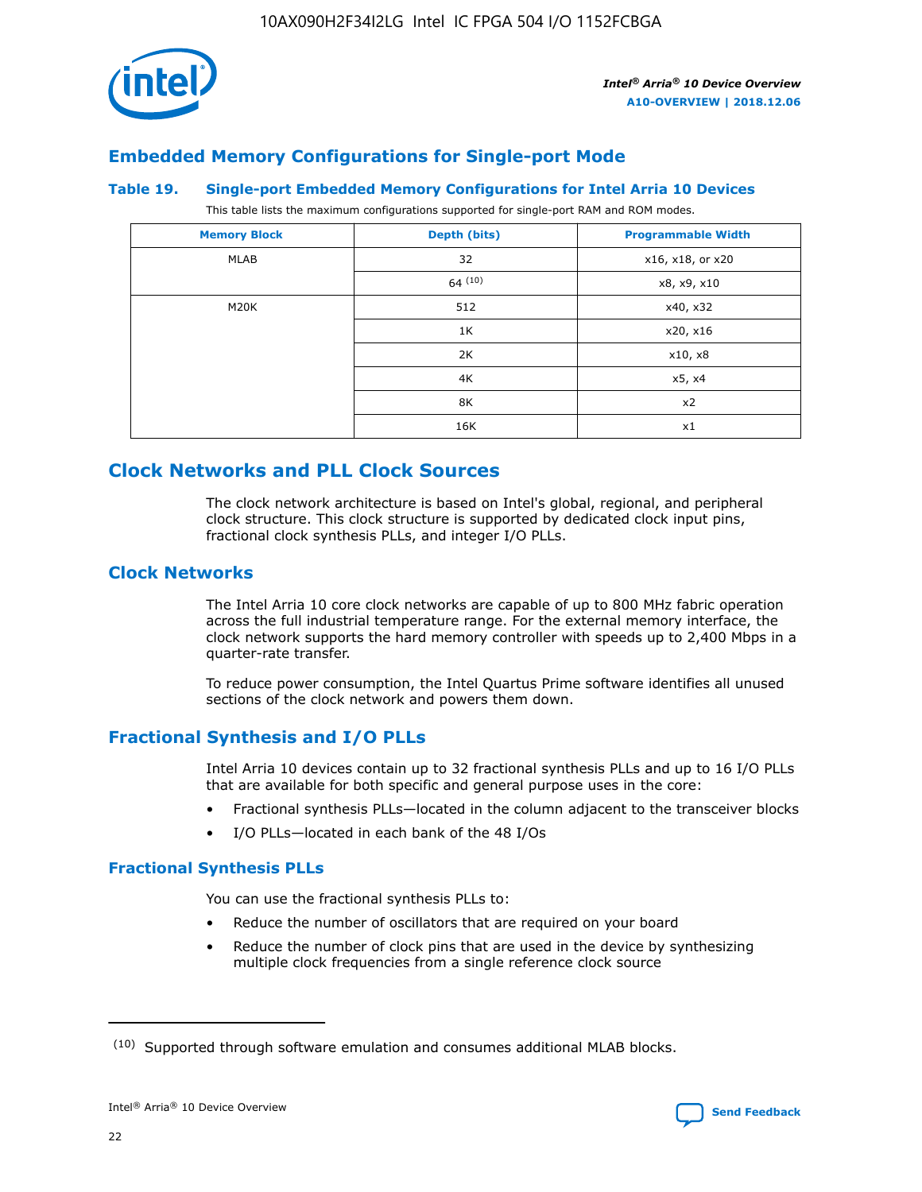## Embedded Memory Configurations for Single-port Mode

### Table 19. Single-port Embedded Memory Configurations for Intel Arria 10 Devices

This table lists the maximum configurations supported for single-port RAM and ROM modes.

| Memory Block | Depth (bits) | Programmable Width |
| --- | --- | --- |
| MLAB | 32 | x16, x18, or x20 |
| | 64 [10] | x8, x9, x10 |
| M20K | 512 | x40, x32 |
| | 1K | x20, x16 |
| | 2K | x10, x8 |
| | 4K | x5, x4 |
| | 8K | x2 |
| | 16K | x1 |

## Clock Networks and PLL Clock Sources

The clock network architecture is based on Intel's global, regional, and peripheral clock structure. This clock structure is supported by dedicated clock input pins, fractional clock synthesis PLLs, and integer I/O PLLs.

## Clock Networks

The Intel Arria 10 core clock networks are capable of up to 800 MHz fabric operation across the full industrial temperature range. For the external memory interface, the clock network supports the hard memory controller with speeds up to 2,400 Mbps in a quarter-rate transfer.

To reduce power consumption, the Intel Quartus Prime software identifies all unused sections of the clock network and powers them down.

## Fractional Synthesis and I/O PLLs

Intel Arria 10 devices contain up to 32 fractional synthesis PLLs and up to 16 I/O PLLs that are available for both specific and general purpose uses in the core:

- Fractional synthesis PLLs—located in the column adjacent to the transceiver blocks
- I/O PLLs—located in each bank of the 48 I/Os

### Fractional Synthesis PLLs

You can use the fractional synthesis PLLs to:

- Reduce the number of oscillators that are required on your board
- Reduce the number of clock pins that are used in the device by synthesizing multiple clock frequencies from a single reference clock source

(10) Supported through software emulation and consumes additional MLAB blocks.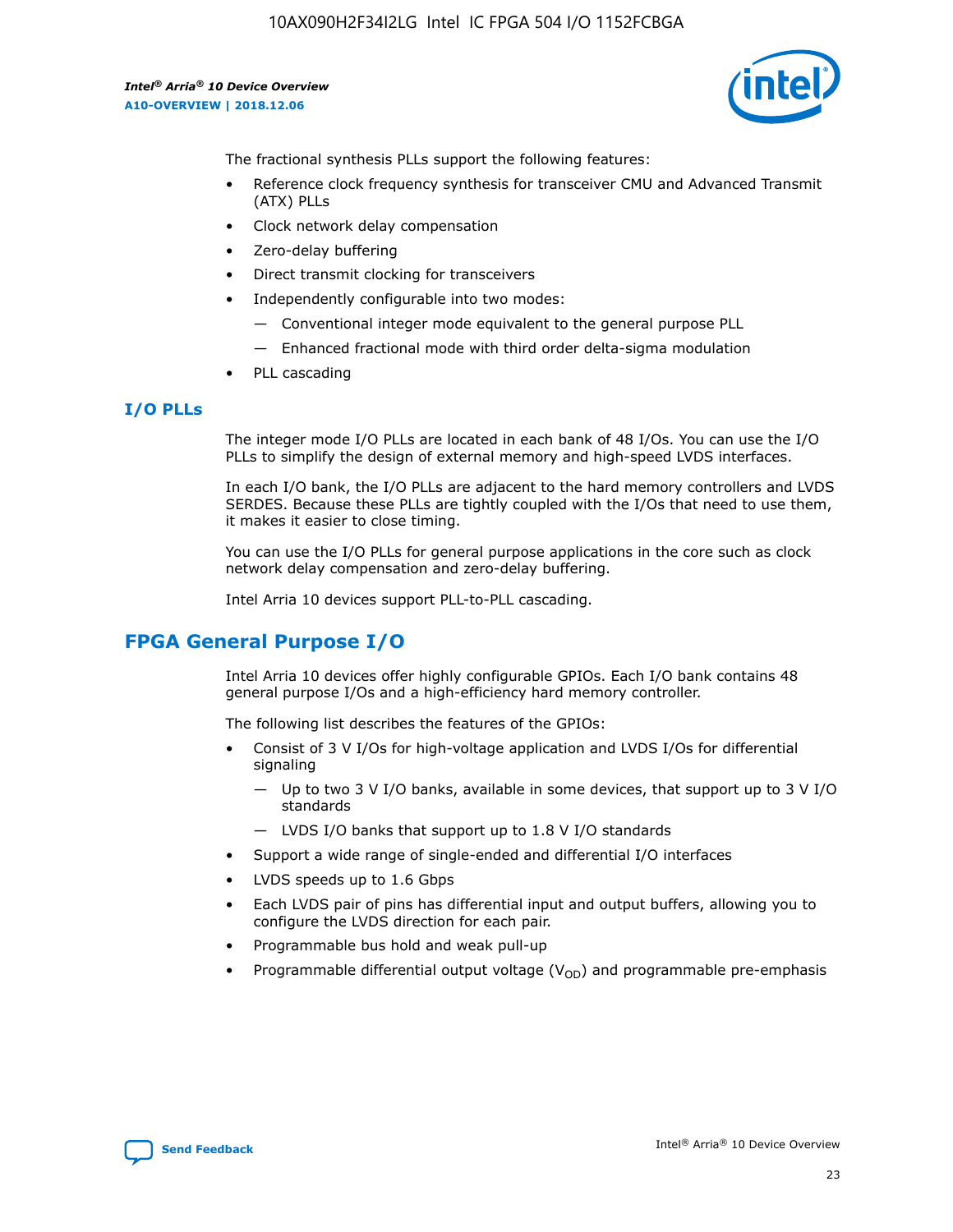The fractional synthesis PLLs support the following features:

- Reference clock frequency synthesis for transceiver CMU and Advanced Transmit (ATX) PLLs
- Clock network delay compensation
- Zero-delay buffering
- Direct transmit clocking for transceivers
- Independently configurable into two modes:
  - — Conventional integer mode equivalent to the general purpose PLL
  - — Enhanced fractional mode with third order delta-sigma modulation
- PLL cascading

### I/O PLLs

The integer mode I/O PLLs are located in each bank of 48 I/Os. You can use the I/O PLLs to simplify the design of external memory and high-speed LVDS interfaces.

In each I/O bank, the I/O PLLs are adjacent to the hard memory controllers and LVDS SERDES. Because these PLLs are tightly coupled with the I/Os that need to use them, it makes it easier to close timing.

You can use the I/O PLLs for general purpose applications in the core such as clock network delay compensation and zero-delay buffering.

Intel Arria 10 devices support PLL-to-PLL cascading.

## FPGA General Purpose I/O

Intel Arria 10 devices offer highly configurable GPIOs. Each I/O bank contains 48 general purpose I/Os and a high-efficiency hard memory controller.

The following list describes the features of the GPIOs:

- Consist of 3 V I/Os for high-voltage application and LVDS I/Os for differential signaling
  - — Up to two 3 V I/O banks, available in some devices, that support up to 3 V I/O standards
  - — LVDS I/O banks that support up to 1.8 V I/O standards
- Support a wide range of single-ended and differential I/O interfaces
- LVDS speeds up to 1.6 Gbps
- Each LVDS pair of pins has differential input and output buffers, allowing you to configure the LVDS direction for each pair.
- Programmable bus hold and weak pull-up
- Programmable differential output voltage ($V_{OD}$) and programmable pre-emphasis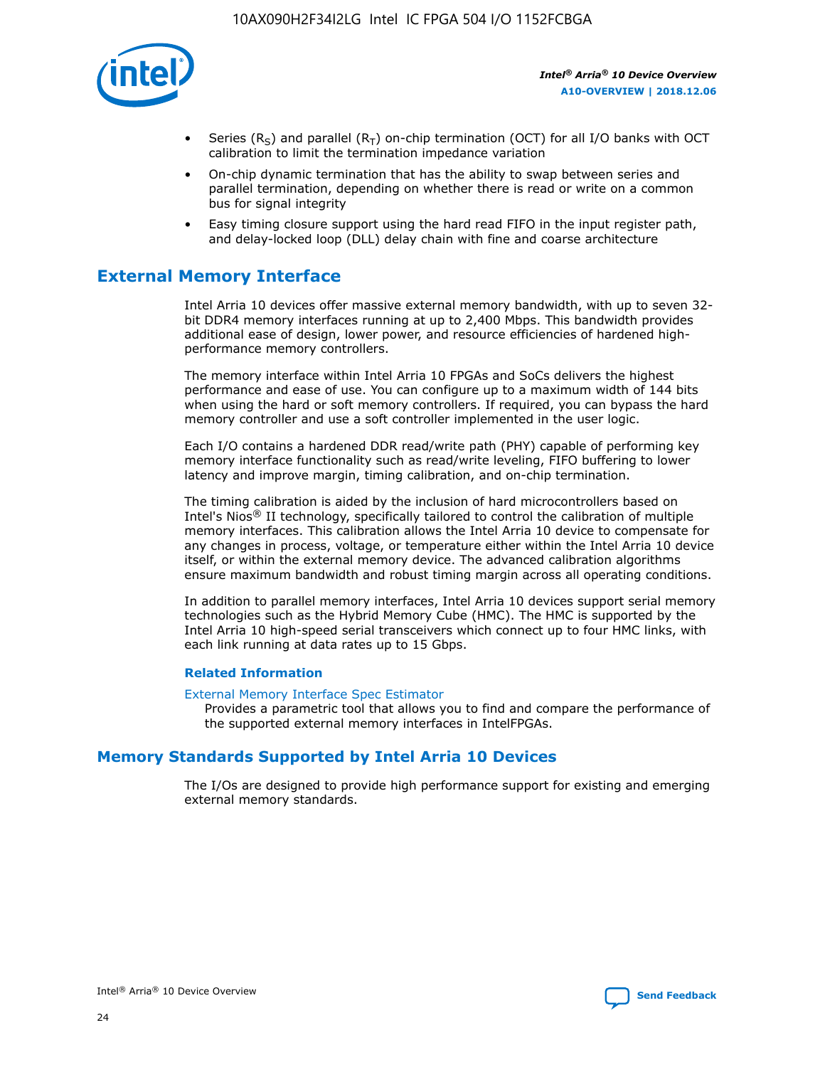- Series ($R_S$) and parallel ($R_T$) on-chip termination (OCT) for all I/O banks with OCT calibration to limit the termination impedance variation
- On-chip dynamic termination that has the ability to swap between series and parallel termination, depending on whether there is read or write on a common bus for signal integrity
- Easy timing closure support using the hard read FIFO in the input register path, and delay-locked loop (DLL) delay chain with fine and coarse architecture

## External Memory Interface

Intel Arria 10 devices offer massive external memory bandwidth, with up to seven 32-bit DDR4 memory interfaces running at up to 2,400 Mbps. This bandwidth provides additional ease of design, lower power, and resource efficiencies of hardened high-performance memory controllers.

The memory interface within Intel Arria 10 FPGAs and SoCs delivers the highest performance and ease of use. You can configure up to a maximum width of 144 bits when using the hard or soft memory controllers. If required, you can bypass the hard memory controller and use a soft controller implemented in the user logic.

Each I/O contains a hardened DDR read/write path (PHY) capable of performing key memory interface functionality such as read/write leveling, FIFO buffering to lower latency and improve margin, timing calibration, and on-chip termination.

The timing calibration is aided by the inclusion of hard microcontrollers based on Intel's Nios® II technology, specifically tailored to control the calibration of multiple memory interfaces. This calibration allows the Intel Arria 10 device to compensate for any changes in process, voltage, or temperature either within the Intel Arria 10 device itself, or within the external memory device. The advanced calibration algorithms ensure maximum bandwidth and robust timing margin across all operating conditions.

In addition to parallel memory interfaces, Intel Arria 10 devices support serial memory technologies such as the Hybrid Memory Cube (HMC). The HMC is supported by the Intel Arria 10 high-speed serial transceivers which connect up to four HMC links, with each link running at data rates up to 15 Gbps.

### Related Information

External Memory Interface Spec Estimator
Provides a parametric tool that allows you to find and compare the performance of the supported external memory interfaces in IntelFPGAs.

## Memory Standards Supported by Intel Arria 10 Devices

The I/Os are designed to provide high performance support for existing and emerging external memory standards.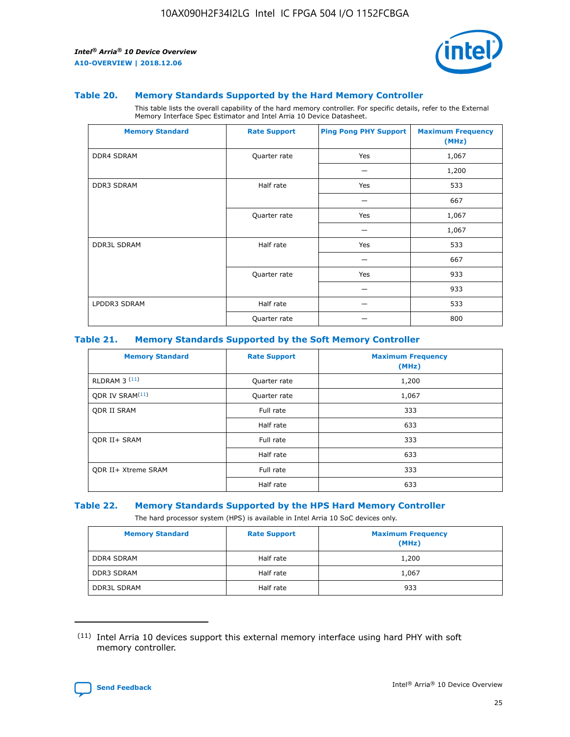### Table 20. Memory Standards Supported by the Hard Memory Controller

This table lists the overall capability of the hard memory controller. For specific details, refer to the External Memory Interface Spec Estimator and Intel Arria 10 Device Datasheet.

| Memory Standard | Rate Support | Ping Pong PHY Support | Maximum Frequency (MHz) |
|---|---|---|---|
| DDR4 SDRAM | Quarter rate | Yes | 1,067 |
| | | — | 1,200 |
| DDR3 SDRAM | Half rate | Yes | 533 |
| | | — | 667 |
| | Quarter rate | Yes | 1,067 |
| | | — | 1,067 |
| DDR3L SDRAM | Half rate | Yes | 533 |
| | | — | 667 |
| | Quarter rate | Yes | 933 |
| | | — | 933 |
| LPDDR3 SDRAM | Half rate | — | 533 |
| | Quarter rate | — | 800 |

### Table 21. Memory Standards Supported by the Soft Memory Controller

| Memory Standard | Rate Support | Maximum Frequency (MHz) |
|---|---|---|
| RLDRAM 3 [(11)] | Quarter rate | 1,200 |
| QDR IV SRAM[(11)] | Quarter rate | 1,067 |
| QDR II SRAM | Full rate | 333 |
| | Half rate | 633 |
| QDR II+ SRAM | Full rate | 333 |
| | Half rate | 633 |
| QDR II+ Xtreme SRAM | Full rate | 333 |
| | Half rate | 633 |

### Table 22. Memory Standards Supported by the HPS Hard Memory Controller

The hard processor system (HPS) is available in Intel Arria 10 SoC devices only.

| Memory Standard | Rate Support | Maximum Frequency (MHz) |
|---|---|---|
| DDR4 SDRAM | Half rate | 1,200 |
| DDR3 SDRAM | Half rate | 1,067 |
| DDR3L SDRAM | Half rate | 933 |

(11) Intel Arria 10 devices support this external memory interface using hard PHY with soft memory controller.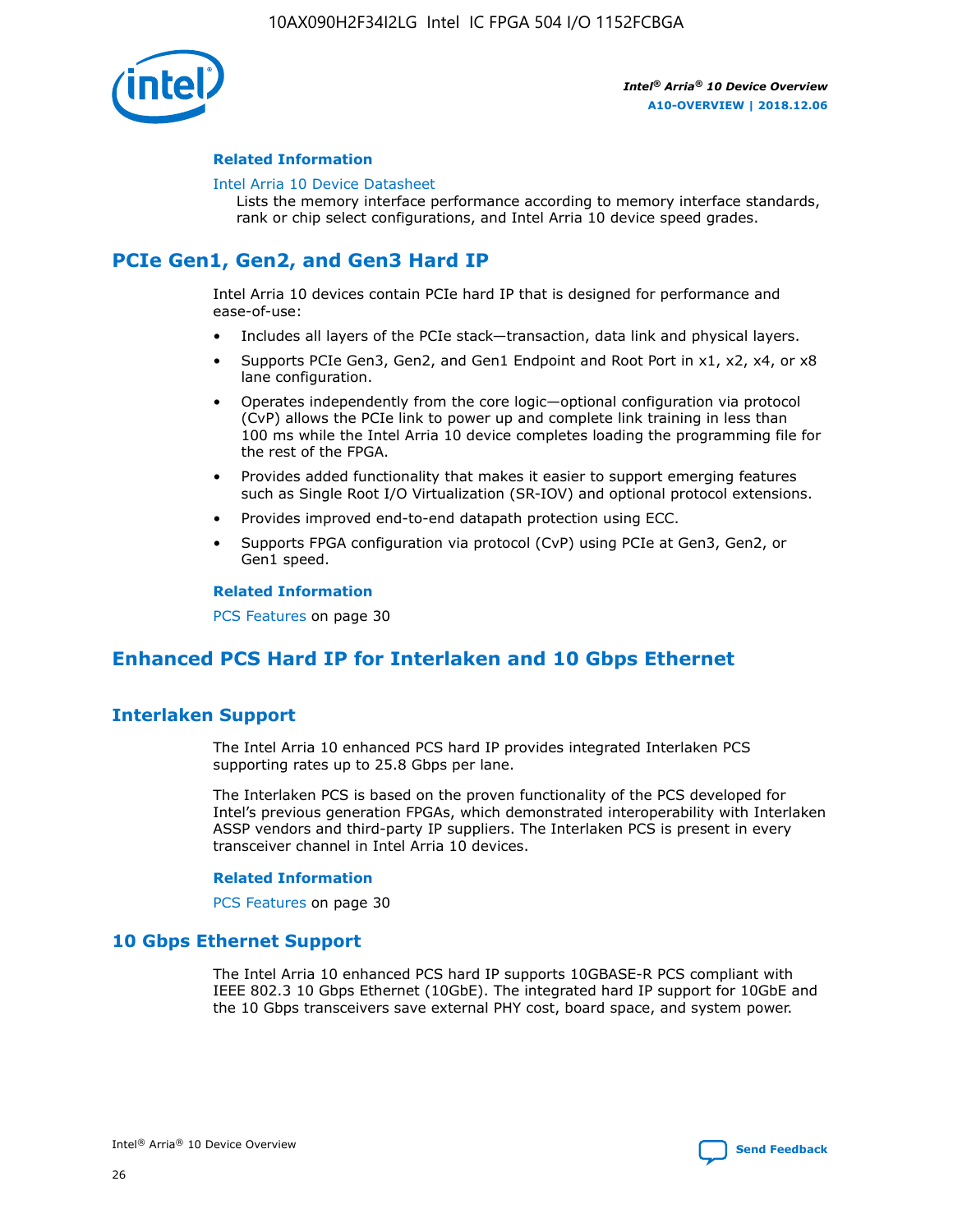### Related Information

Intel Arria 10 Device Datasheet

Lists the memory interface performance according to memory interface standards, rank or chip select configurations, and Intel Arria 10 device speed grades.

## PCIe Gen1, Gen2, and Gen3 Hard IP

Intel Arria 10 devices contain PCIe hard IP that is designed for performance and ease-of-use:

- Includes all layers of the PCIe stack—transaction, data link and physical layers.
- Supports PCIe Gen3, Gen2, and Gen1 Endpoint and Root Port in x1, x2, x4, or x8 lane configuration.
- Operates independently from the core logic—optional configuration via protocol (CvP) allows the PCIe link to power up and complete link training in less than 100 ms while the Intel Arria 10 device completes loading the programming file for the rest of the FPGA.
- Provides added functionality that makes it easier to support emerging features such as Single Root I/O Virtualization (SR-IOV) and optional protocol extensions.
- Provides improved end-to-end datapath protection using ECC.
- Supports FPGA configuration via protocol (CvP) using PCIe at Gen3, Gen2, or Gen1 speed.

### Related Information

PCS Features on page 30

## Enhanced PCS Hard IP for Interlaken and 10 Gbps Ethernet

## Interlaken Support

The Intel Arria 10 enhanced PCS hard IP provides integrated Interlaken PCS supporting rates up to 25.8 Gbps per lane.

The Interlaken PCS is based on the proven functionality of the PCS developed for Intel's previous generation FPGAs, which demonstrated interoperability with Interlaken ASSP vendors and third-party IP suppliers. The Interlaken PCS is present in every transceiver channel in Intel Arria 10 devices.

### Related Information

PCS Features on page 30

## 10 Gbps Ethernet Support

The Intel Arria 10 enhanced PCS hard IP supports 10GBASE-R PCS compliant with IEEE 802.3 10 Gbps Ethernet (10GbE). The integrated hard IP support for 10GbE and the 10 Gbps transceivers save external PHY cost, board space, and system power.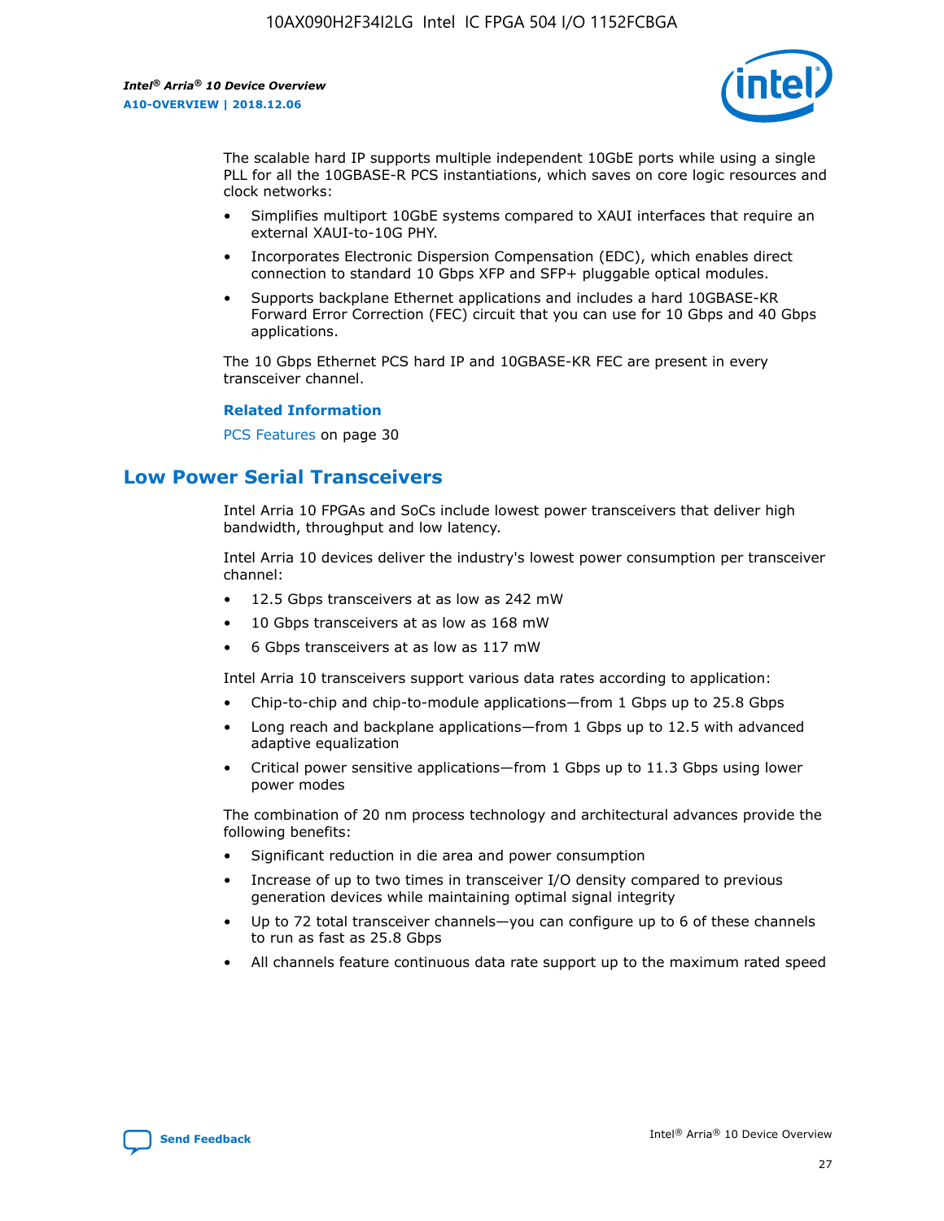The scalable hard IP supports multiple independent 10GbE ports while using a single PLL for all the 10GBASE-R PCS instantiations, which saves on core logic resources and clock networks:

- Simplifies multiport 10GbE systems compared to XAUI interfaces that require an external XAUI-to-10G PHY.
- Incorporates Electronic Dispersion Compensation (EDC), which enables direct connection to standard 10 Gbps XFP and SFP+ pluggable optical modules.
- Supports backplane Ethernet applications and includes a hard 10GBASE-KR Forward Error Correction (FEC) circuit that you can use for 10 Gbps and 40 Gbps applications.

The 10 Gbps Ethernet PCS hard IP and 10GBASE-KR FEC are present in every transceiver channel.

**Related Information**

PCS Features on page 30

## Low Power Serial Transceivers

Intel Arria 10 FPGAs and SoCs include lowest power transceivers that deliver high bandwidth, throughput and low latency.

Intel Arria 10 devices deliver the industry's lowest power consumption per transceiver channel:

- 12.5 Gbps transceivers at as low as 242 mW
- 10 Gbps transceivers at as low as 168 mW
- 6 Gbps transceivers at as low as 117 mW

Intel Arria 10 transceivers support various data rates according to application:

- Chip-to-chip and chip-to-module applications—from 1 Gbps up to 25.8 Gbps
- Long reach and backplane applications—from 1 Gbps up to 12.5 with advanced adaptive equalization
- Critical power sensitive applications—from 1 Gbps up to 11.3 Gbps using lower power modes

The combination of 20 nm process technology and architectural advances provide the following benefits:

- Significant reduction in die area and power consumption
- Increase of up to two times in transceiver I/O density compared to previous generation devices while maintaining optimal signal integrity
- Up to 72 total transceiver channels—you can configure up to 6 of these channels to run as fast as 25.8 Gbps
- All channels feature continuous data rate support up to the maximum rated speed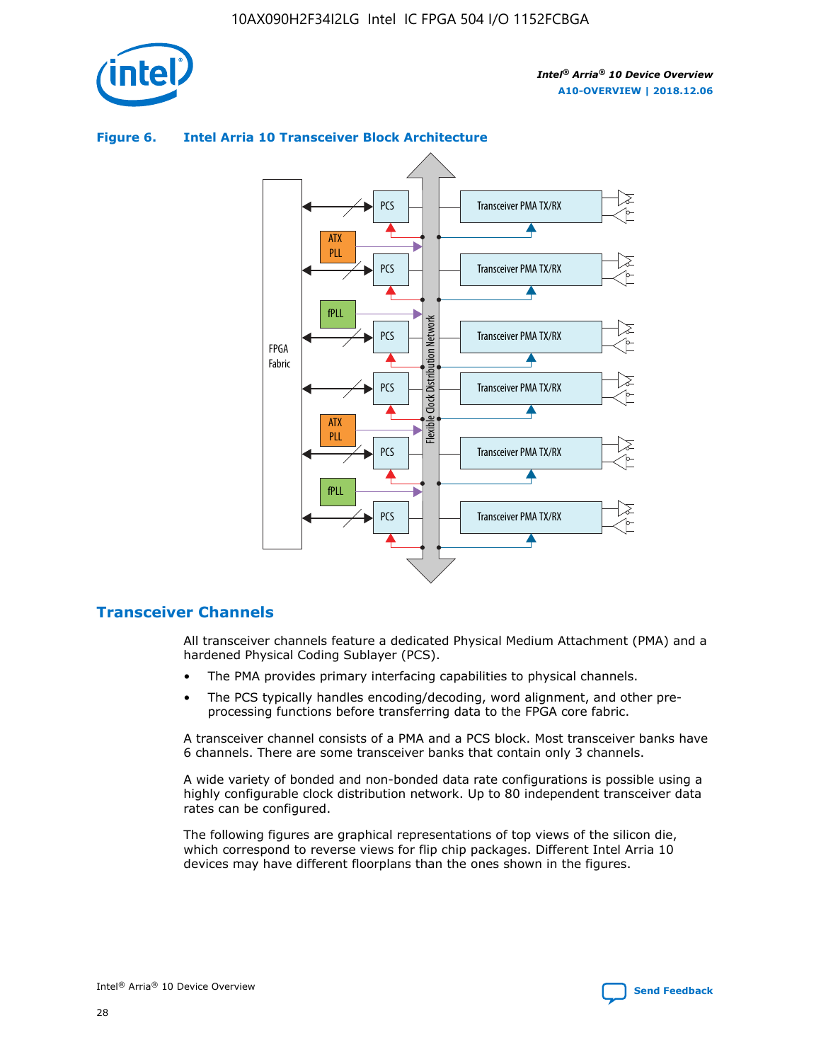**Figure 6. Intel Arria 10 Transceiver Block Architecture**

## Transceiver Channels

All transceiver channels feature a dedicated Physical Medium Attachment (PMA) and a hardened Physical Coding Sublayer (PCS).

- The PMA provides primary interfacing capabilities to physical channels.
- The PCS typically handles encoding/decoding, word alignment, and other pre-processing functions before transferring data to the FPGA core fabric.

A transceiver channel consists of a PMA and a PCS block. Most transceiver banks have 6 channels. There are some transceiver banks that contain only 3 channels.

A wide variety of bonded and non-bonded data rate configurations is possible using a highly configurable clock distribution network. Up to 80 independent transceiver data rates can be configured.

The following figures are graphical representations of top views of the silicon die, which correspond to reverse views for flip chip packages. Different Intel Arria 10 devices may have different floorplans than the ones shown in the figures.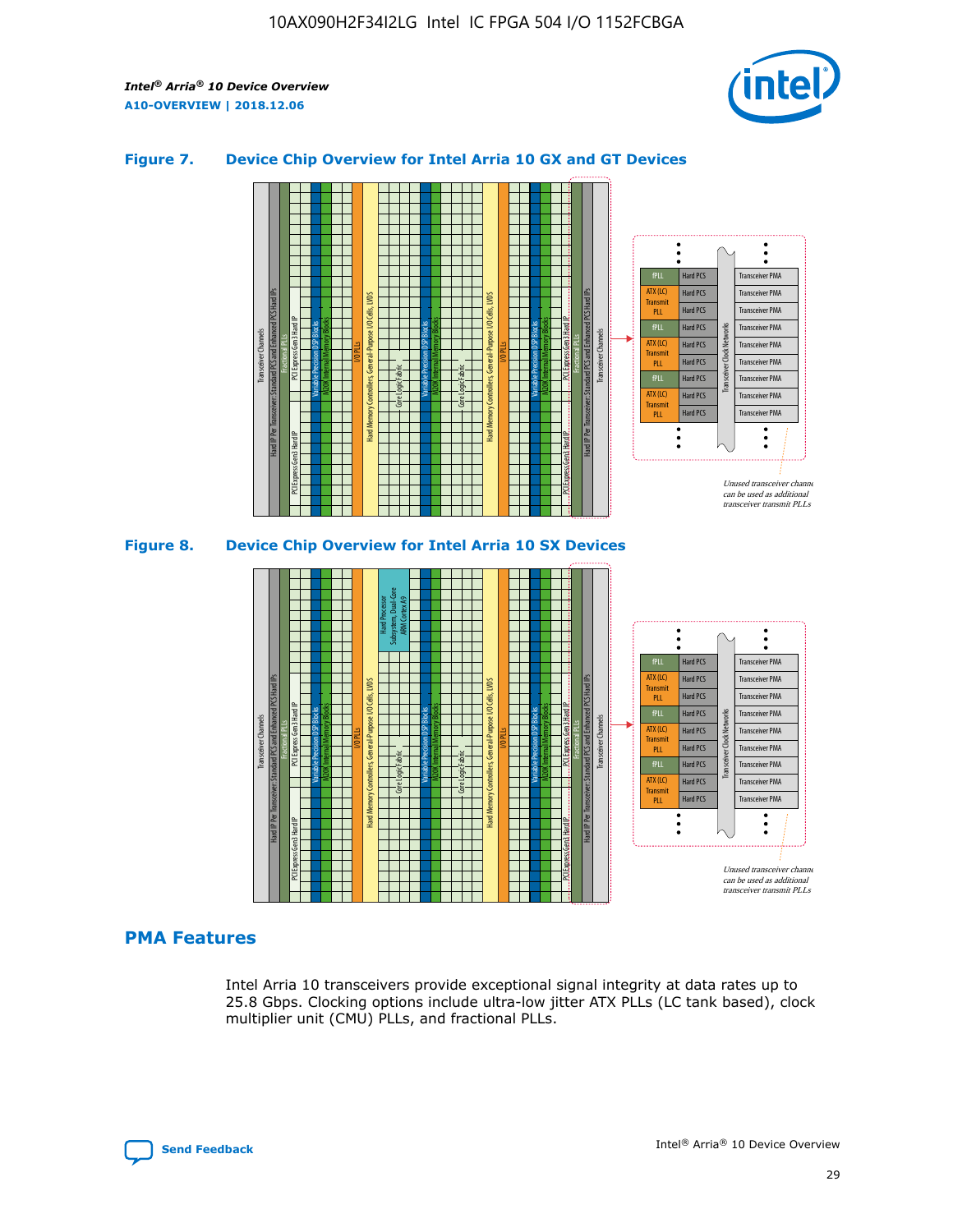### Figure 7. Device Chip Overview for Intel Arria 10 GX and GT Devices

### Figure 8. Device Chip Overview for Intel Arria 10 SX Devices

## PMA Features

Intel Arria 10 transceivers provide exceptional signal integrity at data rates up to 25.8 Gbps. Clocking options include ultra-low jitter ATX PLLs (LC tank based), clock multiplier unit (CMU) PLLs, and fractional PLLs.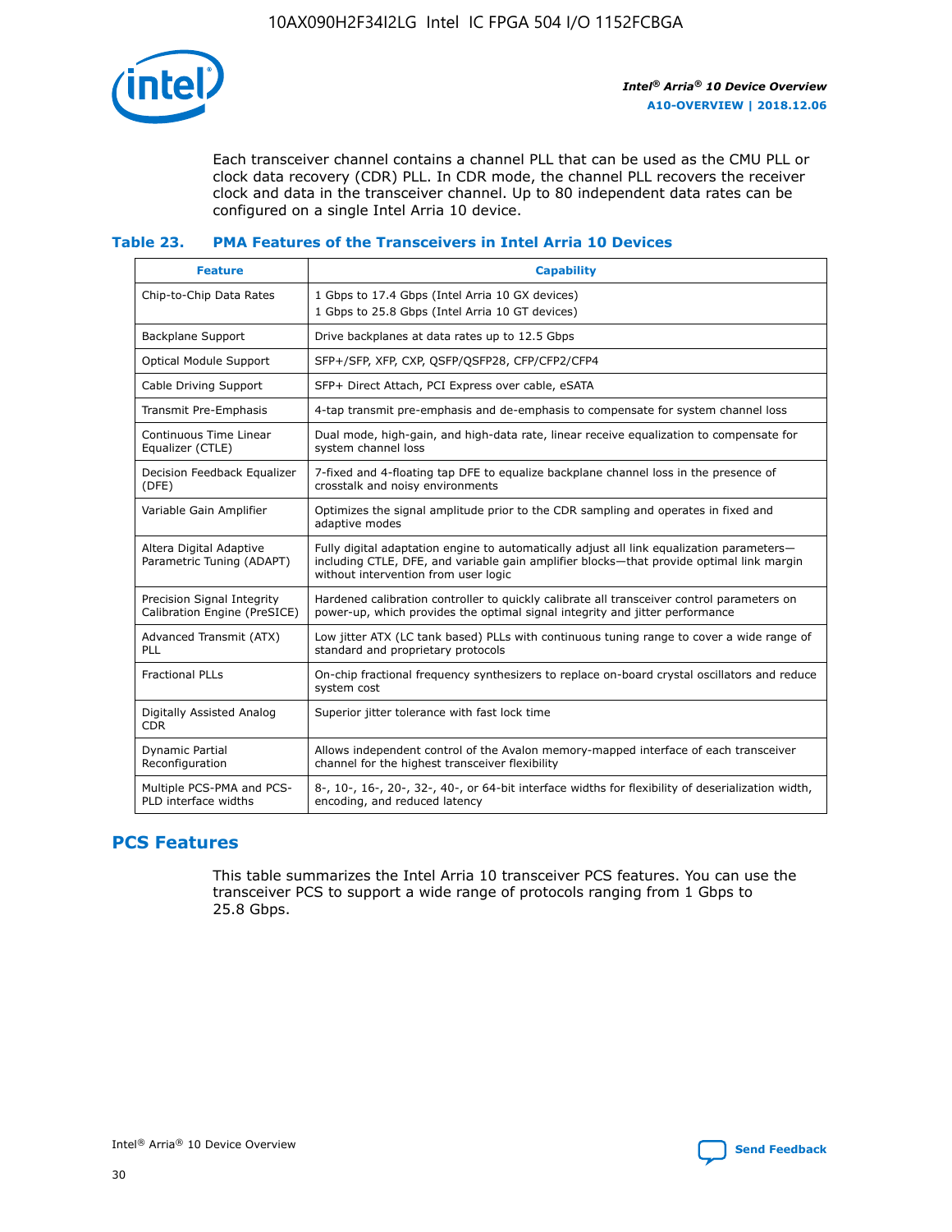Each transceiver channel contains a channel PLL that can be used as the CMU PLL or clock data recovery (CDR) PLL. In CDR mode, the channel PLL recovers the receiver clock and data in the transceiver channel. Up to 80 independent data rates can be configured on a single Intel Arria 10 device.

### Table 23. PMA Features of the Transceivers in Intel Arria 10 Devices

| Feature | Capability |
| --- | --- |
| Chip-to-Chip Data Rates | 1 Gbps to 17.4 Gbps (Intel Arria 10 GX devices)<br>1 Gbps to 25.8 Gbps (Intel Arria 10 GT devices) |
| Backplane Support | Drive backplanes at data rates up to 12.5 Gbps |
| Optical Module Support | SFP+/SFP, XFP, CXP, QSFP/QSFP28, CFP/CFP2/CFP4 |
| Cable Driving Support | SFP+ Direct Attach, PCI Express over cable, eSATA |
| Transmit Pre-Emphasis | 4-tap transmit pre-emphasis and de-emphasis to compensate for system channel loss |
| Continuous Time Linear Equalizer (CTLE) | Dual mode, high-gain, and high-data rate, linear receive equalization to compensate for system channel loss |
| Decision Feedback Equalizer (DFE) | 7-fixed and 4-floating tap DFE to equalize backplane channel loss in the presence of crosstalk and noisy environments |
| Variable Gain Amplifier | Optimizes the signal amplitude prior to the CDR sampling and operates in fixed and adaptive modes |
| Altera Digital Adaptive Parametric Tuning (ADAPT) | Fully digital adaptation engine to automatically adjust all link equalization parameters—including CTLE, DFE, and variable gain amplifier blocks—that provide optimal link margin without intervention from user logic |
| Precision Signal Integrity Calibration Engine (PreSICE) | Hardened calibration controller to quickly calibrate all transceiver control parameters on power-up, which provides the optimal signal integrity and jitter performance |
| Advanced Transmit (ATX) PLL | Low jitter ATX (LC tank based) PLLs with continuous tuning range to cover a wide range of standard and proprietary protocols |
| Fractional PLLs | On-chip fractional frequency synthesizers to replace on-board crystal oscillators and reduce system cost |
| Digitally Assisted Analog CDR | Superior jitter tolerance with fast lock time |
| Dynamic Partial Reconfiguration | Allows independent control of the Avalon memory-mapped interface of each transceiver channel for the highest transceiver flexibility |
| Multiple PCS-PMA and PCS-PLD interface widths | 8-, 10-, 16-, 20-, 32-, 40-, or 64-bit interface widths for flexibility of deserialization width, encoding, and reduced latency |

## PCS Features

This table summarizes the Intel Arria 10 transceiver PCS features. You can use the transceiver PCS to support a wide range of protocols ranging from 1 Gbps to 25.8 Gbps.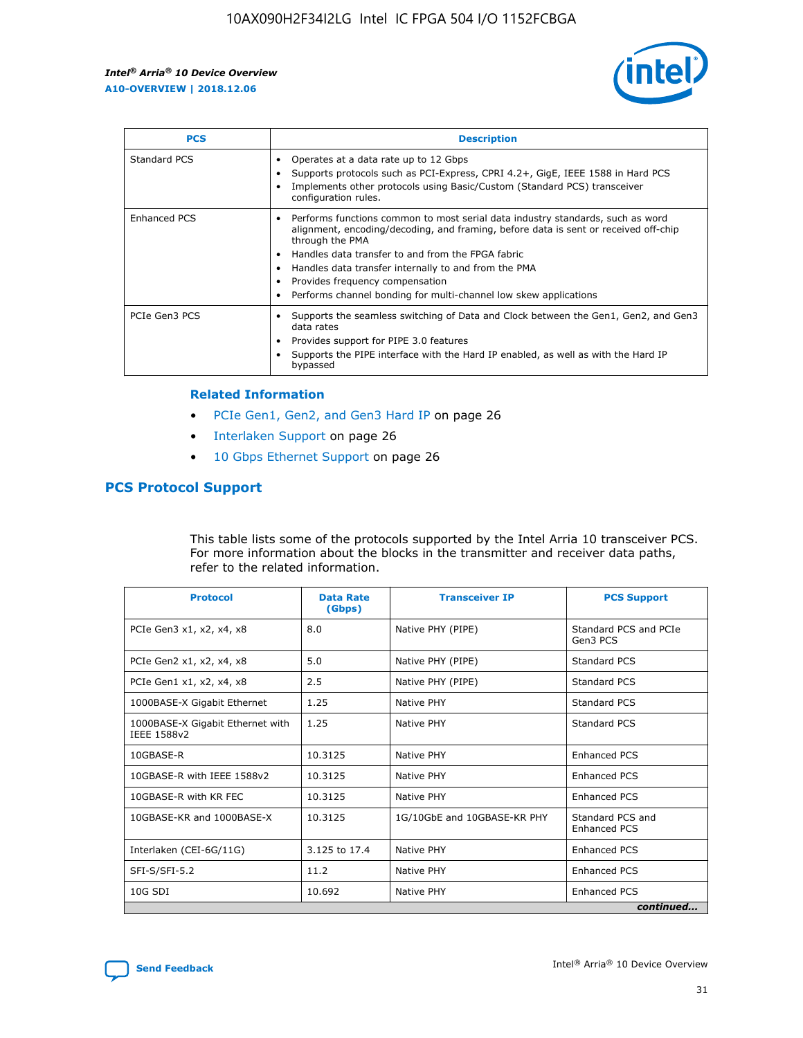| PCS | Description |
| --- | --- |
| Standard PCS | • Operates at a data rate up to 12 Gbps<br>• Supports protocols such as PCI-Express, CPRI 4.2+, GigE, IEEE 1588 in Hard PCS<br>• Implements other protocols using Basic/Custom (Standard PCS) transceiver configuration rules. |
| Enhanced PCS | • Performs functions common to most serial data industry standards, such as word alignment, encoding/decoding, and framing, before data is sent or received off-chip through the PMA<br>• Handles data transfer to and from the FPGA fabric<br>• Handles data transfer internally to and from the PMA<br>• Provides frequency compensation<br>• Performs channel bonding for multi-channel low skew applications |
| PCIe Gen3 PCS | • Supports the seamless switching of Data and Clock between the Gen1, Gen2, and Gen3 data rates<br>• Provides support for PIPE 3.0 features<br>• Supports the PIPE interface with the Hard IP enabled, as well as with the Hard IP bypassed |

**Related Information**

- PCIe Gen1, Gen2, and Gen3 Hard IP on page 26
- Interlaken Support on page 26
- 10 Gbps Ethernet Support on page 26

## PCS Protocol Support

This table lists some of the protocols supported by the Intel Arria 10 transceiver PCS. For more information about the blocks in the transmitter and receiver data paths, refer to the related information.

| Protocol | Data Rate (Gbps) | Transceiver IP | PCS Support |
| --- | --- | --- | --- |
| PCIe Gen3 x1, x2, x4, x8 | 8.0 | Native PHY (PIPE) | Standard PCS and PCIe Gen3 PCS |
| PCIe Gen2 x1, x2, x4, x8 | 5.0 | Native PHY (PIPE) | Standard PCS |
| PCIe Gen1 x1, x2, x4, x8 | 2.5 | Native PHY (PIPE) | Standard PCS |
| 1000BASE-X Gigabit Ethernet | 1.25 | Native PHY | Standard PCS |
| 1000BASE-X Gigabit Ethernet with IEEE 1588v2 | 1.25 | Native PHY | Standard PCS |
| 10GBASE-R | 10.3125 | Native PHY | Enhanced PCS |
| 10GBASE-R with IEEE 1588v2 | 10.3125 | Native PHY | Enhanced PCS |
| 10GBASE-R with KR FEC | 10.3125 | Native PHY | Enhanced PCS |
| 10GBASE-KR and 1000BASE-X | 10.3125 | 1G/10GbE and 10GBASE-KR PHY | Standard PCS and Enhanced PCS |
| Interlaken (CEI-6G/11G) | 3.125 to 17.4 | Native PHY | Enhanced PCS |
| SFI-S/SFI-5.2 | 11.2 | Native PHY | Enhanced PCS |
| 10G SDI | 10.692 | Native PHY | Enhanced PCS |

*continued...*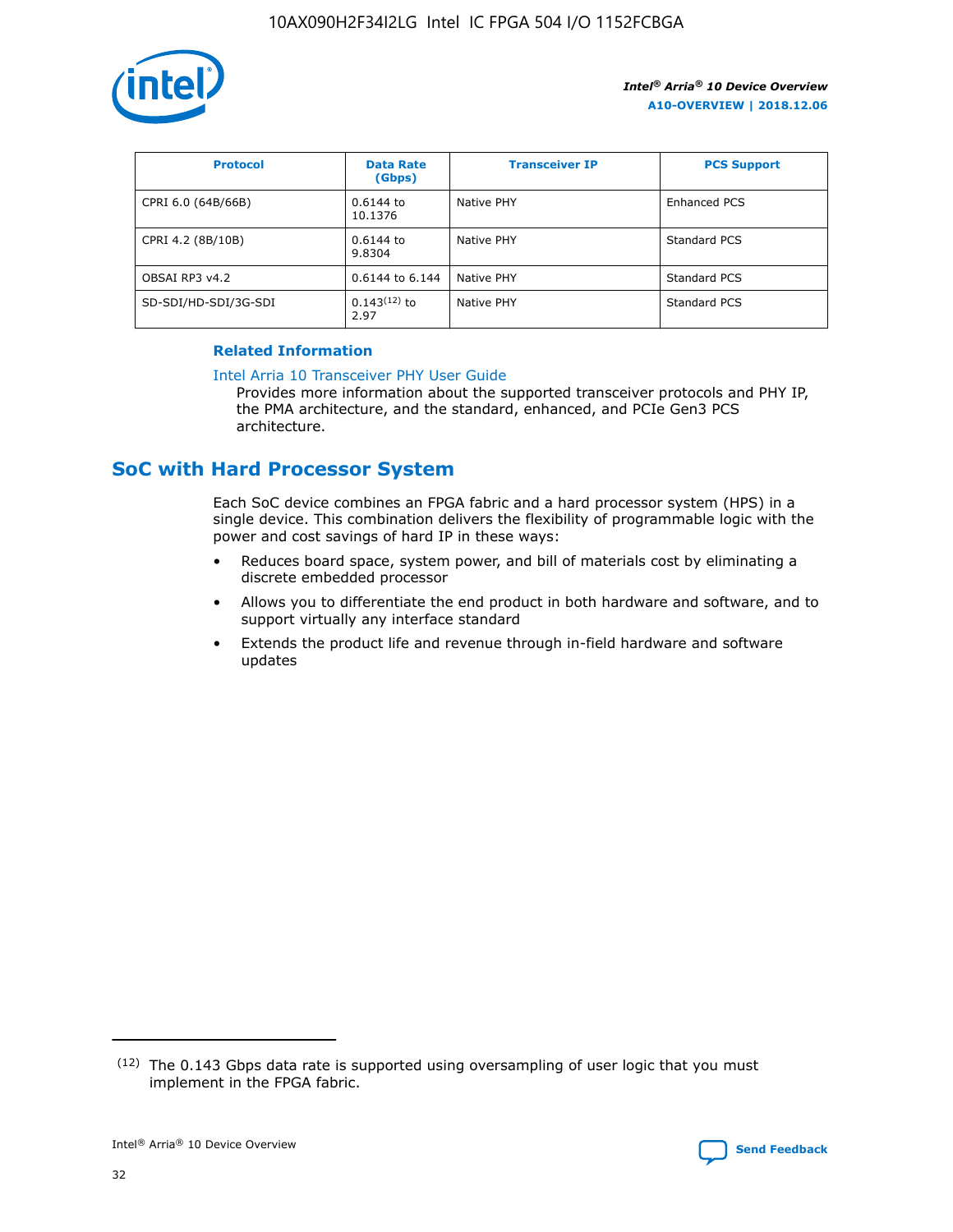| Protocol | Data Rate (Gbps) | Transceiver IP | PCS Support |
| --- | --- | --- | --- |
| CPRI 6.0 (64B/66B) | 0.6144 to 10.1376 | Native PHY | Enhanced PCS |
| CPRI 4.2 (8B/10B) | 0.6144 to 9.8304 | Native PHY | Standard PCS |
| OBSAI RP3 v4.2 | 0.6144 to 6.144 | Native PHY | Standard PCS |
| SD-SDI/HD-SDI/3G-SDI | 0.143[12] to 2.97 | Native PHY | Standard PCS |

**Related Information**

Intel Arria 10 Transceiver PHY User Guide
Provides more information about the supported transceiver protocols and PHY IP, the PMA architecture, and the standard, enhanced, and PCIe Gen3 PCS architecture.

## SoC with Hard Processor System

Each SoC device combines an FPGA fabric and a hard processor system (HPS) in a single device. This combination delivers the flexibility of programmable logic with the power and cost savings of hard IP in these ways:

- Reduces board space, system power, and bill of materials cost by eliminating a discrete embedded processor
- Allows you to differentiate the end product in both hardware and software, and to support virtually any interface standard
- Extends the product life and revenue through in-field hardware and software updates

[12] The 0.143 Gbps data rate is supported using oversampling of user logic that you must implement in the FPGA fabric.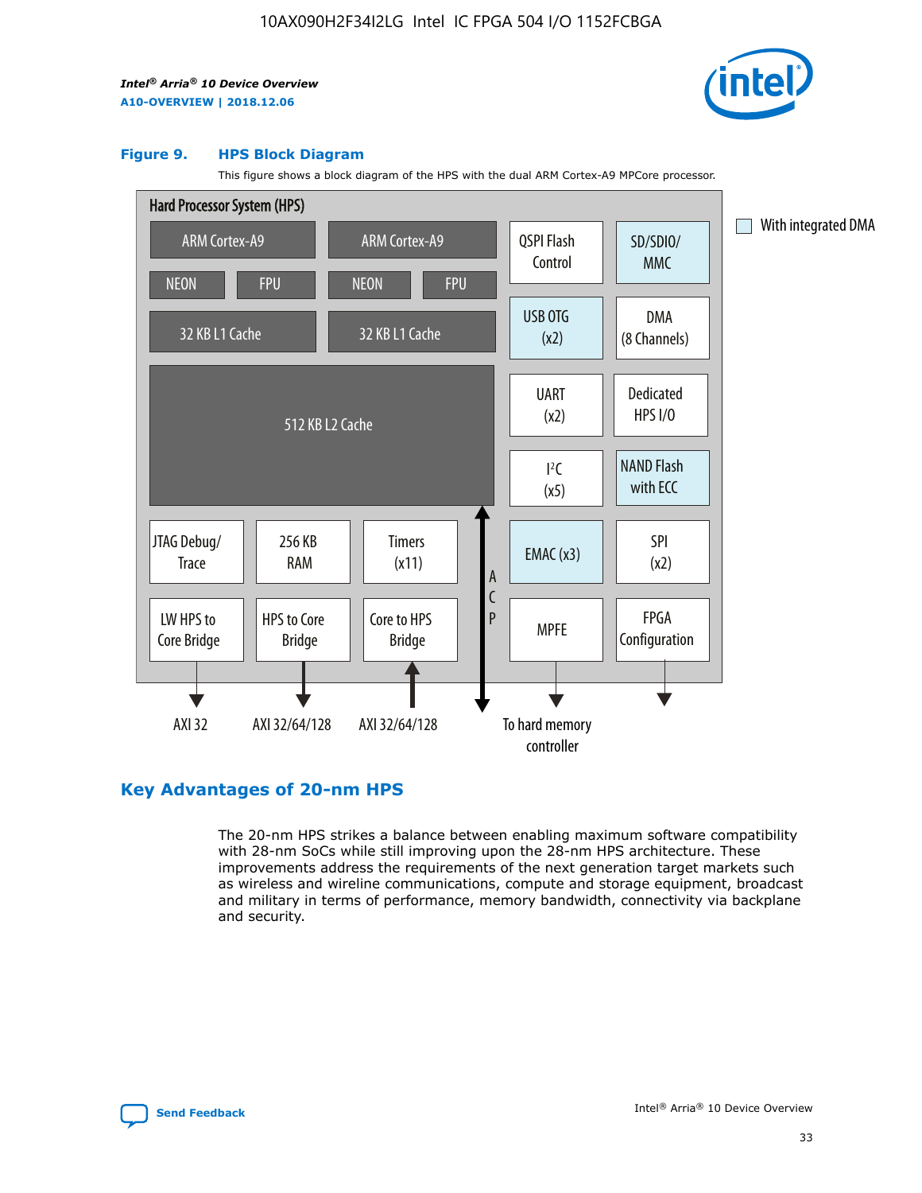**Figure 9. HPS Block Diagram**

This figure shows a block diagram of the HPS with the dual ARM Cortex-A9 MPCore processor.

Hard Processor System (HPS)

- ARM Cortex-A9 (NEON, FPU, 32 KB L1 Cache)
- ARM Cortex-A9 (NEON, FPU, 32 KB L1 Cache)
- 512 KB L2 Cache
- QSPI Flash Control
- SD/SDIO/MMC
- USB OTG (x2)
- DMA (8 Channels)
- UART (x2)
- Dedicated HPS I/O
- I²C (x5)
- NAND Flash with ECC
- JTAG Debug/Trace
- 256 KB RAM
- Timers (x11)
- EMAC (x3)
- SPI (x2)
- LW HPS to Core Bridge
- HPS to Core Bridge
- Core to HPS Bridge
- ACP
- MPFE
- FPGA Configuration

With integrated DMA: SD/SDIO/MMC, USB OTG (x2), NAND Flash with ECC, EMAC (x3)

AXI 32 | AXI 32/64/128 | AXI 32/64/128 | To hard memory controller

## Key Advantages of 20-nm HPS

The 20-nm HPS strikes a balance between enabling maximum software compatibility with 28-nm SoCs while still improving upon the 28-nm HPS architecture. These improvements address the requirements of the next generation target markets such as wireless and wireline communications, compute and storage equipment, broadcast and military in terms of performance, memory bandwidth, connectivity via backplane and security.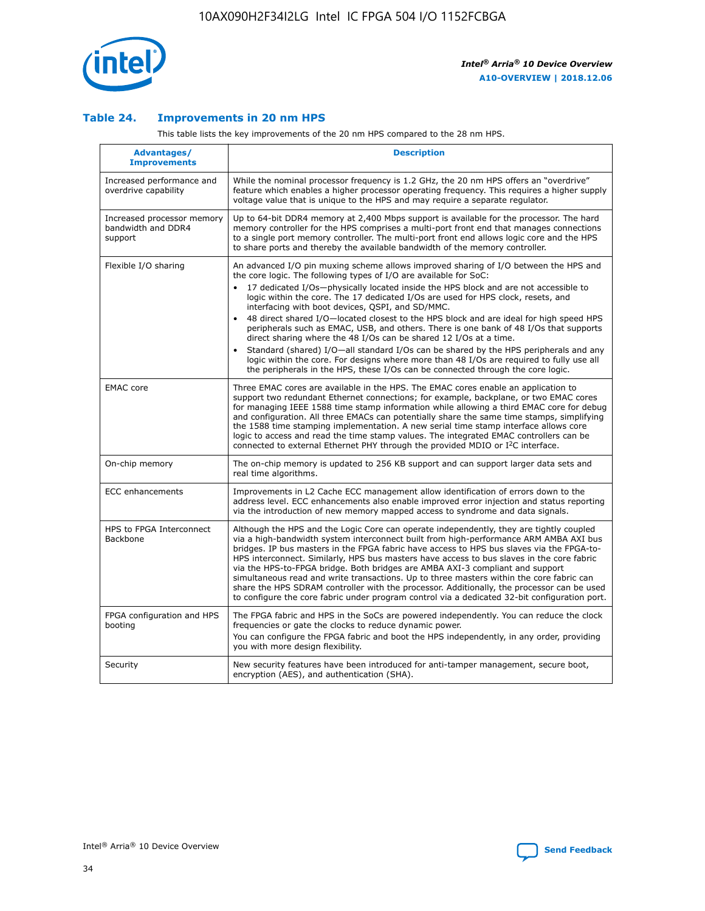### Table 24. Improvements in 20 nm HPS

This table lists the key improvements of the 20 nm HPS compared to the 28 nm HPS.

| Advantages/ Improvements | Description |
| --- | --- |
| Increased performance and overdrive capability | While the nominal processor frequency is 1.2 GHz, the 20 nm HPS offers an "overdrive" feature which enables a higher processor operating frequency. This requires a higher supply voltage value that is unique to the HPS and may require a separate regulator. |
| Increased processor memory bandwidth and DDR4 support | Up to 64-bit DDR4 memory at 2,400 Mbps support is available for the processor. The hard memory controller for the HPS comprises a multi-port front end that manages connections to a single port memory controller. The multi-port front end allows logic core and the HPS to share ports and thereby the available bandwidth of the memory controller. |
| Flexible I/O sharing | An advanced I/O pin muxing scheme allows improved sharing of I/O between the HPS and the core logic. The following types of I/O are available for SoC:<br>• 17 dedicated I/Os—physically located inside the HPS block and are not accessible to logic within the core. The 17 dedicated I/Os are used for HPS clock, resets, and interfacing with boot devices, QSPI, and SD/MMC.<br>• 48 direct shared I/O—located closest to the HPS block and are ideal for high speed HPS peripherals such as EMAC, USB, and others. There is one bank of 48 I/Os that supports direct sharing where the 48 I/Os can be shared 12 I/Os at a time.<br>• Standard (shared) I/O—all standard I/Os can be shared by the HPS peripherals and any logic within the core. For designs where more than 48 I/Os are required to fully use all the peripherals in the HPS, these I/Os can be connected through the core logic. |
| EMAC core | Three EMAC cores are available in the HPS. The EMAC cores enable an application to support two redundant Ethernet connections; for example, backplane, or two EMAC cores for managing IEEE 1588 time stamp information while allowing a third EMAC core for debug and configuration. All three EMACs can potentially share the same time stamps, simplifying the 1588 time stamping implementation. A new serial time stamp interface allows core logic to access and read the time stamp values. The integrated EMAC controllers can be connected to external Ethernet PHY through the provided MDIO or I²C interface. |
| On-chip memory | The on-chip memory is updated to 256 KB support and can support larger data sets and real time algorithms. |
| ECC enhancements | Improvements in L2 Cache ECC management allow identification of errors down to the address level. ECC enhancements also enable improved error injection and status reporting via the introduction of new memory mapped access to syndrome and data signals. |
| HPS to FPGA Interconnect Backbone | Although the HPS and the Logic Core can operate independently, they are tightly coupled via a high-bandwidth system interconnect built from high-performance ARM AMBA AXI bus bridges. IP bus masters in the FPGA fabric have access to HPS bus slaves via the FPGA-to-HPS interconnect. Similarly, HPS bus masters have access to bus slaves in the core fabric via the HPS-to-FPGA bridge. Both bridges are AMBA AXI-3 compliant and support simultaneous read and write transactions. Up to three masters within the core fabric can share the HPS SDRAM controller with the processor. Additionally, the processor can be used to configure the core fabric under program control via a dedicated 32-bit configuration port. |
| FPGA configuration and HPS booting | The FPGA fabric and HPS in the SoCs are powered independently. You can reduce the clock frequencies or gate the clocks to reduce dynamic power.<br>You can configure the FPGA fabric and boot the HPS independently, in any order, providing you with more design flexibility. |
| Security | New security features have been introduced for anti-tamper management, secure boot, encryption (AES), and authentication (SHA). |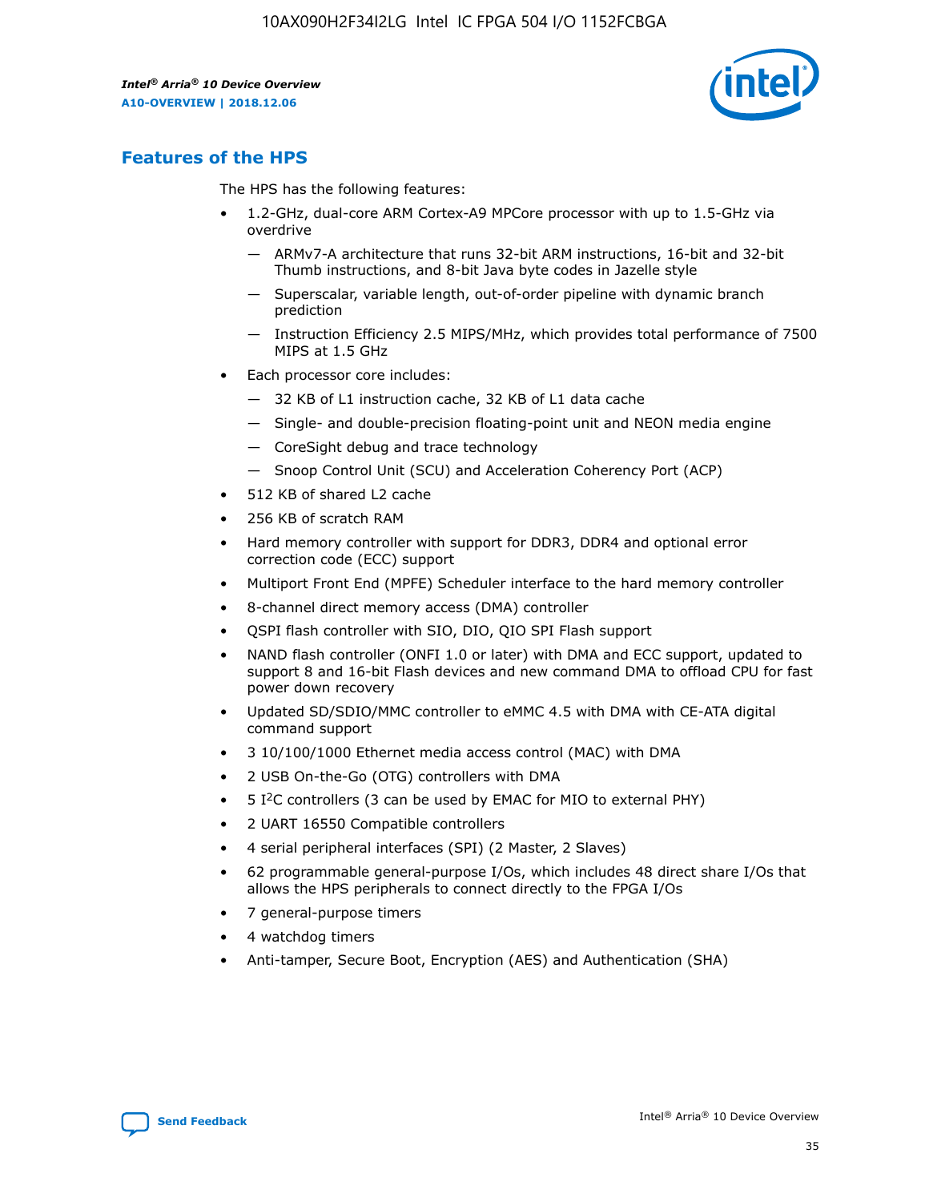## Features of the HPS

The HPS has the following features:

- 1.2-GHz, dual-core ARM Cortex-A9 MPCore processor with up to 1.5-GHz via overdrive
  - — ARMv7-A architecture that runs 32-bit ARM instructions, 16-bit and 32-bit Thumb instructions, and 8-bit Java byte codes in Jazelle style
  - — Superscalar, variable length, out-of-order pipeline with dynamic branch prediction
  - — Instruction Efficiency 2.5 MIPS/MHz, which provides total performance of 7500 MIPS at 1.5 GHz
- Each processor core includes:
  - — 32 KB of L1 instruction cache, 32 KB of L1 data cache
  - — Single- and double-precision floating-point unit and NEON media engine
  - — CoreSight debug and trace technology
  - — Snoop Control Unit (SCU) and Acceleration Coherency Port (ACP)
- 512 KB of shared L2 cache
- 256 KB of scratch RAM
- Hard memory controller with support for DDR3, DDR4 and optional error correction code (ECC) support
- Multiport Front End (MPFE) Scheduler interface to the hard memory controller
- 8-channel direct memory access (DMA) controller
- QSPI flash controller with SIO, DIO, QIO SPI Flash support
- NAND flash controller (ONFI 1.0 or later) with DMA and ECC support, updated to support 8 and 16-bit Flash devices and new command DMA to offload CPU for fast power down recovery
- Updated SD/SDIO/MMC controller to eMMC 4.5 with DMA with CE-ATA digital command support
- 3 10/100/1000 Ethernet media access control (MAC) with DMA
- 2 USB On-the-Go (OTG) controllers with DMA
- 5 I$^2$C controllers (3 can be used by EMAC for MIO to external PHY)
- 2 UART 16550 Compatible controllers
- 4 serial peripheral interfaces (SPI) (2 Master, 2 Slaves)
- 62 programmable general-purpose I/Os, which includes 48 direct share I/Os that allows the HPS peripherals to connect directly to the FPGA I/Os
- 7 general-purpose timers
- 4 watchdog timers
- Anti-tamper, Secure Boot, Encryption (AES) and Authentication (SHA)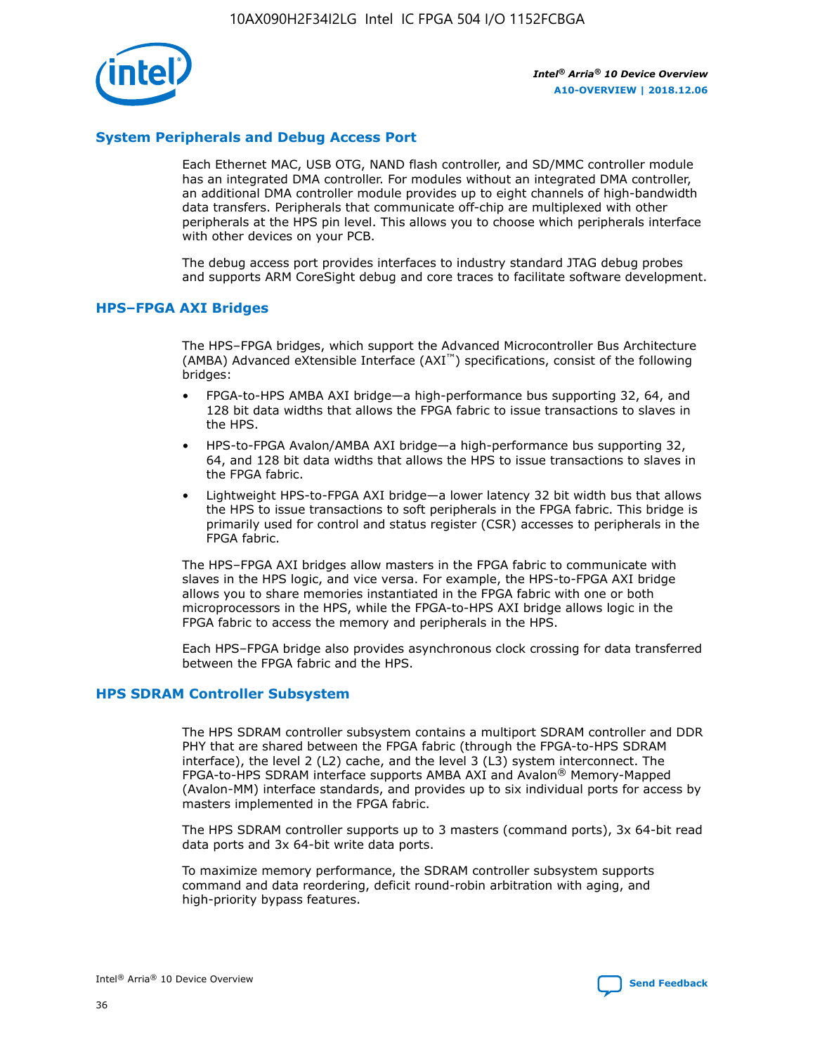## System Peripherals and Debug Access Port

Each Ethernet MAC, USB OTG, NAND flash controller, and SD/MMC controller module has an integrated DMA controller. For modules without an integrated DMA controller, an additional DMA controller module provides up to eight channels of high-bandwidth data transfers. Peripherals that communicate off-chip are multiplexed with other peripherals at the HPS pin level. This allows you to choose which peripherals interface with other devices on your PCB.

The debug access port provides interfaces to industry standard JTAG debug probes and supports ARM CoreSight debug and core traces to facilitate software development.

## HPS–FPGA AXI Bridges

The HPS–FPGA bridges, which support the Advanced Microcontroller Bus Architecture (AMBA) Advanced eXtensible Interface (AXI™) specifications, consist of the following bridges:

- FPGA-to-HPS AMBA AXI bridge—a high-performance bus supporting 32, 64, and 128 bit data widths that allows the FPGA fabric to issue transactions to slaves in the HPS.
- HPS-to-FPGA Avalon/AMBA AXI bridge—a high-performance bus supporting 32, 64, and 128 bit data widths that allows the HPS to issue transactions to slaves in the FPGA fabric.
- Lightweight HPS-to-FPGA AXI bridge—a lower latency 32 bit width bus that allows the HPS to issue transactions to soft peripherals in the FPGA fabric. This bridge is primarily used for control and status register (CSR) accesses to peripherals in the FPGA fabric.

The HPS–FPGA AXI bridges allow masters in the FPGA fabric to communicate with slaves in the HPS logic, and vice versa. For example, the HPS-to-FPGA AXI bridge allows you to share memories instantiated in the FPGA fabric with one or both microprocessors in the HPS, while the FPGA-to-HPS AXI bridge allows logic in the FPGA fabric to access the memory and peripherals in the HPS.

Each HPS–FPGA bridge also provides asynchronous clock crossing for data transferred between the FPGA fabric and the HPS.

## HPS SDRAM Controller Subsystem

The HPS SDRAM controller subsystem contains a multiport SDRAM controller and DDR PHY that are shared between the FPGA fabric (through the FPGA-to-HPS SDRAM interface), the level 2 (L2) cache, and the level 3 (L3) system interconnect. The FPGA-to-HPS SDRAM interface supports AMBA AXI and Avalon® Memory-Mapped (Avalon-MM) interface standards, and provides up to six individual ports for access by masters implemented in the FPGA fabric.

The HPS SDRAM controller supports up to 3 masters (command ports), 3x 64-bit read data ports and 3x 64-bit write data ports.

To maximize memory performance, the SDRAM controller subsystem supports command and data reordering, deficit round-robin arbitration with aging, and high-priority bypass features.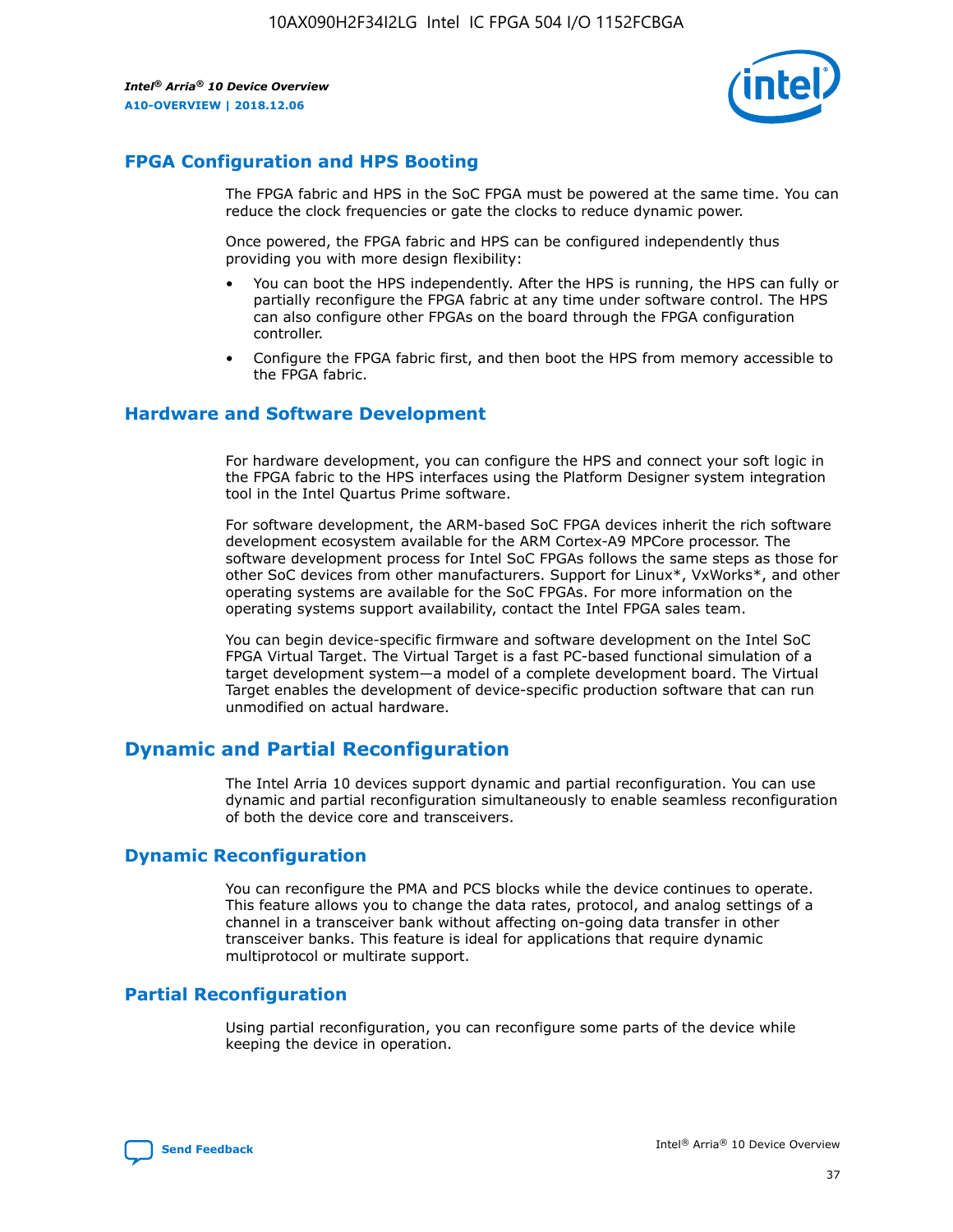## FPGA Configuration and HPS Booting

The FPGA fabric and HPS in the SoC FPGA must be powered at the same time. You can reduce the clock frequencies or gate the clocks to reduce dynamic power.

Once powered, the FPGA fabric and HPS can be configured independently thus providing you with more design flexibility:

- You can boot the HPS independently. After the HPS is running, the HPS can fully or partially reconfigure the FPGA fabric at any time under software control. The HPS can also configure other FPGAs on the board through the FPGA configuration controller.
- Configure the FPGA fabric first, and then boot the HPS from memory accessible to the FPGA fabric.

## Hardware and Software Development

For hardware development, you can configure the HPS and connect your soft logic in the FPGA fabric to the HPS interfaces using the Platform Designer system integration tool in the Intel Quartus Prime software.

For software development, the ARM-based SoC FPGA devices inherit the rich software development ecosystem available for the ARM Cortex-A9 MPCore processor. The software development process for Intel SoC FPGAs follows the same steps as those for other SoC devices from other manufacturers. Support for Linux*, VxWorks*, and other operating systems are available for the SoC FPGAs. For more information on the operating systems support availability, contact the Intel FPGA sales team.

You can begin device-specific firmware and software development on the Intel SoC FPGA Virtual Target. The Virtual Target is a fast PC-based functional simulation of a target development system—a model of a complete development board. The Virtual Target enables the development of device-specific production software that can run unmodified on actual hardware.

# Dynamic and Partial Reconfiguration

The Intel Arria 10 devices support dynamic and partial reconfiguration. You can use dynamic and partial reconfiguration simultaneously to enable seamless reconfiguration of both the device core and transceivers.

## Dynamic Reconfiguration

You can reconfigure the PMA and PCS blocks while the device continues to operate. This feature allows you to change the data rates, protocol, and analog settings of a channel in a transceiver bank without affecting on-going data transfer in other transceiver banks. This feature is ideal for applications that require dynamic multiprotocol or multirate support.

## Partial Reconfiguration

Using partial reconfiguration, you can reconfigure some parts of the device while keeping the device in operation.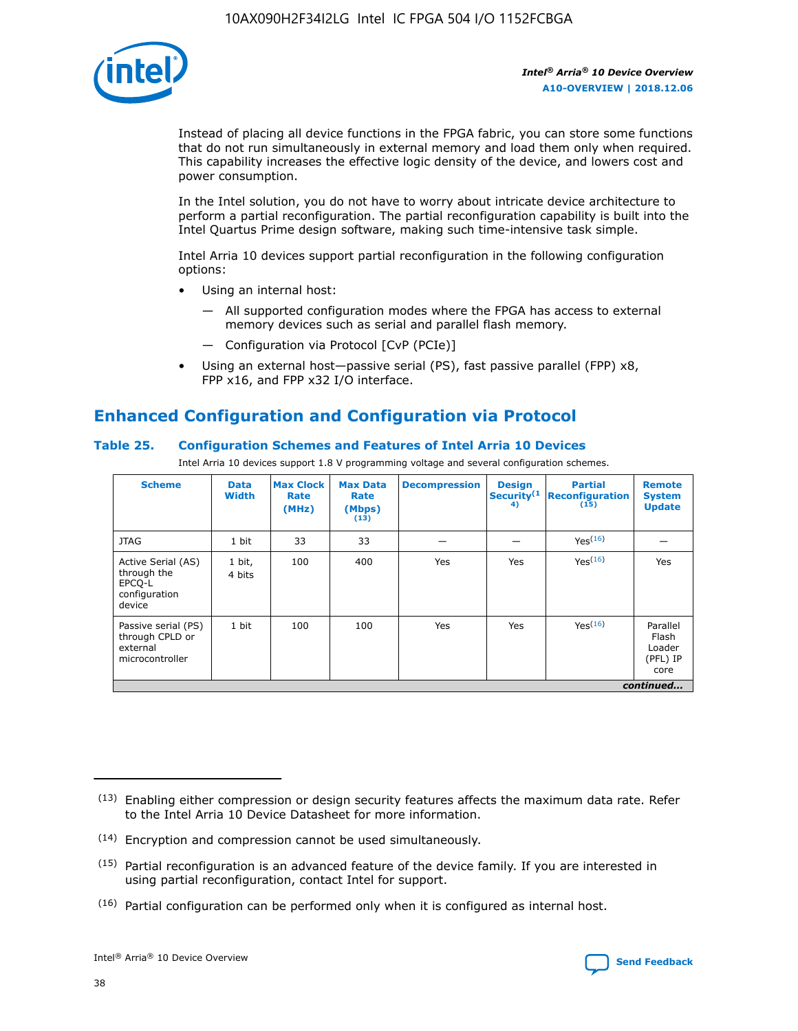Instead of placing all device functions in the FPGA fabric, you can store some functions that do not run simultaneously in external memory and load them only when required. This capability increases the effective logic density of the device, and lowers cost and power consumption.

In the Intel solution, you do not have to worry about intricate device architecture to perform a partial reconfiguration. The partial reconfiguration capability is built into the Intel Quartus Prime design software, making such time-intensive task simple.

Intel Arria 10 devices support partial reconfiguration in the following configuration options:

- Using an internal host:
  - All supported configuration modes where the FPGA has access to external memory devices such as serial and parallel flash memory.
  - Configuration via Protocol [CvP (PCIe)]
- Using an external host—passive serial (PS), fast passive parallel (FPP) x8, FPP x16, and FPP x32 I/O interface.

## Enhanced Configuration and Configuration via Protocol

### Table 25. Configuration Schemes and Features of Intel Arria 10 Devices

Intel Arria 10 devices support 1.8 V programming voltage and several configuration schemes.

| Scheme | Data Width | Max Clock Rate (MHz) | Max Data Rate (Mbps) (13) | Decompression | Design Security(14) | Partial Reconfiguration (15) | Remote System Update |
|---|---|---|---|---|---|---|---|
| JTAG | 1 bit | 33 | 33 | — | — | Yes(16) | — |
| Active Serial (AS) through the EPCQ-L configuration device | 1 bit, 4 bits | 100 | 400 | Yes | Yes | Yes(16) | Yes |
| Passive serial (PS) through CPLD or external microcontroller | 1 bit | 100 | 100 | Yes | Yes | Yes(16) | Parallel Flash Loader (PFL) IP core |

*continued...*

(13) Enabling either compression or design security features affects the maximum data rate. Refer to the Intel Arria 10 Device Datasheet for more information.

(14) Encryption and compression cannot be used simultaneously.

(15) Partial reconfiguration is an advanced feature of the device family. If you are interested in using partial reconfiguration, contact Intel for support.

(16) Partial configuration can be performed only when it is configured as internal host.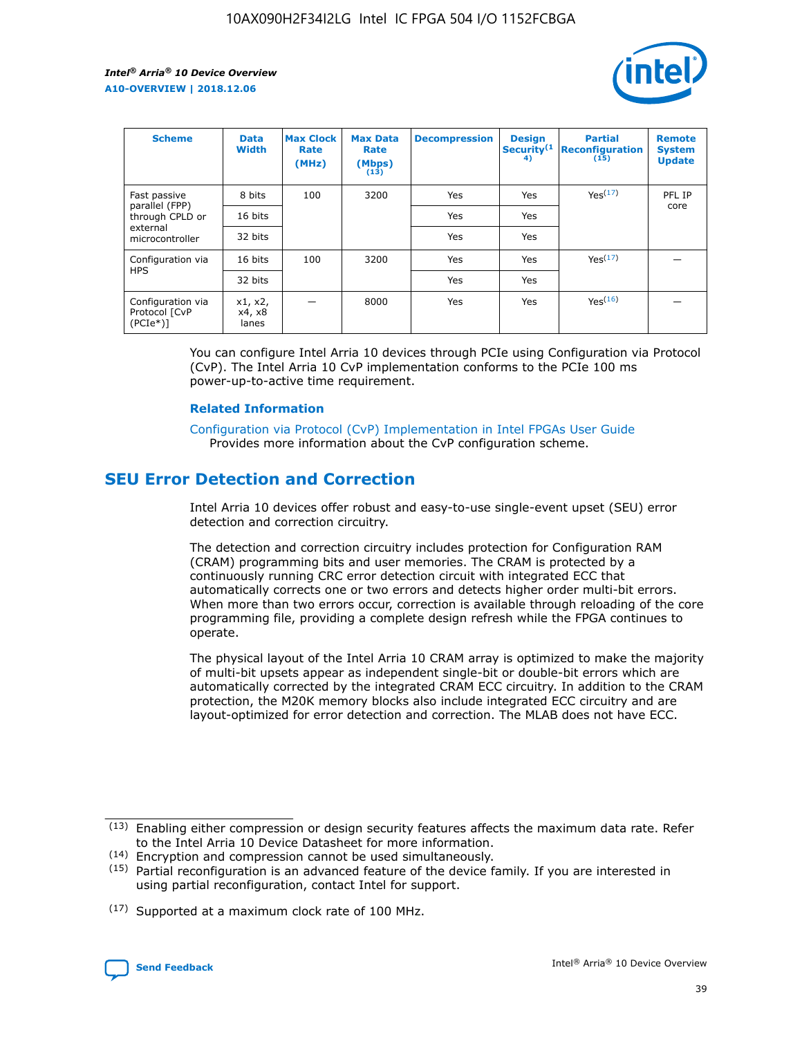| Scheme | Data Width | Max Clock Rate (MHz) | Max Data Rate (Mbps) (13) | Decompression | Design Security(14) | Partial Reconfiguration (15) | Remote System Update |
| --- | --- | --- | --- | --- | --- | --- | --- |
| Fast passive parallel (FPP) through CPLD or external microcontroller | 8 bits | 100 | 3200 | Yes | Yes | Yes(17) | PFL IP core |
| | 16 bits | | | Yes | Yes | | |
| | 32 bits | | | Yes | Yes | | |
| Configuration via HPS | 16 bits | 100 | 3200 | Yes | Yes | Yes(17) | — |
| | 32 bits | | | Yes | Yes | | |
| Configuration via Protocol [CvP (PCIe*)] | x1, x2, x4, x8 lanes | — | 8000 | Yes | Yes | Yes(16) | — |

You can configure Intel Arria 10 devices through PCIe using Configuration via Protocol (CvP). The Intel Arria 10 CvP implementation conforms to the PCIe 100 ms power-up-to-active time requirement.

**Related Information**

Configuration via Protocol (CvP) Implementation in Intel FPGAs User Guide
Provides more information about the CvP configuration scheme.

## SEU Error Detection and Correction

Intel Arria 10 devices offer robust and easy-to-use single-event upset (SEU) error detection and correction circuitry.

The detection and correction circuitry includes protection for Configuration RAM (CRAM) programming bits and user memories. The CRAM is protected by a continuously running CRC error detection circuit with integrated ECC that automatically corrects one or two errors and detects higher order multi-bit errors. When more than two errors occur, correction is available through reloading of the core programming file, providing a complete design refresh while the FPGA continues to operate.

The physical layout of the Intel Arria 10 CRAM array is optimized to make the majority of multi-bit upsets appear as independent single-bit or double-bit errors which are automatically corrected by the integrated CRAM ECC circuitry. In addition to the CRAM protection, the M20K memory blocks also include integrated ECC circuitry and are layout-optimized for error detection and correction. The MLAB does not have ECC.

(13) Enabling either compression or design security features affects the maximum data rate. Refer to the Intel Arria 10 Device Datasheet for more information.

(14) Encryption and compression cannot be used simultaneously.

(15) Partial reconfiguration is an advanced feature of the device family. If you are interested in using partial reconfiguration, contact Intel for support.

(17) Supported at a maximum clock rate of 100 MHz.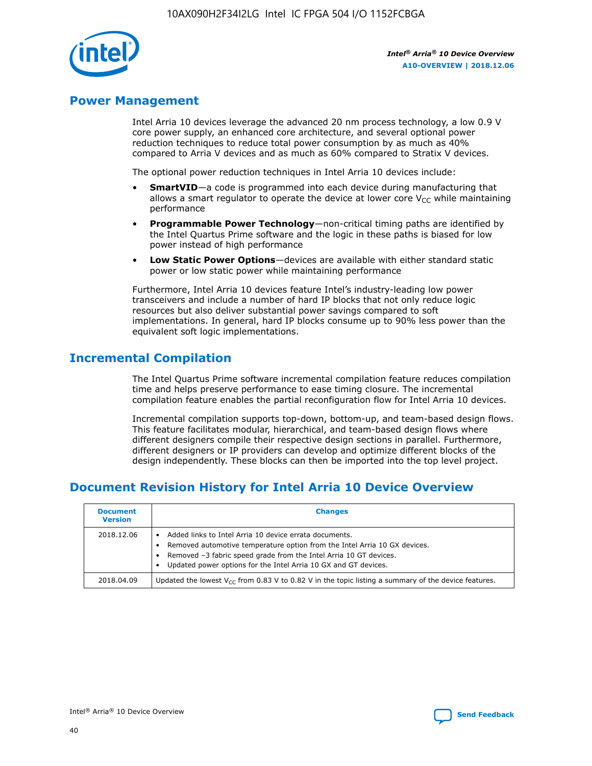## Power Management

Intel Arria 10 devices leverage the advanced 20 nm process technology, a low 0.9 V core power supply, an enhanced core architecture, and several optional power reduction techniques to reduce total power consumption by as much as 40% compared to Arria V devices and as much as 60% compared to Stratix V devices.

The optional power reduction techniques in Intel Arria 10 devices include:

- **SmartVID**—a code is programmed into each device during manufacturing that allows a smart regulator to operate the device at lower core $V_{CC}$ while maintaining performance
- **Programmable Power Technology**—non-critical timing paths are identified by the Intel Quartus Prime software and the logic in these paths is biased for low power instead of high performance
- **Low Static Power Options**—devices are available with either standard static power or low static power while maintaining performance

Furthermore, Intel Arria 10 devices feature Intel's industry-leading low power transceivers and include a number of hard IP blocks that not only reduce logic resources but also deliver substantial power savings compared to soft implementations. In general, hard IP blocks consume up to 90% less power than the equivalent soft logic implementations.

## Incremental Compilation

The Intel Quartus Prime software incremental compilation feature reduces compilation time and helps preserve performance to ease timing closure. The incremental compilation feature enables the partial reconfiguration flow for Intel Arria 10 devices.

Incremental compilation supports top-down, bottom-up, and team-based design flows. This feature facilitates modular, hierarchical, and team-based design flows where different designers compile their respective design sections in parallel. Furthermore, different designers or IP providers can develop and optimize different blocks of the design independently. These blocks can then be imported into the top level project.

## Document Revision History for Intel Arria 10 Device Overview

| Document Version | Changes |
| --- | --- |
| 2018.12.06 | • Added links to Intel Arria 10 device errata documents.<br>• Removed automotive temperature option from the Intel Arria 10 GX devices.<br>• Removed –3 fabric speed grade from the Intel Arria 10 GT devices.<br>• Updated power options for the Intel Arria 10 GX and GT devices. |
| 2018.04.09 | Updated the lowest $V_{CC}$ from 0.83 V to 0.82 V in the topic listing a summary of the device features. |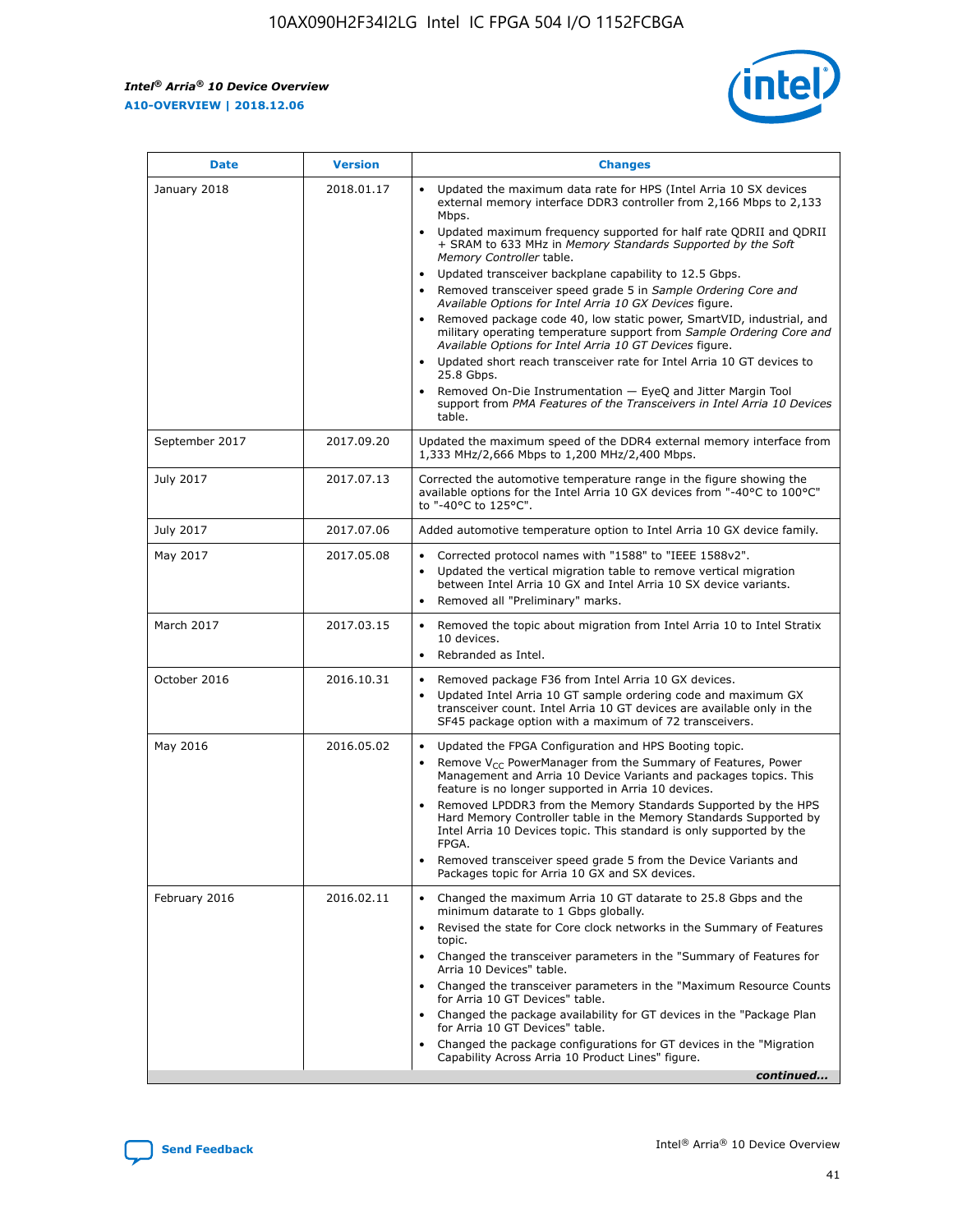| Date | Version | Changes |
| --- | --- | --- |
| January 2018 | 2018.01.17 | • Updated the maximum data rate for HPS (Intel Arria 10 SX devices external memory interface DDR3 controller from 2,166 Mbps to 2,133 Mbps.<br>• Updated maximum frequency supported for half rate QDRII and QDRII + SRAM to 633 MHz in *Memory Standards Supported by the Soft Memory Controller* table.<br>• Updated transceiver backplane capability to 12.5 Gbps.<br>• Removed transceiver speed grade 5 in *Sample Ordering Core and Available Options for Intel Arria 10 GX Devices* figure.<br>• Removed package code 40, low static power, SmartVID, industrial, and military operating temperature support from *Sample Ordering Core and Available Options for Intel Arria 10 GT Devices* figure.<br>• Updated short reach transceiver rate for Intel Arria 10 GT devices to 25.8 Gbps.<br>• Removed On-Die Instrumentation — EyeQ and Jitter Margin Tool support from *PMA Features of the Transceivers in Intel Arria 10 Devices* table. |
| September 2017 | 2017.09.20 | Updated the maximum speed of the DDR4 external memory interface from 1,333 MHz/2,666 Mbps to 1,200 MHz/2,400 Mbps. |
| July 2017 | 2017.07.13 | Corrected the automotive temperature range in the figure showing the available options for the Intel Arria 10 GX devices from "-40°C to 100°C" to "-40°C to 125°C". |
| July 2017 | 2017.07.06 | Added automotive temperature option to Intel Arria 10 GX device family. |
| May 2017 | 2017.05.08 | • Corrected protocol names with "1588" to "IEEE 1588v2".<br>• Updated the vertical migration table to remove vertical migration between Intel Arria 10 GX and Intel Arria 10 SX device variants.<br>• Removed all "Preliminary" marks. |
| March 2017 | 2017.03.15 | • Removed the topic about migration from Intel Arria 10 to Intel Stratix 10 devices.<br>• Rebranded as Intel. |
| October 2016 | 2016.10.31 | • Removed package F36 from Intel Arria 10 GX devices.<br>• Updated Intel Arria 10 GT sample ordering code and maximum GX transceiver count. Intel Arria 10 GT devices are available only in the SF45 package option with a maximum of 72 transceivers. |
| May 2016 | 2016.05.02 | • Updated the FPGA Configuration and HPS Booting topic.<br>• Remove $V_{CC}$ PowerManager from the Summary of Features, Power Management and Arria 10 Device Variants and packages topics. This feature is no longer supported in Arria 10 devices.<br>• Removed LPDDR3 from the Memory Standards Supported by the HPS Hard Memory Controller table in the Memory Standards Supported by Intel Arria 10 Devices topic. This standard is only supported by the FPGA.<br>• Removed transceiver speed grade 5 from the Device Variants and Packages topic for Arria 10 GX and SX devices. |
| February 2016 | 2016.02.11 | • Changed the maximum Arria 10 GT datarate to 25.8 Gbps and the minimum datarate to 1 Gbps globally.<br>• Revised the state for Core clock networks in the Summary of Features topic.<br>• Changed the transceiver parameters in the "Summary of Features for Arria 10 Devices" table.<br>• Changed the transceiver parameters in the "Maximum Resource Counts for Arria 10 GT Devices" table.<br>• Changed the package availability for GT devices in the "Package Plan for Arria 10 GT Devices" table.<br>• Changed the package configurations for GT devices in the "Migration Capability Across Arria 10 Product Lines" figure. |

*continued...*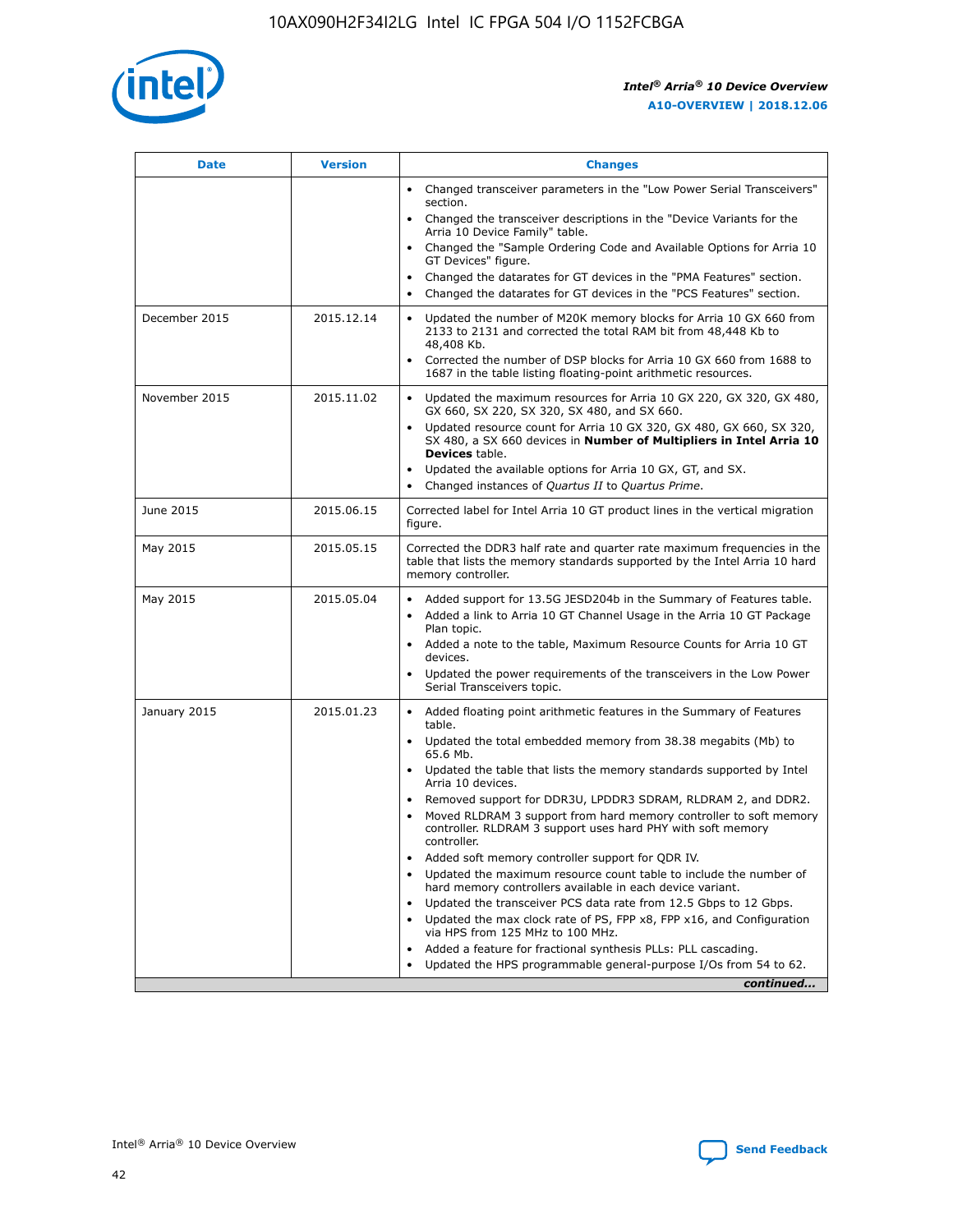| Date | Version | Changes |
| --- | --- | --- |
| | | • Changed transceiver parameters in the "Low Power Serial Transceivers" section.<br>• Changed the transceiver descriptions in the "Device Variants for the Arria 10 Device Family" table.<br>• Changed the "Sample Ordering Code and Available Options for Arria 10 GT Devices" figure.<br>• Changed the datarates for GT devices in the "PMA Features" section.<br>• Changed the datarates for GT devices in the "PCS Features" section. |
| December 2015 | 2015.12.14 | • Updated the number of M20K memory blocks for Arria 10 GX 660 from 2133 to 2131 and corrected the total RAM bit from 48,448 Kb to 48,408 Kb.<br>• Corrected the number of DSP blocks for Arria 10 GX 660 from 1688 to 1687 in the table listing floating-point arithmetic resources. |
| November 2015 | 2015.11.02 | • Updated the maximum resources for Arria 10 GX 220, GX 320, GX 480, GX 660, SX 220, SX 320, SX 480, and SX 660.<br>• Updated resource count for Arria 10 GX 320, GX 480, GX 660, SX 320, SX 480, a SX 660 devices in **Number of Multipliers in Intel Arria 10 Devices** table.<br>• Updated the available options for Arria 10 GX, GT, and SX.<br>• Changed instances of *Quartus II* to *Quartus Prime*. |
| June 2015 | 2015.06.15 | Corrected label for Intel Arria 10 GT product lines in the vertical migration figure. |
| May 2015 | 2015.05.15 | Corrected the DDR3 half rate and quarter rate maximum frequencies in the table that lists the memory standards supported by the Intel Arria 10 hard memory controller. |
| May 2015 | 2015.05.04 | • Added support for 13.5G JESD204b in the Summary of Features table.<br>• Added a link to Arria 10 GT Channel Usage in the Arria 10 GT Package Plan topic.<br>• Added a note to the table, Maximum Resource Counts for Arria 10 GT devices.<br>• Updated the power requirements of the transceivers in the Low Power Serial Transceivers topic. |
| January 2015 | 2015.01.23 | • Added floating point arithmetic features in the Summary of Features table.<br>• Updated the total embedded memory from 38.38 megabits (Mb) to 65.6 Mb.<br>• Updated the table that lists the memory standards supported by Intel Arria 10 devices.<br>• Removed support for DDR3U, LPDDR3 SDRAM, RLDRAM 2, and DDR2.<br>• Moved RLDRAM 3 support from hard memory controller to soft memory controller. RLDRAM 3 support uses hard PHY with soft memory controller.<br>• Added soft memory controller support for QDR IV.<br>• Updated the maximum resource count table to include the number of hard memory controllers available in each device variant.<br>• Updated the transceiver PCS data rate from 12.5 Gbps to 12 Gbps.<br>• Updated the max clock rate of PS, FPP x8, FPP x16, and Configuration via HPS from 125 MHz to 100 MHz.<br>• Added a feature for fractional synthesis PLLs: PLL cascading.<br>• Updated the HPS programmable general-purpose I/Os from 54 to 62. |

*continued...*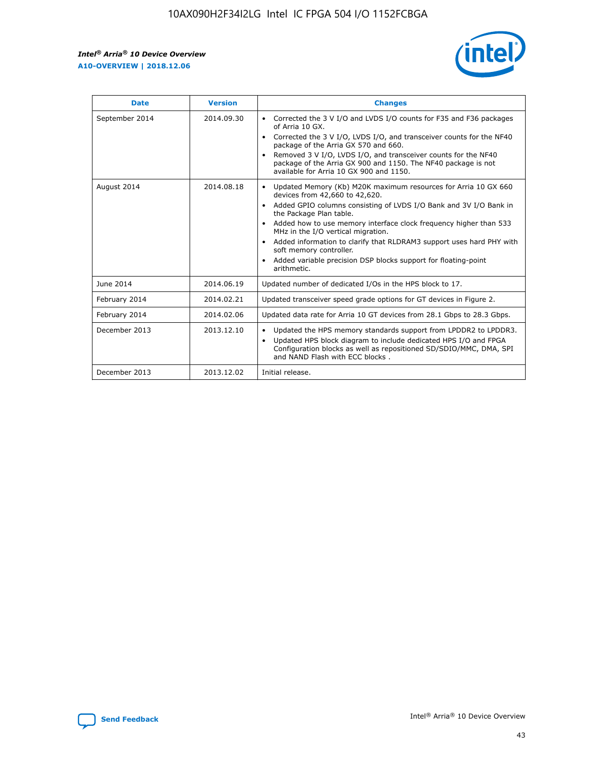| Date | Version | Changes |
| --- | --- | --- |
| September 2014 | 2014.09.30 | • Corrected the 3 V I/O and LVDS I/O counts for F35 and F36 packages of Arria 10 GX.<br>• Corrected the 3 V I/O, LVDS I/O, and transceiver counts for the NF40 package of the Arria GX 570 and 660.<br>• Removed 3 V I/O, LVDS I/O, and transceiver counts for the NF40 package of the Arria GX 900 and 1150. The NF40 package is not available for Arria 10 GX 900 and 1150. |
| August 2014 | 2014.08.18 | • Updated Memory (Kb) M20K maximum resources for Arria 10 GX 660 devices from 42,660 to 42,620.<br>• Added GPIO columns consisting of LVDS I/O Bank and 3V I/O Bank in the Package Plan table.<br>• Added how to use memory interface clock frequency higher than 533 MHz in the I/O vertical migration.<br>• Added information to clarify that RLDRAM3 support uses hard PHY with soft memory controller.<br>• Added variable precision DSP blocks support for floating-point arithmetic. |
| June 2014 | 2014.06.19 | Updated number of dedicated I/Os in the HPS block to 17. |
| February 2014 | 2014.02.21 | Updated transceiver speed grade options for GT devices in Figure 2. |
| February 2014 | 2014.02.06 | Updated data rate for Arria 10 GT devices from 28.1 Gbps to 28.3 Gbps. |
| December 2013 | 2013.12.10 | • Updated the HPS memory standards support from LPDDR2 to LPDDR3.<br>• Updated HPS block diagram to include dedicated HPS I/O and FPGA Configuration blocks as well as repositioned SD/SDIO/MMC, DMA, SPI and NAND Flash with ECC blocks . |
| December 2013 | 2013.12.02 | Initial release. |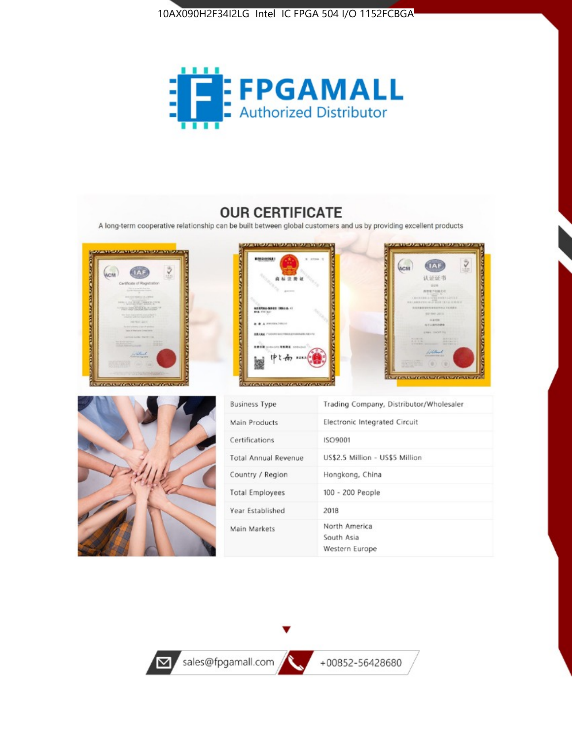FPGAMALL
Authorized Distributor

## OUR CERTIFICATE

A long-term cooperative relationship can be built between global customers and us by providing excellent products

| | |
|---|---|
| Business Type | Trading Company, Distributor/Wholesaler |
| Main Products | Electronic Integrated Circuit |
| Certifications | ISO9001 |
| Total Annual Revenue | US$2.5 Million - US$5 Million |
| Country / Region | Hongkong, China |
| Total Employees | 100 - 200 People |
| Year Established | 2018 |
| Main Markets | North America<br>South Asia<br>Western Europe |

sales@fpgamall.com

+00852-56428680